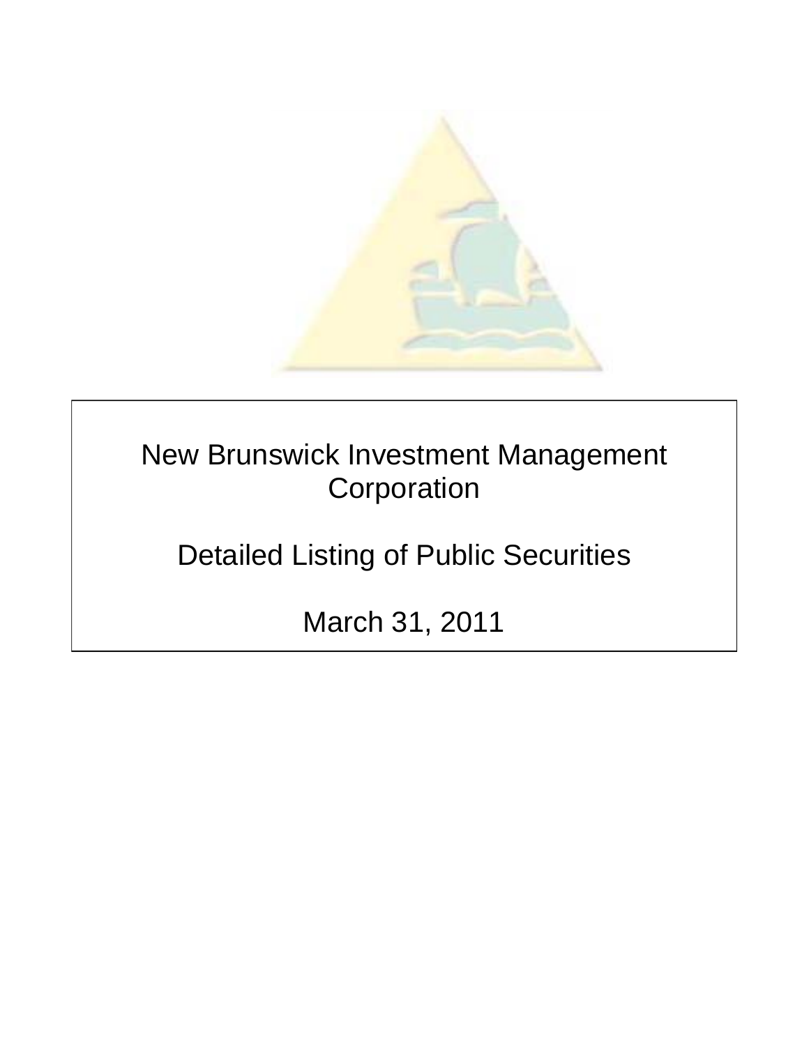# New Brunswick Investment Management Corporation

## Detailed Listing of Public Securities

## March 31, 2011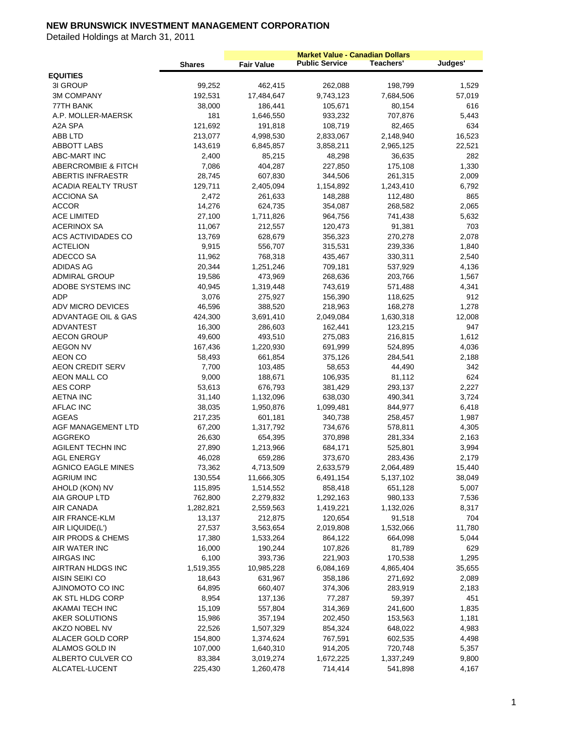# NEW BRUNSWICK INVESTMENT MANAGEMENT CORPORATION

Detailed Holdings at March 31, 2011

| | | Market Value - Canadian Dollars | | | |
|---|---|---|---|---|---|
| | Shares | Fair Value | Public Service | Teachers' | Judges' |
| **EQUITIES** | | | | | |
| 3I GROUP | 99,252 | 462,415 | 262,088 | 198,799 | 1,529 |
| 3M COMPANY | 192,531 | 17,484,647 | 9,743,123 | 7,684,506 | 57,019 |
| 77TH BANK | 38,000 | 186,441 | 105,671 | 80,154 | 616 |
| A.P. MOLLER-MAERSK | 181 | 1,646,550 | 933,232 | 707,876 | 5,443 |
| A2A SPA | 121,692 | 191,818 | 108,719 | 82,465 | 634 |
| ABB LTD | 213,077 | 4,998,530 | 2,833,067 | 2,148,940 | 16,523 |
| ABBOTT LABS | 143,619 | 6,845,857 | 3,858,211 | 2,965,125 | 22,521 |
| ABC-MART INC | 2,400 | 85,215 | 48,298 | 36,635 | 282 |
| ABERCROMBIE & FITCH | 7,086 | 404,287 | 227,850 | 175,108 | 1,330 |
| ABERTIS INFRAESTR | 28,745 | 607,830 | 344,506 | 261,315 | 2,009 |
| ACADIA REALTY TRUST | 129,711 | 2,405,094 | 1,154,892 | 1,243,410 | 6,792 |
| ACCIONA SA | 2,472 | 261,633 | 148,288 | 112,480 | 865 |
| ACCOR | 14,276 | 624,735 | 354,087 | 268,582 | 2,065 |
| ACE LIMITED | 27,100 | 1,711,826 | 964,756 | 741,438 | 5,632 |
| ACERINOX SA | 11,067 | 212,557 | 120,473 | 91,381 | 703 |
| ACS ACTIVIDADES CO | 13,769 | 628,679 | 356,323 | 270,278 | 2,078 |
| ACTELION | 9,915 | 556,707 | 315,531 | 239,336 | 1,840 |
| ADECCO SA | 11,962 | 768,318 | 435,467 | 330,311 | 2,540 |
| ADIDAS AG | 20,344 | 1,251,246 | 709,181 | 537,929 | 4,136 |
| ADMIRAL GROUP | 19,586 | 473,969 | 268,636 | 203,766 | 1,567 |
| ADOBE SYSTEMS INC | 40,945 | 1,319,448 | 743,619 | 571,488 | 4,341 |
| ADP | 3,076 | 275,927 | 156,390 | 118,625 | 912 |
| ADV MICRO DEVICES | 46,596 | 388,520 | 218,963 | 168,278 | 1,278 |
| ADVANTAGE OIL & GAS | 424,300 | 3,691,410 | 2,049,084 | 1,630,318 | 12,008 |
| ADVANTEST | 16,300 | 286,603 | 162,441 | 123,215 | 947 |
| AECON GROUP | 49,600 | 493,510 | 275,083 | 216,815 | 1,612 |
| AEGON NV | 167,436 | 1,220,930 | 691,999 | 524,895 | 4,036 |
| AEON CO | 58,493 | 661,854 | 375,126 | 284,541 | 2,188 |
| AEON CREDIT SERV | 7,700 | 103,485 | 58,653 | 44,490 | 342 |
| AEON MALL CO | 9,000 | 188,671 | 106,935 | 81,112 | 624 |
| AES CORP | 53,613 | 676,793 | 381,429 | 293,137 | 2,227 |
| AETNA INC | 31,140 | 1,132,096 | 638,030 | 490,341 | 3,724 |
| AFLAC INC | 38,035 | 1,950,876 | 1,099,481 | 844,977 | 6,418 |
| AGEAS | 217,235 | 601,181 | 340,738 | 258,457 | 1,987 |
| AGF MANAGEMENT LTD | 67,200 | 1,317,792 | 734,676 | 578,811 | 4,305 |
| AGGREKO | 26,630 | 654,395 | 370,898 | 281,334 | 2,163 |
| AGILENT TECHN INC | 27,890 | 1,213,966 | 684,171 | 525,801 | 3,994 |
| AGL ENERGY | 46,028 | 659,286 | 373,670 | 283,436 | 2,179 |
| AGNICO EAGLE MINES | 73,362 | 4,713,509 | 2,633,579 | 2,064,489 | 15,440 |
| AGRIUM INC | 130,554 | 11,666,305 | 6,491,154 | 5,137,102 | 38,049 |
| AHOLD (KON) NV | 115,895 | 1,514,552 | 858,418 | 651,128 | 5,007 |
| AIA GROUP LTD | 762,800 | 2,279,832 | 1,292,163 | 980,133 | 7,536 |
| AIR CANADA | 1,282,821 | 2,559,563 | 1,419,221 | 1,132,026 | 8,317 |
| AIR FRANCE-KLM | 13,137 | 212,875 | 120,654 | 91,518 | 704 |
| AIR LIQUIDE(L') | 27,537 | 3,563,654 | 2,019,808 | 1,532,066 | 11,780 |
| AIR PRODS & CHEMS | 17,380 | 1,533,264 | 864,122 | 664,098 | 5,044 |
| AIR WATER INC | 16,000 | 190,244 | 107,826 | 81,789 | 629 |
| AIRGAS INC | 6,100 | 393,736 | 221,903 | 170,538 | 1,295 |
| AIRTRAN HLDGS INC | 1,519,355 | 10,985,228 | 6,084,169 | 4,865,404 | 35,655 |
| AISIN SEIKI CO | 18,643 | 631,967 | 358,186 | 271,692 | 2,089 |
| AJINOMOTO CO INC | 64,895 | 660,407 | 374,306 | 283,919 | 2,183 |
| AK STL HLDG CORP | 8,954 | 137,136 | 77,287 | 59,397 | 451 |
| AKAMAI TECH INC | 15,109 | 557,804 | 314,369 | 241,600 | 1,835 |
| AKER SOLUTIONS | 15,986 | 357,194 | 202,450 | 153,563 | 1,181 |
| AKZO NOBEL NV | 22,526 | 1,507,329 | 854,324 | 648,022 | 4,983 |
| ALACER GOLD CORP | 154,800 | 1,374,624 | 767,591 | 602,535 | 4,498 |
| ALAMOS GOLD IN | 107,000 | 1,640,310 | 914,205 | 720,748 | 5,357 |
| ALBERTO CULVER CO | 83,384 | 3,019,274 | 1,672,225 | 1,337,249 | 9,800 |
| ALCATEL-LUCENT | 225,430 | 1,260,478 | 714,414 | 541,898 | 4,167 |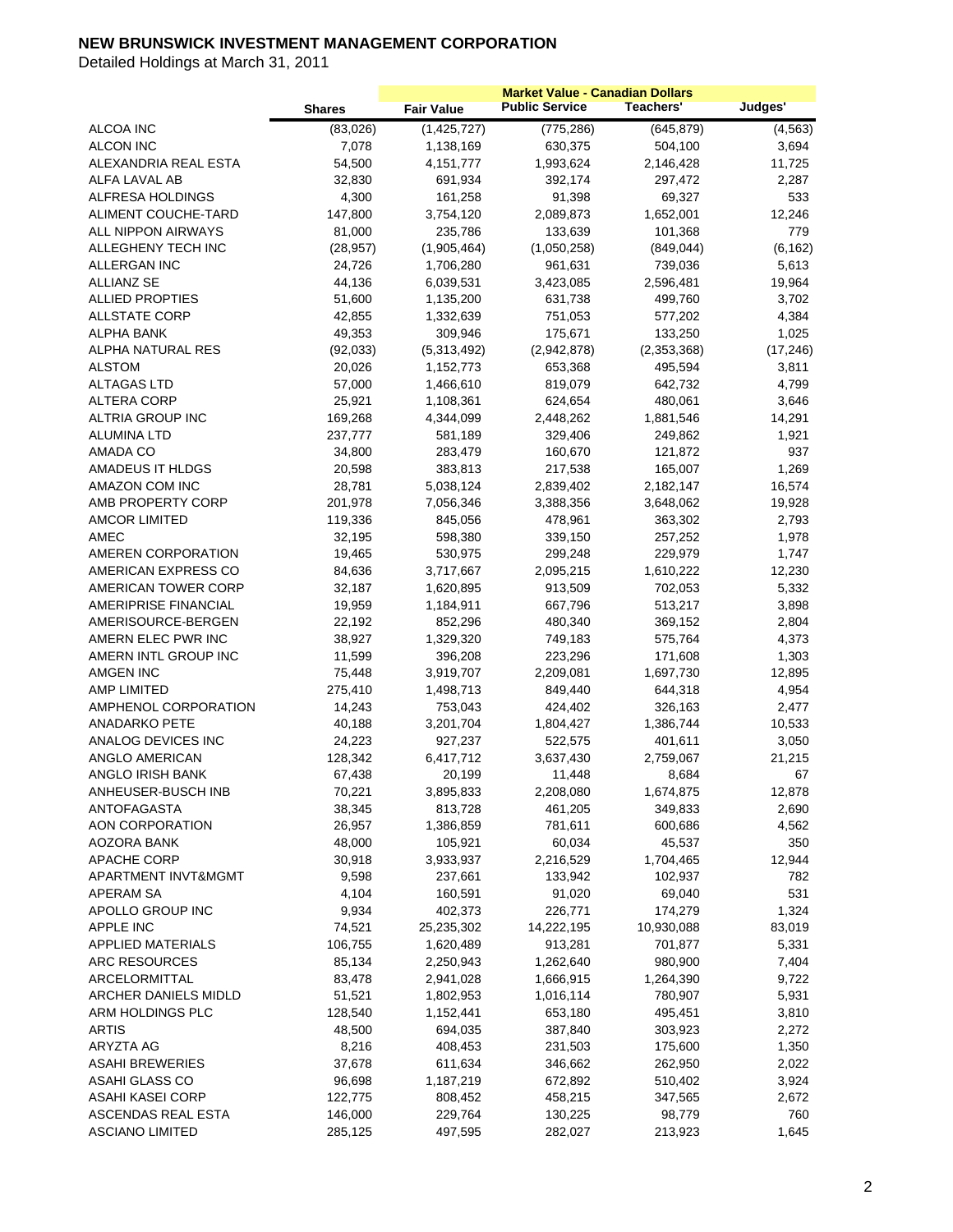# NEW BRUNSWICK INVESTMENT MANAGEMENT CORPORATION

Detailed Holdings at March 31, 2011

| | | Market Value - Canadian Dollars | | | |
|---|---|---|---|---|---|
| | Shares | Fair Value | Public Service | Teachers' | Judges' |
| ALCOA INC | (83,026) | (1,425,727) | (775,286) | (645,879) | (4,563) |
| ALCON INC | 7,078 | 1,138,169 | 630,375 | 504,100 | 3,694 |
| ALEXANDRIA REAL ESTA | 54,500 | 4,151,777 | 1,993,624 | 2,146,428 | 11,725 |
| ALFA LAVAL AB | 32,830 | 691,934 | 392,174 | 297,472 | 2,287 |
| ALFRESA HOLDINGS | 4,300 | 161,258 | 91,398 | 69,327 | 533 |
| ALIMENT COUCHE-TARD | 147,800 | 3,754,120 | 2,089,873 | 1,652,001 | 12,246 |
| ALL NIPPON AIRWAYS | 81,000 | 235,786 | 133,639 | 101,368 | 779 |
| ALLEGHENY TECH INC | (28,957) | (1,905,464) | (1,050,258) | (849,044) | (6,162) |
| ALLERGAN INC | 24,726 | 1,706,280 | 961,631 | 739,036 | 5,613 |
| ALLIANZ SE | 44,136 | 6,039,531 | 3,423,085 | 2,596,481 | 19,964 |
| ALLIED PROPTIES | 51,600 | 1,135,200 | 631,738 | 499,760 | 3,702 |
| ALLSTATE CORP | 42,855 | 1,332,639 | 751,053 | 577,202 | 4,384 |
| ALPHA BANK | 49,353 | 309,946 | 175,671 | 133,250 | 1,025 |
| ALPHA NATURAL RES | (92,033) | (5,313,492) | (2,942,878) | (2,353,368) | (17,246) |
| ALSTOM | 20,026 | 1,152,773 | 653,368 | 495,594 | 3,811 |
| ALTAGAS LTD | 57,000 | 1,466,610 | 819,079 | 642,732 | 4,799 |
| ALTERA CORP | 25,921 | 1,108,361 | 624,654 | 480,061 | 3,646 |
| ALTRIA GROUP INC | 169,268 | 4,344,099 | 2,448,262 | 1,881,546 | 14,291 |
| ALUMINA LTD | 237,777 | 581,189 | 329,406 | 249,862 | 1,921 |
| AMADA CO | 34,800 | 283,479 | 160,670 | 121,872 | 937 |
| AMADEUS IT HLDGS | 20,598 | 383,813 | 217,538 | 165,007 | 1,269 |
| AMAZON COM INC | 28,781 | 5,038,124 | 2,839,402 | 2,182,147 | 16,574 |
| AMB PROPERTY CORP | 201,978 | 7,056,346 | 3,388,356 | 3,648,062 | 19,928 |
| AMCOR LIMITED | 119,336 | 845,056 | 478,961 | 363,302 | 2,793 |
| AMEC | 32,195 | 598,380 | 339,150 | 257,252 | 1,978 |
| AMEREN CORPORATION | 19,465 | 530,975 | 299,248 | 229,979 | 1,747 |
| AMERICAN EXPRESS CO | 84,636 | 3,717,667 | 2,095,215 | 1,610,222 | 12,230 |
| AMERICAN TOWER CORP | 32,187 | 1,620,895 | 913,509 | 702,053 | 5,332 |
| AMERIPRISE FINANCIAL | 19,959 | 1,184,911 | 667,796 | 513,217 | 3,898 |
| AMERISOURCE-BERGEN | 22,192 | 852,296 | 480,340 | 369,152 | 2,804 |
| AMERN ELEC PWR INC | 38,927 | 1,329,320 | 749,183 | 575,764 | 4,373 |
| AMERN INTL GROUP INC | 11,599 | 396,208 | 223,296 | 171,608 | 1,303 |
| AMGEN INC | 75,448 | 3,919,707 | 2,209,081 | 1,697,730 | 12,895 |
| AMP LIMITED | 275,410 | 1,498,713 | 849,440 | 644,318 | 4,954 |
| AMPHENOL CORPORATION | 14,243 | 753,043 | 424,402 | 326,163 | 2,477 |
| ANADARKO PETE | 40,188 | 3,201,704 | 1,804,427 | 1,386,744 | 10,533 |
| ANALOG DEVICES INC | 24,223 | 927,237 | 522,575 | 401,611 | 3,050 |
| ANGLO AMERICAN | 128,342 | 6,417,712 | 3,637,430 | 2,759,067 | 21,215 |
| ANGLO IRISH BANK | 67,438 | 20,199 | 11,448 | 8,684 | 67 |
| ANHEUSER-BUSCH INB | 70,221 | 3,895,833 | 2,208,080 | 1,674,875 | 12,878 |
| ANTOFAGASTA | 38,345 | 813,728 | 461,205 | 349,833 | 2,690 |
| AON CORPORATION | 26,957 | 1,386,859 | 781,611 | 600,686 | 4,562 |
| AOZORA BANK | 48,000 | 105,921 | 60,034 | 45,537 | 350 |
| APACHE CORP | 30,918 | 3,933,937 | 2,216,529 | 1,704,465 | 12,944 |
| APARTMENT INVT&MGMT | 9,598 | 237,661 | 133,942 | 102,937 | 782 |
| APERAM SA | 4,104 | 160,591 | 91,020 | 69,040 | 531 |
| APOLLO GROUP INC | 9,934 | 402,373 | 226,771 | 174,279 | 1,324 |
| APPLE INC | 74,521 | 25,235,302 | 14,222,195 | 10,930,088 | 83,019 |
| APPLIED MATERIALS | 106,755 | 1,620,489 | 913,281 | 701,877 | 5,331 |
| ARC RESOURCES | 85,134 | 2,250,943 | 1,262,640 | 980,900 | 7,404 |
| ARCELORMITTAL | 83,478 | 2,941,028 | 1,666,915 | 1,264,390 | 9,722 |
| ARCHER DANIELS MIDLD | 51,521 | 1,802,953 | 1,016,114 | 780,907 | 5,931 |
| ARM HOLDINGS PLC | 128,540 | 1,152,441 | 653,180 | 495,451 | 3,810 |
| ARTIS | 48,500 | 694,035 | 387,840 | 303,923 | 2,272 |
| ARYZTA AG | 8,216 | 408,453 | 231,503 | 175,600 | 1,350 |
| ASAHI BREWERIES | 37,678 | 611,634 | 346,662 | 262,950 | 2,022 |
| ASAHI GLASS CO | 96,698 | 1,187,219 | 672,892 | 510,402 | 3,924 |
| ASAHI KASEI CORP | 122,775 | 808,452 | 458,215 | 347,565 | 2,672 |
| ASCENDAS REAL ESTA | 146,000 | 229,764 | 130,225 | 98,779 | 760 |
| ASCIANO LIMITED | 285,125 | 497,595 | 282,027 | 213,923 | 1,645 |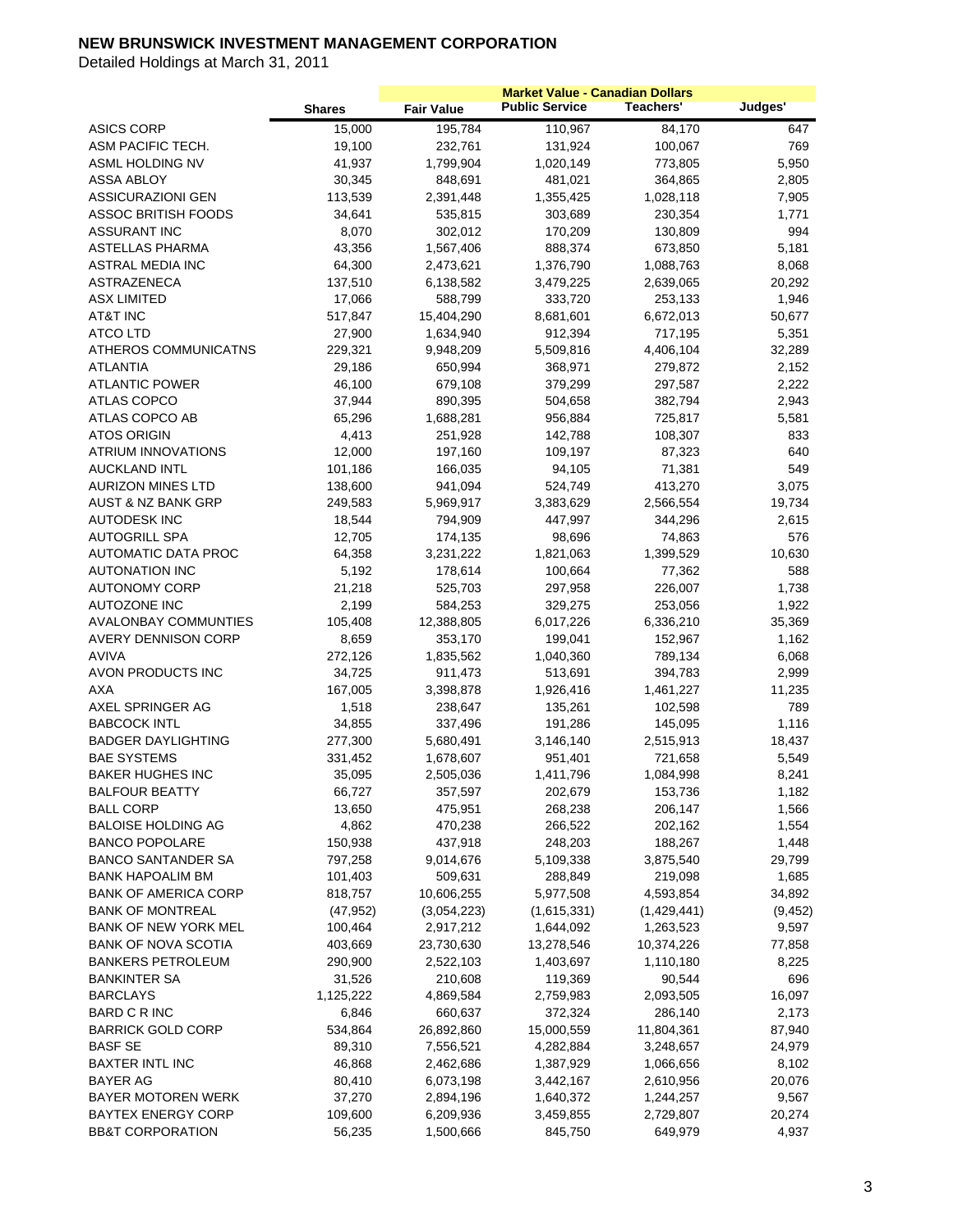# NEW BRUNSWICK INVESTMENT MANAGEMENT CORPORATION

Detailed Holdings at March 31, 2011

| | | Market Value - Canadian Dollars | | | |
|---|---|---|---|---|---|
| | Shares | Fair Value | Public Service | Teachers' | Judges' |
| ASICS CORP | 15,000 | 195,784 | 110,967 | 84,170 | 647 |
| ASM PACIFIC TECH. | 19,100 | 232,761 | 131,924 | 100,067 | 769 |
| ASML HOLDING NV | 41,937 | 1,799,904 | 1,020,149 | 773,805 | 5,950 |
| ASSA ABLOY | 30,345 | 848,691 | 481,021 | 364,865 | 2,805 |
| ASSICURAZIONI GEN | 113,539 | 2,391,448 | 1,355,425 | 1,028,118 | 7,905 |
| ASSOC BRITISH FOODS | 34,641 | 535,815 | 303,689 | 230,354 | 1,771 |
| ASSURANT INC | 8,070 | 302,012 | 170,209 | 130,809 | 994 |
| ASTELLAS PHARMA | 43,356 | 1,567,406 | 888,374 | 673,850 | 5,181 |
| ASTRAL MEDIA INC | 64,300 | 2,473,621 | 1,376,790 | 1,088,763 | 8,068 |
| ASTRAZENECA | 137,510 | 6,138,582 | 3,479,225 | 2,639,065 | 20,292 |
| ASX LIMITED | 17,066 | 588,799 | 333,720 | 253,133 | 1,946 |
| AT&T INC | 517,847 | 15,404,290 | 8,681,601 | 6,672,013 | 50,677 |
| ATCO LTD | 27,900 | 1,634,940 | 912,394 | 717,195 | 5,351 |
| ATHEROS COMMUNICATNS | 229,321 | 9,948,209 | 5,509,816 | 4,406,104 | 32,289 |
| ATLANTIA | 29,186 | 650,994 | 368,971 | 279,872 | 2,152 |
| ATLANTIC POWER | 46,100 | 679,108 | 379,299 | 297,587 | 2,222 |
| ATLAS COPCO | 37,944 | 890,395 | 504,658 | 382,794 | 2,943 |
| ATLAS COPCO AB | 65,296 | 1,688,281 | 956,884 | 725,817 | 5,581 |
| ATOS ORIGIN | 4,413 | 251,928 | 142,788 | 108,307 | 833 |
| ATRIUM INNOVATIONS | 12,000 | 197,160 | 109,197 | 87,323 | 640 |
| AUCKLAND INTL | 101,186 | 166,035 | 94,105 | 71,381 | 549 |
| AURIZON MINES LTD | 138,600 | 941,094 | 524,749 | 413,270 | 3,075 |
| AUST & NZ BANK GRP | 249,583 | 5,969,917 | 3,383,629 | 2,566,554 | 19,734 |
| AUTODESK INC | 18,544 | 794,909 | 447,997 | 344,296 | 2,615 |
| AUTOGRILL SPA | 12,705 | 174,135 | 98,696 | 74,863 | 576 |
| AUTOMATIC DATA PROC | 64,358 | 3,231,222 | 1,821,063 | 1,399,529 | 10,630 |
| AUTONATION INC | 5,192 | 178,614 | 100,664 | 77,362 | 588 |
| AUTONOMY CORP | 21,218 | 525,703 | 297,958 | 226,007 | 1,738 |
| AUTOZONE INC | 2,199 | 584,253 | 329,275 | 253,056 | 1,922 |
| AVALONBAY COMMUNTIES | 105,408 | 12,388,805 | 6,017,226 | 6,336,210 | 35,369 |
| AVERY DENNISON CORP | 8,659 | 353,170 | 199,041 | 152,967 | 1,162 |
| AVIVA | 272,126 | 1,835,562 | 1,040,360 | 789,134 | 6,068 |
| AVON PRODUCTS INC | 34,725 | 911,473 | 513,691 | 394,783 | 2,999 |
| AXA | 167,005 | 3,398,878 | 1,926,416 | 1,461,227 | 11,235 |
| AXEL SPRINGER AG | 1,518 | 238,647 | 135,261 | 102,598 | 789 |
| BABCOCK INTL | 34,855 | 337,496 | 191,286 | 145,095 | 1,116 |
| BADGER DAYLIGHTING | 277,300 | 5,680,491 | 3,146,140 | 2,515,913 | 18,437 |
| BAE SYSTEMS | 331,452 | 1,678,607 | 951,401 | 721,658 | 5,549 |
| BAKER HUGHES INC | 35,095 | 2,505,036 | 1,411,796 | 1,084,998 | 8,241 |
| BALFOUR BEATTY | 66,727 | 357,597 | 202,679 | 153,736 | 1,182 |
| BALL CORP | 13,650 | 475,951 | 268,238 | 206,147 | 1,566 |
| BALOISE HOLDING AG | 4,862 | 470,238 | 266,522 | 202,162 | 1,554 |
| BANCO POPOLARE | 150,938 | 437,918 | 248,203 | 188,267 | 1,448 |
| BANCO SANTANDER SA | 797,258 | 9,014,676 | 5,109,338 | 3,875,540 | 29,799 |
| BANK HAPOALIM BM | 101,403 | 509,631 | 288,849 | 219,098 | 1,685 |
| BANK OF AMERICA CORP | 818,757 | 10,606,255 | 5,977,508 | 4,593,854 | 34,892 |
| BANK OF MONTREAL | (47,952) | (3,054,223) | (1,615,331) | (1,429,441) | (9,452) |
| BANK OF NEW YORK MEL | 100,464 | 2,917,212 | 1,644,092 | 1,263,523 | 9,597 |
| BANK OF NOVA SCOTIA | 403,669 | 23,730,630 | 13,278,546 | 10,374,226 | 77,858 |
| BANKERS PETROLEUM | 290,900 | 2,522,103 | 1,403,697 | 1,110,180 | 8,225 |
| BANKINTER SA | 31,526 | 210,608 | 119,369 | 90,544 | 696 |
| BARCLAYS | 1,125,222 | 4,869,584 | 2,759,983 | 2,093,505 | 16,097 |
| BARD C R INC | 6,846 | 660,637 | 372,324 | 286,140 | 2,173 |
| BARRICK GOLD CORP | 534,864 | 26,892,860 | 15,000,559 | 11,804,361 | 87,940 |
| BASF SE | 89,310 | 7,556,521 | 4,282,884 | 3,248,657 | 24,979 |
| BAXTER INTL INC | 46,868 | 2,462,686 | 1,387,929 | 1,066,656 | 8,102 |
| BAYER AG | 80,410 | 6,073,198 | 3,442,167 | 2,610,956 | 20,076 |
| BAYER MOTOREN WERK | 37,270 | 2,894,196 | 1,640,372 | 1,244,257 | 9,567 |
| BAYTEX ENERGY CORP | 109,600 | 6,209,936 | 3,459,855 | 2,729,807 | 20,274 |
| BB&T CORPORATION | 56,235 | 1,500,666 | 845,750 | 649,979 | 4,937 |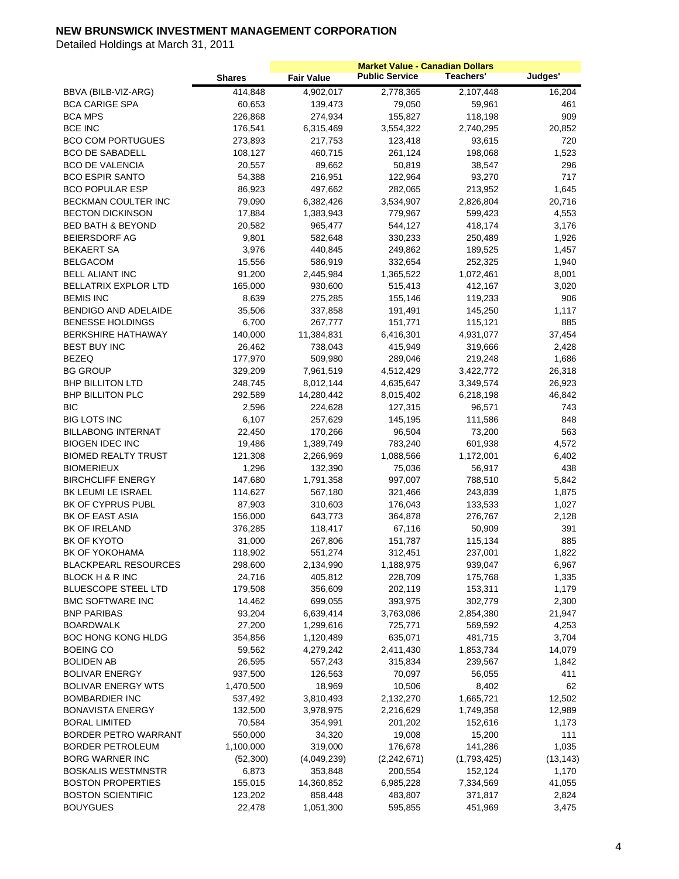**NEW BRUNSWICK INVESTMENT MANAGEMENT CORPORATION**

Detailed Holdings at March 31, 2011

| | | Market Value - Canadian Dollars | | | |
|---|---|---|---|---|---|
| | **Shares** | **Fair Value** | **Public Service** | **Teachers'** | **Judges'** |
| BBVA (BILB-VIZ-ARG) | 414,848 | 4,902,017 | 2,778,365 | 2,107,448 | 16,204 |
| BCA CARIGE SPA | 60,653 | 139,473 | 79,050 | 59,961 | 461 |
| BCA MPS | 226,868 | 274,934 | 155,827 | 118,198 | 909 |
| BCE INC | 176,541 | 6,315,469 | 3,554,322 | 2,740,295 | 20,852 |
| BCO COM PORTUGUES | 273,893 | 217,753 | 123,418 | 93,615 | 720 |
| BCO DE SABADELL | 108,127 | 460,715 | 261,124 | 198,068 | 1,523 |
| BCO DE VALENCIA | 20,557 | 89,662 | 50,819 | 38,547 | 296 |
| BCO ESPIR SANTO | 54,388 | 216,951 | 122,964 | 93,270 | 717 |
| BCO POPULAR ESP | 86,923 | 497,662 | 282,065 | 213,952 | 1,645 |
| BECKMAN COULTER INC | 79,090 | 6,382,426 | 3,534,907 | 2,826,804 | 20,716 |
| BECTON DICKINSON | 17,884 | 1,383,943 | 779,967 | 599,423 | 4,553 |
| BED BATH & BEYOND | 20,582 | 965,477 | 544,127 | 418,174 | 3,176 |
| BEIERSDORF AG | 9,801 | 582,648 | 330,233 | 250,489 | 1,926 |
| BEKAERT SA | 3,976 | 440,845 | 249,862 | 189,525 | 1,457 |
| BELGACOM | 15,556 | 586,919 | 332,654 | 252,325 | 1,940 |
| BELL ALIANT INC | 91,200 | 2,445,984 | 1,365,522 | 1,072,461 | 8,001 |
| BELLATRIX EXPLOR LTD | 165,000 | 930,600 | 515,413 | 412,167 | 3,020 |
| BEMIS INC | 8,639 | 275,285 | 155,146 | 119,233 | 906 |
| BENDIGO AND ADELAIDE | 35,506 | 337,858 | 191,491 | 145,250 | 1,117 |
| BENESSE HOLDINGS | 6,700 | 267,777 | 151,771 | 115,121 | 885 |
| BERKSHIRE HATHAWAY | 140,000 | 11,384,831 | 6,416,301 | 4,931,077 | 37,454 |
| BEST BUY INC | 26,462 | 738,043 | 415,949 | 319,666 | 2,428 |
| BEZEQ | 177,970 | 509,980 | 289,046 | 219,248 | 1,686 |
| BG GROUP | 329,209 | 7,961,519 | 4,512,429 | 3,422,772 | 26,318 |
| BHP BILLITON LTD | 248,745 | 8,012,144 | 4,635,647 | 3,349,574 | 26,923 |
| BHP BILLITON PLC | 292,589 | 14,280,442 | 8,015,402 | 6,218,198 | 46,842 |
| BIC | 2,596 | 224,628 | 127,315 | 96,571 | 743 |
| BIG LOTS INC | 6,107 | 257,629 | 145,195 | 111,586 | 848 |
| BILLABONG INTERNAT | 22,450 | 170,266 | 96,504 | 73,200 | 563 |
| BIOGEN IDEC INC | 19,486 | 1,389,749 | 783,240 | 601,938 | 4,572 |
| BIOMED REALTY TRUST | 121,308 | 2,266,969 | 1,088,566 | 1,172,001 | 6,402 |
| BIOMERIEUX | 1,296 | 132,390 | 75,036 | 56,917 | 438 |
| BIRCHCLIFF ENERGY | 147,680 | 1,791,358 | 997,007 | 788,510 | 5,842 |
| BK LEUMI LE ISRAEL | 114,627 | 567,180 | 321,466 | 243,839 | 1,875 |
| BK OF CYPRUS PUBL | 87,903 | 310,603 | 176,043 | 133,533 | 1,027 |
| BK OF EAST ASIA | 156,000 | 643,773 | 364,878 | 276,767 | 2,128 |
| BK OF IRELAND | 376,285 | 118,417 | 67,116 | 50,909 | 391 |
| BK OF KYOTO | 31,000 | 267,806 | 151,787 | 115,134 | 885 |
| BK OF YOKOHAMA | 118,902 | 551,274 | 312,451 | 237,001 | 1,822 |
| BLACKPEARL RESOURCES | 298,600 | 2,134,990 | 1,188,975 | 939,047 | 6,967 |
| BLOCK H & R INC | 24,716 | 405,812 | 228,709 | 175,768 | 1,335 |
| BLUESCOPE STEEL LTD | 179,508 | 356,609 | 202,119 | 153,311 | 1,179 |
| BMC SOFTWARE INC | 14,462 | 699,055 | 393,975 | 302,779 | 2,300 |
| BNP PARIBAS | 93,204 | 6,639,414 | 3,763,086 | 2,854,380 | 21,947 |
| BOARDWALK | 27,200 | 1,299,616 | 725,771 | 569,592 | 4,253 |
| BOC HONG KONG HLDG | 354,856 | 1,120,489 | 635,071 | 481,715 | 3,704 |
| BOEING CO | 59,562 | 4,279,242 | 2,411,430 | 1,853,734 | 14,079 |
| BOLIDEN AB | 26,595 | 557,243 | 315,834 | 239,567 | 1,842 |
| BOLIVAR ENERGY | 937,500 | 126,563 | 70,097 | 56,055 | 411 |
| BOLIVAR ENERGY WTS | 1,470,500 | 18,969 | 10,506 | 8,402 | 62 |
| BOMBARDIER INC | 537,492 | 3,810,493 | 2,132,270 | 1,665,721 | 12,502 |
| BONAVISTA ENERGY | 132,500 | 3,978,975 | 2,216,629 | 1,749,358 | 12,989 |
| BORAL LIMITED | 70,584 | 354,991 | 201,202 | 152,616 | 1,173 |
| BORDER PETRO WARRANT | 550,000 | 34,320 | 19,008 | 15,200 | 111 |
| BORDER PETROLEUM | 1,100,000 | 319,000 | 176,678 | 141,286 | 1,035 |
| BORG WARNER INC | (52,300) | (4,049,239) | (2,242,671) | (1,793,425) | (13,143) |
| BOSKALIS WESTMNSTR | 6,873 | 353,848 | 200,554 | 152,124 | 1,170 |
| BOSTON PROPERTIES | 155,015 | 14,360,852 | 6,985,228 | 7,334,569 | 41,055 |
| BOSTON SCIENTIFIC | 123,202 | 858,448 | 483,807 | 371,817 | 2,824 |
| BOUYGUES | 22,478 | 1,051,300 | 595,855 | 451,969 | 3,475 |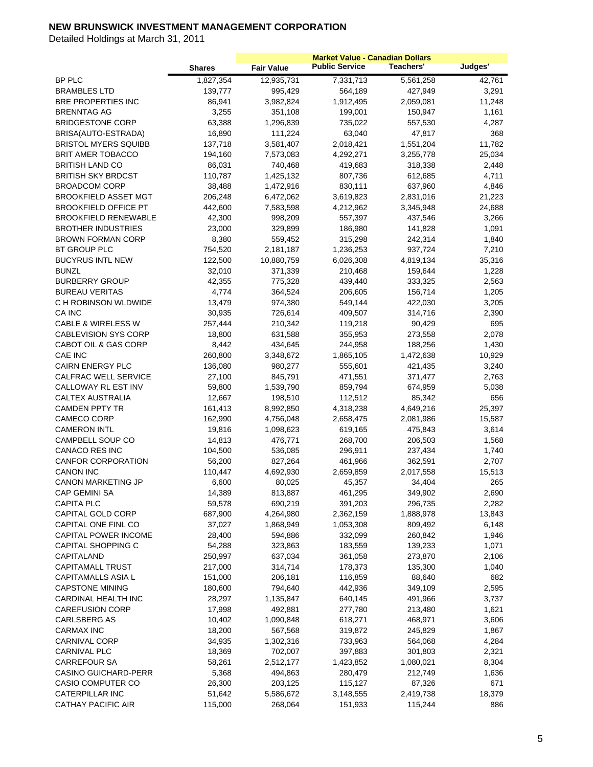# NEW BRUNSWICK INVESTMENT MANAGEMENT CORPORATION

Detailed Holdings at March 31, 2011

| | | Market Value - Canadian Dollars | | | |
|---|---|---|---|---|---|
| | Shares | Fair Value | Public Service | Teachers' | Judges' |
| BP PLC | 1,827,354 | 12,935,731 | 7,331,713 | 5,561,258 | 42,761 |
| BRAMBLES LTD | 139,777 | 995,429 | 564,189 | 427,949 | 3,291 |
| BRE PROPERTIES INC | 86,941 | 3,982,824 | 1,912,495 | 2,059,081 | 11,248 |
| BRENNTAG AG | 3,255 | 351,108 | 199,001 | 150,947 | 1,161 |
| BRIDGESTONE CORP | 63,388 | 1,296,839 | 735,022 | 557,530 | 4,287 |
| BRISA(AUTO-ESTRADA) | 16,890 | 111,224 | 63,040 | 47,817 | 368 |
| BRISTOL MYERS SQUIBB | 137,718 | 3,581,407 | 2,018,421 | 1,551,204 | 11,782 |
| BRIT AMER TOBACCO | 194,160 | 7,573,083 | 4,292,271 | 3,255,778 | 25,034 |
| BRITISH LAND CO | 86,031 | 740,468 | 419,683 | 318,338 | 2,448 |
| BRITISH SKY BRDCST | 110,787 | 1,425,132 | 807,736 | 612,685 | 4,711 |
| BROADCOM CORP | 38,488 | 1,472,916 | 830,111 | 637,960 | 4,846 |
| BROOKFIELD ASSET MGT | 206,248 | 6,472,062 | 3,619,823 | 2,831,016 | 21,223 |
| BROOKFIELD OFFICE PT | 442,600 | 7,583,598 | 4,212,962 | 3,345,948 | 24,688 |
| BROOKFIELD RENEWABLE | 42,300 | 998,209 | 557,397 | 437,546 | 3,266 |
| BROTHER INDUSTRIES | 23,000 | 329,899 | 186,980 | 141,828 | 1,091 |
| BROWN FORMAN CORP | 8,380 | 559,452 | 315,298 | 242,314 | 1,840 |
| BT GROUP PLC | 754,520 | 2,181,187 | 1,236,253 | 937,724 | 7,210 |
| BUCYRUS INTL NEW | 122,500 | 10,880,759 | 6,026,308 | 4,819,134 | 35,316 |
| BUNZL | 32,010 | 371,339 | 210,468 | 159,644 | 1,228 |
| BURBERRY GROUP | 42,355 | 775,328 | 439,440 | 333,325 | 2,563 |
| BUREAU VERITAS | 4,774 | 364,524 | 206,605 | 156,714 | 1,205 |
| C H ROBINSON WLDWIDE | 13,479 | 974,380 | 549,144 | 422,030 | 3,205 |
| CA INC | 30,935 | 726,614 | 409,507 | 314,716 | 2,390 |
| CABLE & WIRELESS W | 257,444 | 210,342 | 119,218 | 90,429 | 695 |
| CABLEVISION SYS CORP | 18,800 | 631,588 | 355,953 | 273,558 | 2,078 |
| CABOT OIL & GAS CORP | 8,442 | 434,645 | 244,958 | 188,256 | 1,430 |
| CAE INC | 260,800 | 3,348,672 | 1,865,105 | 1,472,638 | 10,929 |
| CAIRN ENERGY PLC | 136,080 | 980,277 | 555,601 | 421,435 | 3,240 |
| CALFRAC WELL SERVICE | 27,100 | 845,791 | 471,551 | 371,477 | 2,763 |
| CALLOWAY RL EST INV | 59,800 | 1,539,790 | 859,794 | 674,959 | 5,038 |
| CALTEX AUSTRALIA | 12,667 | 198,510 | 112,512 | 85,342 | 656 |
| CAMDEN PPTY TR | 161,413 | 8,992,850 | 4,318,238 | 4,649,216 | 25,397 |
| CAMECO CORP | 162,990 | 4,756,048 | 2,658,475 | 2,081,986 | 15,587 |
| CAMERON INTL | 19,816 | 1,098,623 | 619,165 | 475,843 | 3,614 |
| CAMPBELL SOUP CO | 14,813 | 476,771 | 268,700 | 206,503 | 1,568 |
| CANACO RES INC | 104,500 | 536,085 | 296,911 | 237,434 | 1,740 |
| CANFOR CORPORATION | 56,200 | 827,264 | 461,966 | 362,591 | 2,707 |
| CANON INC | 110,447 | 4,692,930 | 2,659,859 | 2,017,558 | 15,513 |
| CANON MARKETING JP | 6,600 | 80,025 | 45,357 | 34,404 | 265 |
| CAP GEMINI SA | 14,389 | 813,887 | 461,295 | 349,902 | 2,690 |
| CAPITA PLC | 59,578 | 690,219 | 391,203 | 296,735 | 2,282 |
| CAPITAL GOLD CORP | 687,900 | 4,264,980 | 2,362,159 | 1,888,978 | 13,843 |
| CAPITAL ONE FINL CO | 37,027 | 1,868,949 | 1,053,308 | 809,492 | 6,148 |
| CAPITAL POWER INCOME | 28,400 | 594,886 | 332,099 | 260,842 | 1,946 |
| CAPITAL SHOPPING C | 54,288 | 323,863 | 183,559 | 139,233 | 1,071 |
| CAPITALAND | 250,997 | 637,034 | 361,058 | 273,870 | 2,106 |
| CAPITAMALL TRUST | 217,000 | 314,714 | 178,373 | 135,300 | 1,040 |
| CAPITAMALLS ASIA L | 151,000 | 206,181 | 116,859 | 88,640 | 682 |
| CAPSTONE MINING | 180,600 | 794,640 | 442,936 | 349,109 | 2,595 |
| CARDINAL HEALTH INC | 28,297 | 1,135,847 | 640,145 | 491,966 | 3,737 |
| CAREFUSION CORP | 17,998 | 492,881 | 277,780 | 213,480 | 1,621 |
| CARLSBERG AS | 10,402 | 1,090,848 | 618,271 | 468,971 | 3,606 |
| CARMAX INC | 18,200 | 567,568 | 319,872 | 245,829 | 1,867 |
| CARNIVAL CORP | 34,935 | 1,302,316 | 733,963 | 564,068 | 4,284 |
| CARNIVAL PLC | 18,369 | 702,007 | 397,883 | 301,803 | 2,321 |
| CARREFOUR SA | 58,261 | 2,512,177 | 1,423,852 | 1,080,021 | 8,304 |
| CASINO GUICHARD-PERR | 5,368 | 494,863 | 280,479 | 212,749 | 1,636 |
| CASIO COMPUTER CO | 26,300 | 203,125 | 115,127 | 87,326 | 671 |
| CATERPILLAR INC | 51,642 | 5,586,672 | 3,148,555 | 2,419,738 | 18,379 |
| CATHAY PACIFIC AIR | 115,000 | 268,064 | 151,933 | 115,244 | 886 |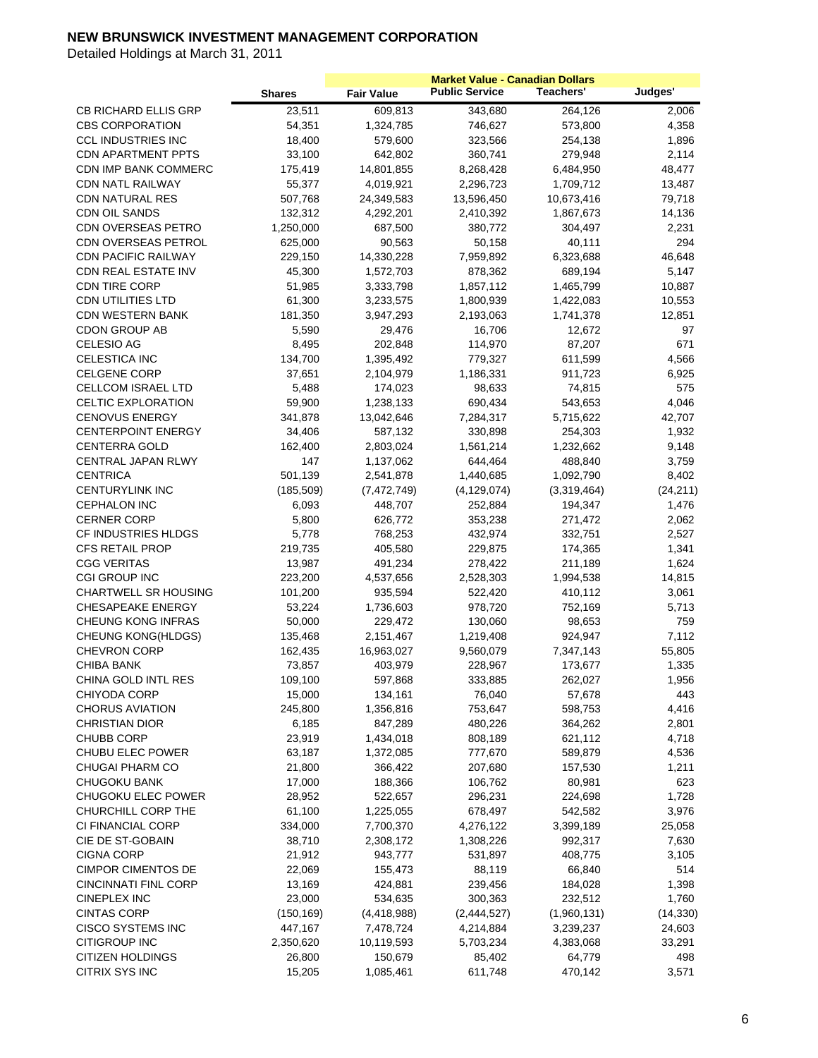# NEW BRUNSWICK INVESTMENT MANAGEMENT CORPORATION

Detailed Holdings at March 31, 2011

| | Shares | Fair Value | Market Value - Canadian Dollars Public Service | Teachers' | Judges' |
|---|---|---|---|---|---|
| CB RICHARD ELLIS GRP | 23,511 | 609,813 | 343,680 | 264,126 | 2,006 |
| CBS CORPORATION | 54,351 | 1,324,785 | 746,627 | 573,800 | 4,358 |
| CCL INDUSTRIES INC | 18,400 | 579,600 | 323,566 | 254,138 | 1,896 |
| CDN APARTMENT PPTS | 33,100 | 642,802 | 360,741 | 279,948 | 2,114 |
| CDN IMP BANK COMMERC | 175,419 | 14,801,855 | 8,268,428 | 6,484,950 | 48,477 |
| CDN NATL RAILWAY | 55,377 | 4,019,921 | 2,296,723 | 1,709,712 | 13,487 |
| CDN NATURAL RES | 507,768 | 24,349,583 | 13,596,450 | 10,673,416 | 79,718 |
| CDN OIL SANDS | 132,312 | 4,292,201 | 2,410,392 | 1,867,673 | 14,136 |
| CDN OVERSEAS PETRO | 1,250,000 | 687,500 | 380,772 | 304,497 | 2,231 |
| CDN OVERSEAS PETROL | 625,000 | 90,563 | 50,158 | 40,111 | 294 |
| CDN PACIFIC RAILWAY | 229,150 | 14,330,228 | 7,959,892 | 6,323,688 | 46,648 |
| CDN REAL ESTATE INV | 45,300 | 1,572,703 | 878,362 | 689,194 | 5,147 |
| CDN TIRE CORP | 51,985 | 3,333,798 | 1,857,112 | 1,465,799 | 10,887 |
| CDN UTILITIES LTD | 61,300 | 3,233,575 | 1,800,939 | 1,422,083 | 10,553 |
| CDN WESTERN BANK | 181,350 | 3,947,293 | 2,193,063 | 1,741,378 | 12,851 |
| CDON GROUP AB | 5,590 | 29,476 | 16,706 | 12,672 | 97 |
| CELESIO AG | 8,495 | 202,848 | 114,970 | 87,207 | 671 |
| CELESTICA INC | 134,700 | 1,395,492 | 779,327 | 611,599 | 4,566 |
| CELGENE CORP | 37,651 | 2,104,979 | 1,186,331 | 911,723 | 6,925 |
| CELLCOM ISRAEL LTD | 5,488 | 174,023 | 98,633 | 74,815 | 575 |
| CELTIC EXPLORATION | 59,900 | 1,238,133 | 690,434 | 543,653 | 4,046 |
| CENOVUS ENERGY | 341,878 | 13,042,646 | 7,284,317 | 5,715,622 | 42,707 |
| CENTERPOINT ENERGY | 34,406 | 587,132 | 330,898 | 254,303 | 1,932 |
| CENTERRA GOLD | 162,400 | 2,803,024 | 1,561,214 | 1,232,662 | 9,148 |
| CENTRAL JAPAN RLWY | 147 | 1,137,062 | 644,464 | 488,840 | 3,759 |
| CENTRICA | 501,139 | 2,541,878 | 1,440,685 | 1,092,790 | 8,402 |
| CENTURYLINK INC | (185,509) | (7,472,749) | (4,129,074) | (3,319,464) | (24,211) |
| CEPHALON INC | 6,093 | 448,707 | 252,884 | 194,347 | 1,476 |
| CERNER CORP | 5,800 | 626,772 | 353,238 | 271,472 | 2,062 |
| CF INDUSTRIES HLDGS | 5,778 | 768,253 | 432,974 | 332,751 | 2,527 |
| CFS RETAIL PROP | 219,735 | 405,580 | 229,875 | 174,365 | 1,341 |
| CGG VERITAS | 13,987 | 491,234 | 278,422 | 211,189 | 1,624 |
| CGI GROUP INC | 223,200 | 4,537,656 | 2,528,303 | 1,994,538 | 14,815 |
| CHARTWELL SR HOUSING | 101,200 | 935,594 | 522,420 | 410,112 | 3,061 |
| CHESAPEAKE ENERGY | 53,224 | 1,736,603 | 978,720 | 752,169 | 5,713 |
| CHEUNG KONG INFRAS | 50,000 | 229,472 | 130,060 | 98,653 | 759 |
| CHEUNG KONG(HLDGS) | 135,468 | 2,151,467 | 1,219,408 | 924,947 | 7,112 |
| CHEVRON CORP | 162,435 | 16,963,027 | 9,560,079 | 7,347,143 | 55,805 |
| CHIBA BANK | 73,857 | 403,979 | 228,967 | 173,677 | 1,335 |
| CHINA GOLD INTL RES | 109,100 | 597,868 | 333,885 | 262,027 | 1,956 |
| CHIYODA CORP | 15,000 | 134,161 | 76,040 | 57,678 | 443 |
| CHORUS AVIATION | 245,800 | 1,356,816 | 753,647 | 598,753 | 4,416 |
| CHRISTIAN DIOR | 6,185 | 847,289 | 480,226 | 364,262 | 2,801 |
| CHUBB CORP | 23,919 | 1,434,018 | 808,189 | 621,112 | 4,718 |
| CHUBU ELEC POWER | 63,187 | 1,372,085 | 777,670 | 589,879 | 4,536 |
| CHUGAI PHARM CO | 21,800 | 366,422 | 207,680 | 157,530 | 1,211 |
| CHUGOKU BANK | 17,000 | 188,366 | 106,762 | 80,981 | 623 |
| CHUGOKU ELEC POWER | 28,952 | 522,657 | 296,231 | 224,698 | 1,728 |
| CHURCHILL CORP THE | 61,100 | 1,225,055 | 678,497 | 542,582 | 3,976 |
| CI FINANCIAL CORP | 334,000 | 7,700,370 | 4,276,122 | 3,399,189 | 25,058 |
| CIE DE ST-GOBAIN | 38,710 | 2,308,172 | 1,308,226 | 992,317 | 7,630 |
| CIGNA CORP | 21,912 | 943,777 | 531,897 | 408,775 | 3,105 |
| CIMPOR CIMENTOS DE | 22,069 | 155,473 | 88,119 | 66,840 | 514 |
| CINCINNATI FINL CORP | 13,169 | 424,881 | 239,456 | 184,028 | 1,398 |
| CINEPLEX INC | 23,000 | 534,635 | 300,363 | 232,512 | 1,760 |
| CINTAS CORP | (150,169) | (4,418,988) | (2,444,527) | (1,960,131) | (14,330) |
| CISCO SYSTEMS INC | 447,167 | 7,478,724 | 4,214,884 | 3,239,237 | 24,603 |
| CITIGROUP INC | 2,350,620 | 10,119,593 | 5,703,234 | 4,383,068 | 33,291 |
| CITIZEN HOLDINGS | 26,800 | 150,679 | 85,402 | 64,779 | 498 |
| CITRIX SYS INC | 15,205 | 1,085,461 | 611,748 | 470,142 | 3,571 |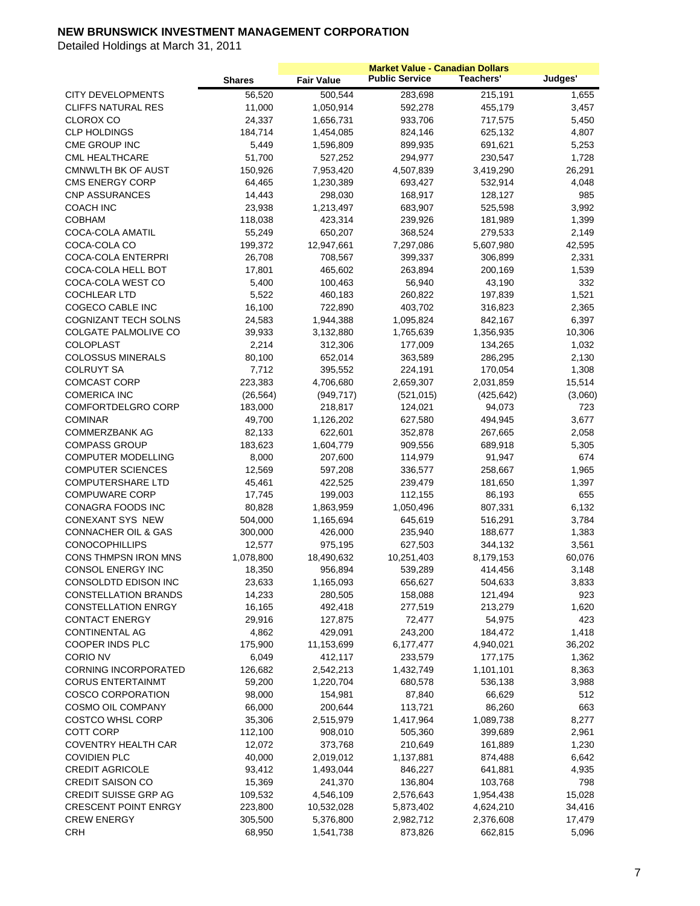# NEW BRUNSWICK INVESTMENT MANAGEMENT CORPORATION

Detailed Holdings at March 31, 2011

| | | Market Value - Canadian Dollars | | | |
|---|---|---|---|---|---|
| | Shares | Fair Value | Public Service | Teachers' | Judges' |
| CITY DEVELOPMENTS | 56,520 | 500,544 | 283,698 | 215,191 | 1,655 |
| CLIFFS NATURAL RES | 11,000 | 1,050,914 | 592,278 | 455,179 | 3,457 |
| CLOROX CO | 24,337 | 1,656,731 | 933,706 | 717,575 | 5,450 |
| CLP HOLDINGS | 184,714 | 1,454,085 | 824,146 | 625,132 | 4,807 |
| CME GROUP INC | 5,449 | 1,596,809 | 899,935 | 691,621 | 5,253 |
| CML HEALTHCARE | 51,700 | 527,252 | 294,977 | 230,547 | 1,728 |
| CMNWLTH BK OF AUST | 150,926 | 7,953,420 | 4,507,839 | 3,419,290 | 26,291 |
| CMS ENERGY CORP | 64,465 | 1,230,389 | 693,427 | 532,914 | 4,048 |
| CNP ASSURANCES | 14,443 | 298,030 | 168,917 | 128,127 | 985 |
| COACH INC | 23,938 | 1,213,497 | 683,907 | 525,598 | 3,992 |
| COBHAM | 118,038 | 423,314 | 239,926 | 181,989 | 1,399 |
| COCA-COLA AMATIL | 55,249 | 650,207 | 368,524 | 279,533 | 2,149 |
| COCA-COLA CO | 199,372 | 12,947,661 | 7,297,086 | 5,607,980 | 42,595 |
| COCA-COLA ENTERPRI | 26,708 | 708,567 | 399,337 | 306,899 | 2,331 |
| COCA-COLA HELL BOT | 17,801 | 465,602 | 263,894 | 200,169 | 1,539 |
| COCA-COLA WEST CO | 5,400 | 100,463 | 56,940 | 43,190 | 332 |
| COCHLEAR LTD | 5,522 | 460,183 | 260,822 | 197,839 | 1,521 |
| COGECO CABLE INC | 16,100 | 722,890 | 403,702 | 316,823 | 2,365 |
| COGNIZANT TECH SOLNS | 24,583 | 1,944,388 | 1,095,824 | 842,167 | 6,397 |
| COLGATE PALMOLIVE CO | 39,933 | 3,132,880 | 1,765,639 | 1,356,935 | 10,306 |
| COLOPLAST | 2,214 | 312,306 | 177,009 | 134,265 | 1,032 |
| COLOSSUS MINERALS | 80,100 | 652,014 | 363,589 | 286,295 | 2,130 |
| COLRUYT SA | 7,712 | 395,552 | 224,191 | 170,054 | 1,308 |
| COMCAST CORP | 223,383 | 4,706,680 | 2,659,307 | 2,031,859 | 15,514 |
| COMERICA INC | (26,564) | (949,717) | (521,015) | (425,642) | (3,060) |
| COMFORTDELGRO CORP | 183,000 | 218,817 | 124,021 | 94,073 | 723 |
| COMINAR | 49,700 | 1,126,202 | 627,580 | 494,945 | 3,677 |
| COMMERZBANK AG | 82,133 | 622,601 | 352,878 | 267,665 | 2,058 |
| COMPASS GROUP | 183,623 | 1,604,779 | 909,556 | 689,918 | 5,305 |
| COMPUTER MODELLING | 8,000 | 207,600 | 114,979 | 91,947 | 674 |
| COMPUTER SCIENCES | 12,569 | 597,208 | 336,577 | 258,667 | 1,965 |
| COMPUTERSHARE LTD | 45,461 | 422,525 | 239,479 | 181,650 | 1,397 |
| COMPUWARE CORP | 17,745 | 199,003 | 112,155 | 86,193 | 655 |
| CONAGRA FOODS INC | 80,828 | 1,863,959 | 1,050,496 | 807,331 | 6,132 |
| CONEXANT SYS NEW | 504,000 | 1,165,694 | 645,619 | 516,291 | 3,784 |
| CONNACHER OIL & GAS | 300,000 | 426,000 | 235,940 | 188,677 | 1,383 |
| CONOCOPHILLIPS | 12,577 | 975,195 | 627,503 | 344,132 | 3,561 |
| CONS THMPSN IRON MNS | 1,078,800 | 18,490,632 | 10,251,403 | 8,179,153 | 60,076 |
| CONSOL ENERGY INC | 18,350 | 956,894 | 539,289 | 414,456 | 3,148 |
| CONSOLDTD EDISON INC | 23,633 | 1,165,093 | 656,627 | 504,633 | 3,833 |
| CONSTELLATION BRANDS | 14,233 | 280,505 | 158,088 | 121,494 | 923 |
| CONSTELLATION ENRGY | 16,165 | 492,418 | 277,519 | 213,279 | 1,620 |
| CONTACT ENERGY | 29,916 | 127,875 | 72,477 | 54,975 | 423 |
| CONTINENTAL AG | 4,862 | 429,091 | 243,200 | 184,472 | 1,418 |
| COOPER INDS PLC | 175,900 | 11,153,699 | 6,177,477 | 4,940,021 | 36,202 |
| CORIO NV | 6,049 | 412,117 | 233,579 | 177,175 | 1,362 |
| CORNING INCORPORATED | 126,682 | 2,542,213 | 1,432,749 | 1,101,101 | 8,363 |
| CORUS ENTERTAINMT | 59,200 | 1,220,704 | 680,578 | 536,138 | 3,988 |
| COSCO CORPORATION | 98,000 | 154,981 | 87,840 | 66,629 | 512 |
| COSMO OIL COMPANY | 66,000 | 200,644 | 113,721 | 86,260 | 663 |
| COSTCO WHSL CORP | 35,306 | 2,515,979 | 1,417,964 | 1,089,738 | 8,277 |
| COTT CORP | 112,100 | 908,010 | 505,360 | 399,689 | 2,961 |
| COVENTRY HEALTH CAR | 12,072 | 373,768 | 210,649 | 161,889 | 1,230 |
| COVIDIEN PLC | 40,000 | 2,019,012 | 1,137,881 | 874,488 | 6,642 |
| CREDIT AGRICOLE | 93,412 | 1,493,044 | 846,227 | 641,881 | 4,935 |
| CREDIT SAISON CO | 15,369 | 241,370 | 136,804 | 103,768 | 798 |
| CREDIT SUISSE GRP AG | 109,532 | 4,546,109 | 2,576,643 | 1,954,438 | 15,028 |
| CRESCENT POINT ENRGY | 223,800 | 10,532,028 | 5,873,402 | 4,624,210 | 34,416 |
| CREW ENERGY | 305,500 | 5,376,800 | 2,982,712 | 2,376,608 | 17,479 |
| CRH | 68,950 | 1,541,738 | 873,826 | 662,815 | 5,096 |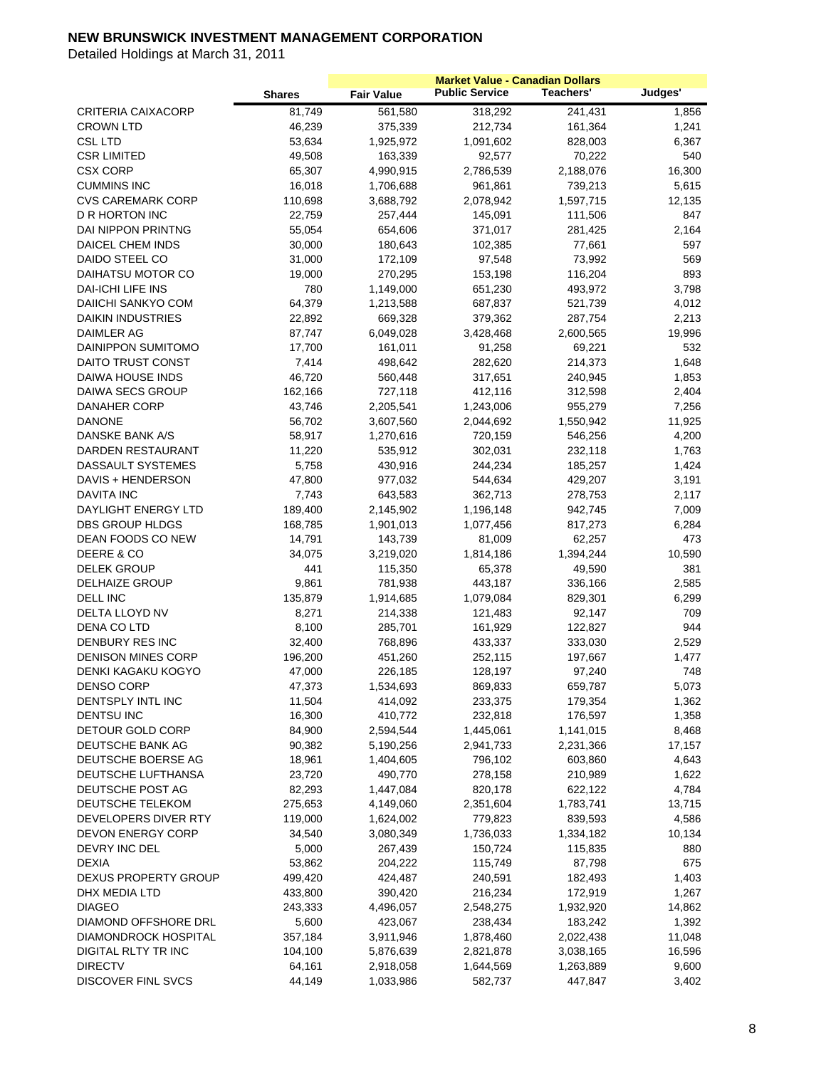# NEW BRUNSWICK INVESTMENT MANAGEMENT CORPORATION

Detailed Holdings at March 31, 2011

| | Shares | Fair Value | Market Value - Canadian Dollars | | |
|---|---|---|---|---|---|
| | | | Public Service | Teachers' | Judges' |
| CRITERIA CAIXACORP | 81,749 | 561,580 | 318,292 | 241,431 | 1,856 |
| CROWN LTD | 46,239 | 375,339 | 212,734 | 161,364 | 1,241 |
| CSL LTD | 53,634 | 1,925,972 | 1,091,602 | 828,003 | 6,367 |
| CSR LIMITED | 49,508 | 163,339 | 92,577 | 70,222 | 540 |
| CSX CORP | 65,307 | 4,990,915 | 2,786,539 | 2,188,076 | 16,300 |
| CUMMINS INC | 16,018 | 1,706,688 | 961,861 | 739,213 | 5,615 |
| CVS CAREMARK CORP | 110,698 | 3,688,792 | 2,078,942 | 1,597,715 | 12,135 |
| D R HORTON INC | 22,759 | 257,444 | 145,091 | 111,506 | 847 |
| DAI NIPPON PRINTNG | 55,054 | 654,606 | 371,017 | 281,425 | 2,164 |
| DAICEL CHEM INDS | 30,000 | 180,643 | 102,385 | 77,661 | 597 |
| DAIDO STEEL CO | 31,000 | 172,109 | 97,548 | 73,992 | 569 |
| DAIHATSU MOTOR CO | 19,000 | 270,295 | 153,198 | 116,204 | 893 |
| DAI-ICHI LIFE INS | 780 | 1,149,000 | 651,230 | 493,972 | 3,798 |
| DAIICHI SANKYO COM | 64,379 | 1,213,588 | 687,837 | 521,739 | 4,012 |
| DAIKIN INDUSTRIES | 22,892 | 669,328 | 379,362 | 287,754 | 2,213 |
| DAIMLER AG | 87,747 | 6,049,028 | 3,428,468 | 2,600,565 | 19,996 |
| DAINIPPON SUMITOMO | 17,700 | 161,011 | 91,258 | 69,221 | 532 |
| DAITO TRUST CONST | 7,414 | 498,642 | 282,620 | 214,373 | 1,648 |
| DAIWA HOUSE INDS | 46,720 | 560,448 | 317,651 | 240,945 | 1,853 |
| DAIWA SECS GROUP | 162,166 | 727,118 | 412,116 | 312,598 | 2,404 |
| DANAHER CORP | 43,746 | 2,205,541 | 1,243,006 | 955,279 | 7,256 |
| DANONE | 56,702 | 3,607,560 | 2,044,692 | 1,550,942 | 11,925 |
| DANSKE BANK A/S | 58,917 | 1,270,616 | 720,159 | 546,256 | 4,200 |
| DARDEN RESTAURANT | 11,220 | 535,912 | 302,031 | 232,118 | 1,763 |
| DASSAULT SYSTEMES | 5,758 | 430,916 | 244,234 | 185,257 | 1,424 |
| DAVIS + HENDERSON | 47,800 | 977,032 | 544,634 | 429,207 | 3,191 |
| DAVITA INC | 7,743 | 643,583 | 362,713 | 278,753 | 2,117 |
| DAYLIGHT ENERGY LTD | 189,400 | 2,145,902 | 1,196,148 | 942,745 | 7,009 |
| DBS GROUP HLDGS | 168,785 | 1,901,013 | 1,077,456 | 817,273 | 6,284 |
| DEAN FOODS CO NEW | 14,791 | 143,739 | 81,009 | 62,257 | 473 |
| DEERE & CO | 34,075 | 3,219,020 | 1,814,186 | 1,394,244 | 10,590 |
| DELEK GROUP | 441 | 115,350 | 65,378 | 49,590 | 381 |
| DELHAIZE GROUP | 9,861 | 781,938 | 443,187 | 336,166 | 2,585 |
| DELL INC | 135,879 | 1,914,685 | 1,079,084 | 829,301 | 6,299 |
| DELTA LLOYD NV | 8,271 | 214,338 | 121,483 | 92,147 | 709 |
| DENA CO LTD | 8,100 | 285,701 | 161,929 | 122,827 | 944 |
| DENBURY RES INC | 32,400 | 768,896 | 433,337 | 333,030 | 2,529 |
| DENISON MINES CORP | 196,200 | 451,260 | 252,115 | 197,667 | 1,477 |
| DENKI KAGAKU KOGYO | 47,000 | 226,185 | 128,197 | 97,240 | 748 |
| DENSO CORP | 47,373 | 1,534,693 | 869,833 | 659,787 | 5,073 |
| DENTSPLY INTL INC | 11,504 | 414,092 | 233,375 | 179,354 | 1,362 |
| DENTSU INC | 16,300 | 410,772 | 232,818 | 176,597 | 1,358 |
| DETOUR GOLD CORP | 84,900 | 2,594,544 | 1,445,061 | 1,141,015 | 8,468 |
| DEUTSCHE BANK AG | 90,382 | 5,190,256 | 2,941,733 | 2,231,366 | 17,157 |
| DEUTSCHE BOERSE AG | 18,961 | 1,404,605 | 796,102 | 603,860 | 4,643 |
| DEUTSCHE LUFTHANSA | 23,720 | 490,770 | 278,158 | 210,989 | 1,622 |
| DEUTSCHE POST AG | 82,293 | 1,447,084 | 820,178 | 622,122 | 4,784 |
| DEUTSCHE TELEKOM | 275,653 | 4,149,060 | 2,351,604 | 1,783,741 | 13,715 |
| DEVELOPERS DIVER RTY | 119,000 | 1,624,002 | 779,823 | 839,593 | 4,586 |
| DEVON ENERGY CORP | 34,540 | 3,080,349 | 1,736,033 | 1,334,182 | 10,134 |
| DEVRY INC DEL | 5,000 | 267,439 | 150,724 | 115,835 | 880 |
| DEXIA | 53,862 | 204,222 | 115,749 | 87,798 | 675 |
| DEXUS PROPERTY GROUP | 499,420 | 424,487 | 240,591 | 182,493 | 1,403 |
| DHX MEDIA LTD | 433,800 | 390,420 | 216,234 | 172,919 | 1,267 |
| DIAGEO | 243,333 | 4,496,057 | 2,548,275 | 1,932,920 | 14,862 |
| DIAMOND OFFSHORE DRL | 5,600 | 423,067 | 238,434 | 183,242 | 1,392 |
| DIAMONDROCK HOSPITAL | 357,184 | 3,911,946 | 1,878,460 | 2,022,438 | 11,048 |
| DIGITAL RLTY TR INC | 104,100 | 5,876,639 | 2,821,878 | 3,038,165 | 16,596 |
| DIRECTV | 64,161 | 2,918,058 | 1,644,569 | 1,263,889 | 9,600 |
| DISCOVER FINL SVCS | 44,149 | 1,033,986 | 582,737 | 447,847 | 3,402 |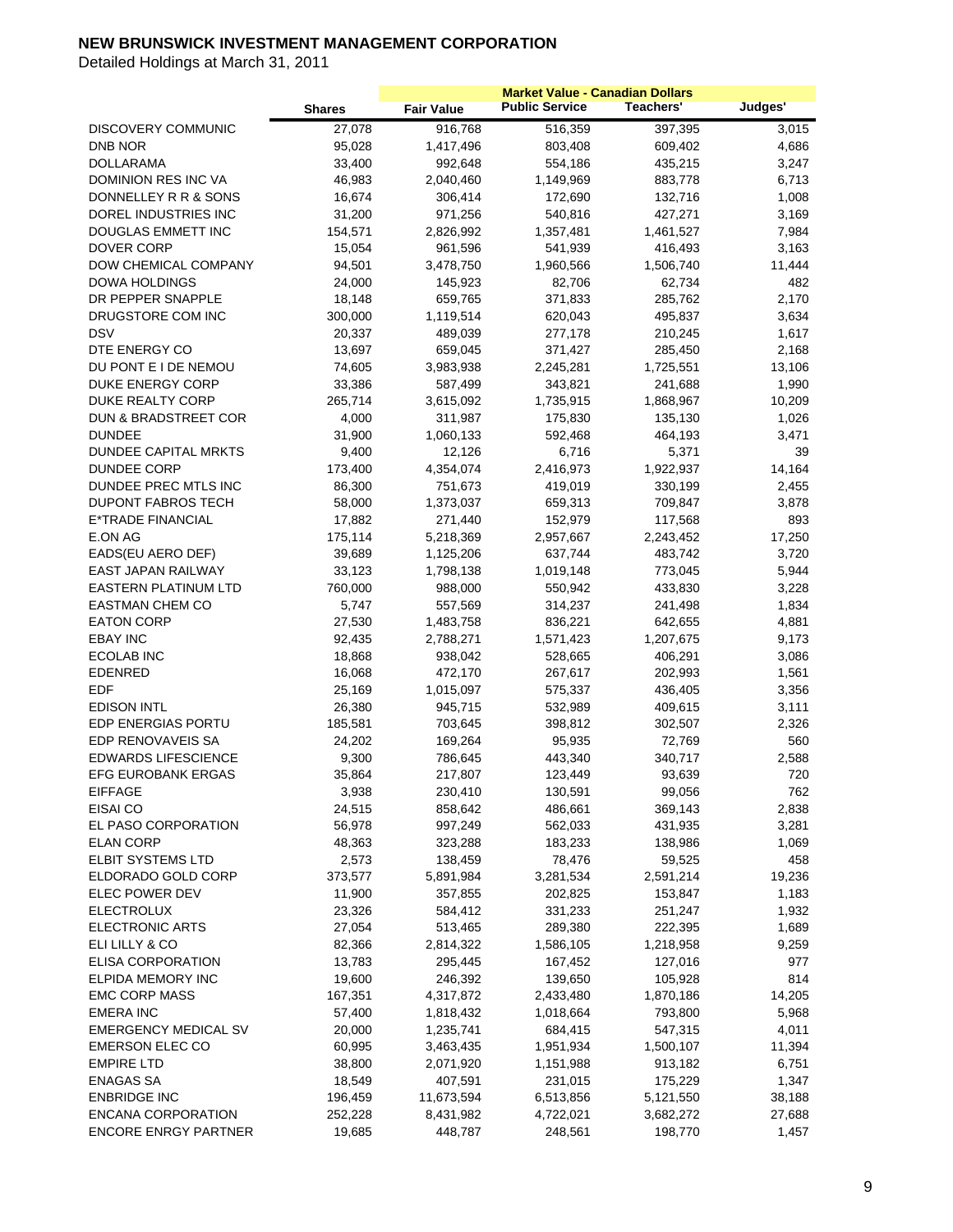**NEW BRUNSWICK INVESTMENT MANAGEMENT CORPORATION**

Detailed Holdings at March 31, 2011

| | | Market Value - Canadian Dollars | | | |
|---|---|---|---|---|---|
| | **Shares** | **Fair Value** | **Public Service** | **Teachers'** | **Judges'** |
| DISCOVERY COMMUNIC | 27,078 | 916,768 | 516,359 | 397,395 | 3,015 |
| DNB NOR | 95,028 | 1,417,496 | 803,408 | 609,402 | 4,686 |
| DOLLARAMA | 33,400 | 992,648 | 554,186 | 435,215 | 3,247 |
| DOMINION RES INC VA | 46,983 | 2,040,460 | 1,149,969 | 883,778 | 6,713 |
| DONNELLEY R R & SONS | 16,674 | 306,414 | 172,690 | 132,716 | 1,008 |
| DOREL INDUSTRIES INC | 31,200 | 971,256 | 540,816 | 427,271 | 3,169 |
| DOUGLAS EMMETT INC | 154,571 | 2,826,992 | 1,357,481 | 1,461,527 | 7,984 |
| DOVER CORP | 15,054 | 961,596 | 541,939 | 416,493 | 3,163 |
| DOW CHEMICAL COMPANY | 94,501 | 3,478,750 | 1,960,566 | 1,506,740 | 11,444 |
| DOWA HOLDINGS | 24,000 | 145,923 | 82,706 | 62,734 | 482 |
| DR PEPPER SNAPPLE | 18,148 | 659,765 | 371,833 | 285,762 | 2,170 |
| DRUGSTORE COM INC | 300,000 | 1,119,514 | 620,043 | 495,837 | 3,634 |
| DSV | 20,337 | 489,039 | 277,178 | 210,245 | 1,617 |
| DTE ENERGY CO | 13,697 | 659,045 | 371,427 | 285,450 | 2,168 |
| DU PONT E I DE NEMOU | 74,605 | 3,983,938 | 2,245,281 | 1,725,551 | 13,106 |
| DUKE ENERGY CORP | 33,386 | 587,499 | 343,821 | 241,688 | 1,990 |
| DUKE REALTY CORP | 265,714 | 3,615,092 | 1,735,915 | 1,868,967 | 10,209 |
| DUN & BRADSTREET COR | 4,000 | 311,987 | 175,830 | 135,130 | 1,026 |
| DUNDEE | 31,900 | 1,060,133 | 592,468 | 464,193 | 3,471 |
| DUNDEE CAPITAL MRKTS | 9,400 | 12,126 | 6,716 | 5,371 | 39 |
| DUNDEE CORP | 173,400 | 4,354,074 | 2,416,973 | 1,922,937 | 14,164 |
| DUNDEE PREC MTLS INC | 86,300 | 751,673 | 419,019 | 330,199 | 2,455 |
| DUPONT FABROS TECH | 58,000 | 1,373,037 | 659,313 | 709,847 | 3,878 |
| E*TRADE FINANCIAL | 17,882 | 271,440 | 152,979 | 117,568 | 893 |
| E.ON AG | 175,114 | 5,218,369 | 2,957,667 | 2,243,452 | 17,250 |
| EADS(EU AERO DEF) | 39,689 | 1,125,206 | 637,744 | 483,742 | 3,720 |
| EAST JAPAN RAILWAY | 33,123 | 1,798,138 | 1,019,148 | 773,045 | 5,944 |
| EASTERN PLATINUM LTD | 760,000 | 988,000 | 550,942 | 433,830 | 3,228 |
| EASTMAN CHEM CO | 5,747 | 557,569 | 314,237 | 241,498 | 1,834 |
| EATON CORP | 27,530 | 1,483,758 | 836,221 | 642,655 | 4,881 |
| EBAY INC | 92,435 | 2,788,271 | 1,571,423 | 1,207,675 | 9,173 |
| ECOLAB INC | 18,868 | 938,042 | 528,665 | 406,291 | 3,086 |
| EDENRED | 16,068 | 472,170 | 267,617 | 202,993 | 1,561 |
| EDF | 25,169 | 1,015,097 | 575,337 | 436,405 | 3,356 |
| EDISON INTL | 26,380 | 945,715 | 532,989 | 409,615 | 3,111 |
| EDP ENERGIAS PORTU | 185,581 | 703,645 | 398,812 | 302,507 | 2,326 |
| EDP RENOVAVEIS SA | 24,202 | 169,264 | 95,935 | 72,769 | 560 |
| EDWARDS LIFESCIENCE | 9,300 | 786,645 | 443,340 | 340,717 | 2,588 |
| EFG EUROBANK ERGAS | 35,864 | 217,807 | 123,449 | 93,639 | 720 |
| EIFFAGE | 3,938 | 230,410 | 130,591 | 99,056 | 762 |
| EISAI CO | 24,515 | 858,642 | 486,661 | 369,143 | 2,838 |
| EL PASO CORPORATION | 56,978 | 997,249 | 562,033 | 431,935 | 3,281 |
| ELAN CORP | 48,363 | 323,288 | 183,233 | 138,986 | 1,069 |
| ELBIT SYSTEMS LTD | 2,573 | 138,459 | 78,476 | 59,525 | 458 |
| ELDORADO GOLD CORP | 373,577 | 5,891,984 | 3,281,534 | 2,591,214 | 19,236 |
| ELEC POWER DEV | 11,900 | 357,855 | 202,825 | 153,847 | 1,183 |
| ELECTROLUX | 23,326 | 584,412 | 331,233 | 251,247 | 1,932 |
| ELECTRONIC ARTS | 27,054 | 513,465 | 289,380 | 222,395 | 1,689 |
| ELI LILLY & CO | 82,366 | 2,814,322 | 1,586,105 | 1,218,958 | 9,259 |
| ELISA CORPORATION | 13,783 | 295,445 | 167,452 | 127,016 | 977 |
| ELPIDA MEMORY INC | 19,600 | 246,392 | 139,650 | 105,928 | 814 |
| EMC CORP MASS | 167,351 | 4,317,872 | 2,433,480 | 1,870,186 | 14,205 |
| EMERA INC | 57,400 | 1,818,432 | 1,018,664 | 793,800 | 5,968 |
| EMERGENCY MEDICAL SV | 20,000 | 1,235,741 | 684,415 | 547,315 | 4,011 |
| EMERSON ELEC CO | 60,995 | 3,463,435 | 1,951,934 | 1,500,107 | 11,394 |
| EMPIRE LTD | 38,800 | 2,071,920 | 1,151,988 | 913,182 | 6,751 |
| ENAGAS SA | 18,549 | 407,591 | 231,015 | 175,229 | 1,347 |
| ENBRIDGE INC | 196,459 | 11,673,594 | 6,513,856 | 5,121,550 | 38,188 |
| ENCANA CORPORATION | 252,228 | 8,431,982 | 4,722,021 | 3,682,272 | 27,688 |
| ENCORE ENRGY PARTNER | 19,685 | 448,787 | 248,561 | 198,770 | 1,457 |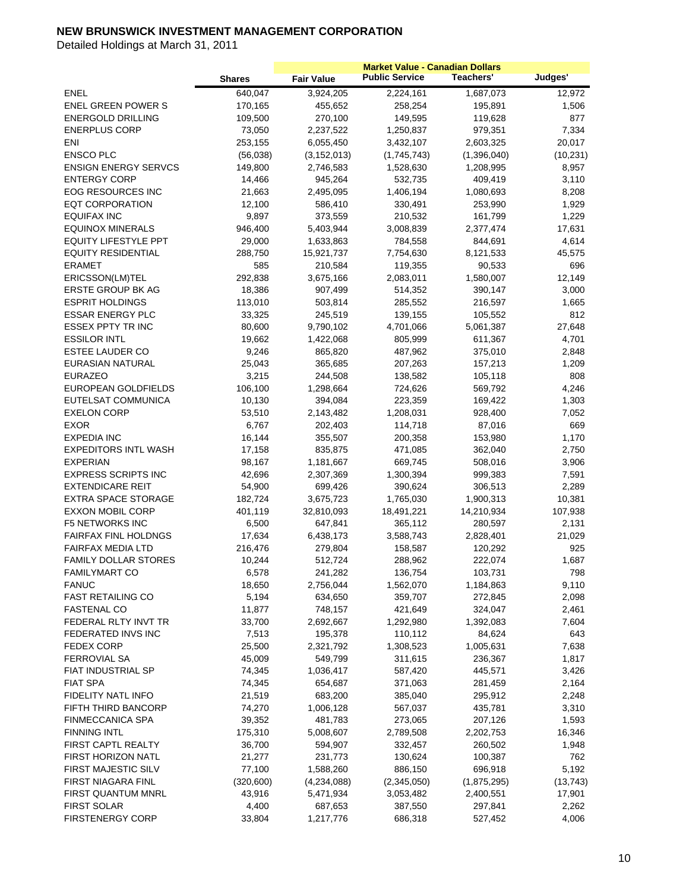# NEW BRUNSWICK INVESTMENT MANAGEMENT CORPORATION

Detailed Holdings at March 31, 2011

| | | Market Value - Canadian Dollars | | | |
|---|---|---|---|---|---|
| | Shares | Fair Value | Public Service | Teachers' | Judges' |
| ENEL | 640,047 | 3,924,205 | 2,224,161 | 1,687,073 | 12,972 |
| ENEL GREEN POWER S | 170,165 | 455,652 | 258,254 | 195,891 | 1,506 |
| ENERGOLD DRILLING | 109,500 | 270,100 | 149,595 | 119,628 | 877 |
| ENERPLUS CORP | 73,050 | 2,237,522 | 1,250,837 | 979,351 | 7,334 |
| ENI | 253,155 | 6,055,450 | 3,432,107 | 2,603,325 | 20,017 |
| ENSCO PLC | (56,038) | (3,152,013) | (1,745,743) | (1,396,040) | (10,231) |
| ENSIGN ENERGY SERVCS | 149,800 | 2,746,583 | 1,528,630 | 1,208,995 | 8,957 |
| ENTERGY CORP | 14,466 | 945,264 | 532,735 | 409,419 | 3,110 |
| EOG RESOURCES INC | 21,663 | 2,495,095 | 1,406,194 | 1,080,693 | 8,208 |
| EQT CORPORATION | 12,100 | 586,410 | 330,491 | 253,990 | 1,929 |
| EQUIFAX INC | 9,897 | 373,559 | 210,532 | 161,799 | 1,229 |
| EQUINOX MINERALS | 946,400 | 5,403,944 | 3,008,839 | 2,377,474 | 17,631 |
| EQUITY LIFESTYLE PPT | 29,000 | 1,633,863 | 784,558 | 844,691 | 4,614 |
| EQUITY RESIDENTIAL | 288,750 | 15,921,737 | 7,754,630 | 8,121,533 | 45,575 |
| ERAMET | 585 | 210,584 | 119,355 | 90,533 | 696 |
| ERICSSON(LM)TEL | 292,838 | 3,675,166 | 2,083,011 | 1,580,007 | 12,149 |
| ERSTE GROUP BK AG | 18,386 | 907,499 | 514,352 | 390,147 | 3,000 |
| ESPRIT HOLDINGS | 113,010 | 503,814 | 285,552 | 216,597 | 1,665 |
| ESSAR ENERGY PLC | 33,325 | 245,519 | 139,155 | 105,552 | 812 |
| ESSEX PPTY TR INC | 80,600 | 9,790,102 | 4,701,066 | 5,061,387 | 27,648 |
| ESSILOR INTL | 19,662 | 1,422,068 | 805,999 | 611,367 | 4,701 |
| ESTEE LAUDER CO | 9,246 | 865,820 | 487,962 | 375,010 | 2,848 |
| EURASIAN NATURAL | 25,043 | 365,685 | 207,263 | 157,213 | 1,209 |
| EURAZEO | 3,215 | 244,508 | 138,582 | 105,118 | 808 |
| EUROPEAN GOLDFIELDS | 106,100 | 1,298,664 | 724,626 | 569,792 | 4,246 |
| EUTELSAT COMMUNICA | 10,130 | 394,084 | 223,359 | 169,422 | 1,303 |
| EXELON CORP | 53,510 | 2,143,482 | 1,208,031 | 928,400 | 7,052 |
| EXOR | 6,767 | 202,403 | 114,718 | 87,016 | 669 |
| EXPEDIA INC | 16,144 | 355,507 | 200,358 | 153,980 | 1,170 |
| EXPEDITORS INTL WASH | 17,158 | 835,875 | 471,085 | 362,040 | 2,750 |
| EXPERIAN | 98,167 | 1,181,667 | 669,745 | 508,016 | 3,906 |
| EXPRESS SCRIPTS INC | 42,696 | 2,307,369 | 1,300,394 | 999,383 | 7,591 |
| EXTENDICARE REIT | 54,900 | 699,426 | 390,624 | 306,513 | 2,289 |
| EXTRA SPACE STORAGE | 182,724 | 3,675,723 | 1,765,030 | 1,900,313 | 10,381 |
| EXXON MOBIL CORP | 401,119 | 32,810,093 | 18,491,221 | 14,210,934 | 107,938 |
| F5 NETWORKS INC | 6,500 | 647,841 | 365,112 | 280,597 | 2,131 |
| FAIRFAX FINL HOLDNGS | 17,634 | 6,438,173 | 3,588,743 | 2,828,401 | 21,029 |
| FAIRFAX MEDIA LTD | 216,476 | 279,804 | 158,587 | 120,292 | 925 |
| FAMILY DOLLAR STORES | 10,244 | 512,724 | 288,962 | 222,074 | 1,687 |
| FAMILYMART CO | 6,578 | 241,282 | 136,754 | 103,731 | 798 |
| FANUC | 18,650 | 2,756,044 | 1,562,070 | 1,184,863 | 9,110 |
| FAST RETAILING CO | 5,194 | 634,650 | 359,707 | 272,845 | 2,098 |
| FASTENAL CO | 11,877 | 748,157 | 421,649 | 324,047 | 2,461 |
| FEDERAL RLTY INVT TR | 33,700 | 2,692,667 | 1,292,980 | 1,392,083 | 7,604 |
| FEDERATED INVS INC | 7,513 | 195,378 | 110,112 | 84,624 | 643 |
| FEDEX CORP | 25,500 | 2,321,792 | 1,308,523 | 1,005,631 | 7,638 |
| FERROVIAL SA | 45,009 | 549,799 | 311,615 | 236,367 | 1,817 |
| FIAT INDUSTRIAL SP | 74,345 | 1,036,417 | 587,420 | 445,571 | 3,426 |
| FIAT SPA | 74,345 | 654,687 | 371,063 | 281,459 | 2,164 |
| FIDELITY NATL INFO | 21,519 | 683,200 | 385,040 | 295,912 | 2,248 |
| FIFTH THIRD BANCORP | 74,270 | 1,006,128 | 567,037 | 435,781 | 3,310 |
| FINMECCANICA SPA | 39,352 | 481,783 | 273,065 | 207,126 | 1,593 |
| FINNING INTL | 175,310 | 5,008,607 | 2,789,508 | 2,202,753 | 16,346 |
| FIRST CAPTL REALTY | 36,700 | 594,907 | 332,457 | 260,502 | 1,948 |
| FIRST HORIZON NATL | 21,277 | 231,773 | 130,624 | 100,387 | 762 |
| FIRST MAJESTIC SILV | 77,100 | 1,588,260 | 886,150 | 696,918 | 5,192 |
| FIRST NIAGARA FINL | (320,600) | (4,234,088) | (2,345,050) | (1,875,295) | (13,743) |
| FIRST QUANTUM MNRL | 43,916 | 5,471,934 | 3,053,482 | 2,400,551 | 17,901 |
| FIRST SOLAR | 4,400 | 687,653 | 387,550 | 297,841 | 2,262 |
| FIRSTENERGY CORP | 33,804 | 1,217,776 | 686,318 | 527,452 | 4,006 |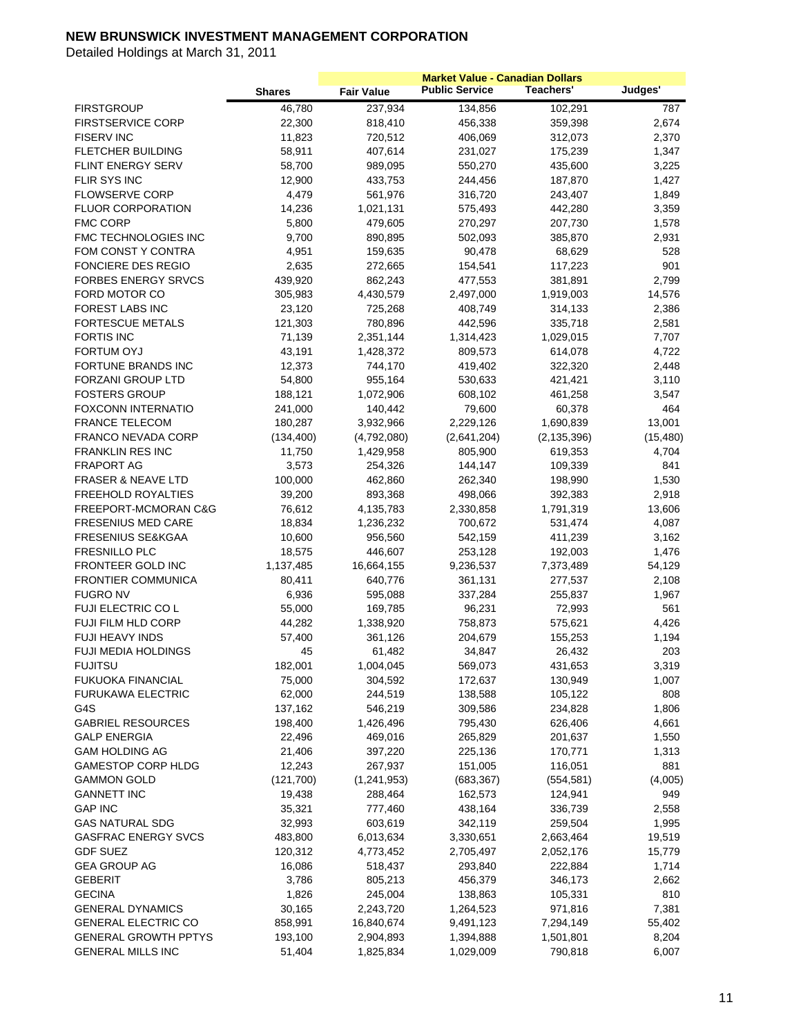# NEW BRUNSWICK INVESTMENT MANAGEMENT CORPORATION

Detailed Holdings at March 31, 2011

| | Shares | Fair Value | Market Value - Canadian Dollars Public Service | Teachers' | Judges' |
|---|---|---|---|---|---|
| FIRSTGROUP | 46,780 | 237,934 | 134,856 | 102,291 | 787 |
| FIRSTSERVICE CORP | 22,300 | 818,410 | 456,338 | 359,398 | 2,674 |
| FISERV INC | 11,823 | 720,512 | 406,069 | 312,073 | 2,370 |
| FLETCHER BUILDING | 58,911 | 407,614 | 231,027 | 175,239 | 1,347 |
| FLINT ENERGY SERV | 58,700 | 989,095 | 550,270 | 435,600 | 3,225 |
| FLIR SYS INC | 12,900 | 433,753 | 244,456 | 187,870 | 1,427 |
| FLOWSERVE CORP | 4,479 | 561,976 | 316,720 | 243,407 | 1,849 |
| FLUOR CORPORATION | 14,236 | 1,021,131 | 575,493 | 442,280 | 3,359 |
| FMC CORP | 5,800 | 479,605 | 270,297 | 207,730 | 1,578 |
| FMC TECHNOLOGIES INC | 9,700 | 890,895 | 502,093 | 385,870 | 2,931 |
| FOM CONST Y CONTRA | 4,951 | 159,635 | 90,478 | 68,629 | 528 |
| FONCIERE DES REGIO | 2,635 | 272,665 | 154,541 | 117,223 | 901 |
| FORBES ENERGY SRVCS | 439,920 | 862,243 | 477,553 | 381,891 | 2,799 |
| FORD MOTOR CO | 305,983 | 4,430,579 | 2,497,000 | 1,919,003 | 14,576 |
| FOREST LABS INC | 23,120 | 725,268 | 408,749 | 314,133 | 2,386 |
| FORTESCUE METALS | 121,303 | 780,896 | 442,596 | 335,718 | 2,581 |
| FORTIS INC | 71,139 | 2,351,144 | 1,314,423 | 1,029,015 | 7,707 |
| FORTUM OYJ | 43,191 | 1,428,372 | 809,573 | 614,078 | 4,722 |
| FORTUNE BRANDS INC | 12,373 | 744,170 | 419,402 | 322,320 | 2,448 |
| FORZANI GROUP LTD | 54,800 | 955,164 | 530,633 | 421,421 | 3,110 |
| FOSTERS GROUP | 188,121 | 1,072,906 | 608,102 | 461,258 | 3,547 |
| FOXCONN INTERNATIO | 241,000 | 140,442 | 79,600 | 60,378 | 464 |
| FRANCE TELECOM | 180,287 | 3,932,966 | 2,229,126 | 1,690,839 | 13,001 |
| FRANCO NEVADA CORP | (134,400) | (4,792,080) | (2,641,204) | (2,135,396) | (15,480) |
| FRANKLIN RES INC | 11,750 | 1,429,958 | 805,900 | 619,353 | 4,704 |
| FRAPORT AG | 3,573 | 254,326 | 144,147 | 109,339 | 841 |
| FRASER & NEAVE LTD | 100,000 | 462,860 | 262,340 | 198,990 | 1,530 |
| FREEHOLD ROYALTIES | 39,200 | 893,368 | 498,066 | 392,383 | 2,918 |
| FREEPORT-MCMORAN C&G | 76,612 | 4,135,783 | 2,330,858 | 1,791,319 | 13,606 |
| FRESENIUS MED CARE | 18,834 | 1,236,232 | 700,672 | 531,474 | 4,087 |
| FRESENIUS SE&KGAA | 10,600 | 956,560 | 542,159 | 411,239 | 3,162 |
| FRESNILLO PLC | 18,575 | 446,607 | 253,128 | 192,003 | 1,476 |
| FRONTEER GOLD INC | 1,137,485 | 16,664,155 | 9,236,537 | 7,373,489 | 54,129 |
| FRONTIER COMMUNICA | 80,411 | 640,776 | 361,131 | 277,537 | 2,108 |
| FUGRO NV | 6,936 | 595,088 | 337,284 | 255,837 | 1,967 |
| FUJI ELECTRIC CO L | 55,000 | 169,785 | 96,231 | 72,993 | 561 |
| FUJI FILM HLD CORP | 44,282 | 1,338,920 | 758,873 | 575,621 | 4,426 |
| FUJI HEAVY INDS | 57,400 | 361,126 | 204,679 | 155,253 | 1,194 |
| FUJI MEDIA HOLDINGS | 45 | 61,482 | 34,847 | 26,432 | 203 |
| FUJITSU | 182,001 | 1,004,045 | 569,073 | 431,653 | 3,319 |
| FUKUOKA FINANCIAL | 75,000 | 304,592 | 172,637 | 130,949 | 1,007 |
| FURUKAWA ELECTRIC | 62,000 | 244,519 | 138,588 | 105,122 | 808 |
| G4S | 137,162 | 546,219 | 309,586 | 234,828 | 1,806 |
| GABRIEL RESOURCES | 198,400 | 1,426,496 | 795,430 | 626,406 | 4,661 |
| GALP ENERGIA | 22,496 | 469,016 | 265,829 | 201,637 | 1,550 |
| GAM HOLDING AG | 21,406 | 397,220 | 225,136 | 170,771 | 1,313 |
| GAMESTOP CORP HLDG | 12,243 | 267,937 | 151,005 | 116,051 | 881 |
| GAMMON GOLD | (121,700) | (1,241,953) | (683,367) | (554,581) | (4,005) |
| GANNETT INC | 19,438 | 288,464 | 162,573 | 124,941 | 949 |
| GAP INC | 35,321 | 777,460 | 438,164 | 336,739 | 2,558 |
| GAS NATURAL SDG | 32,993 | 603,619 | 342,119 | 259,504 | 1,995 |
| GASFRAC ENERGY SVCS | 483,800 | 6,013,634 | 3,330,651 | 2,663,464 | 19,519 |
| GDF SUEZ | 120,312 | 4,773,452 | 2,705,497 | 2,052,176 | 15,779 |
| GEA GROUP AG | 16,086 | 518,437 | 293,840 | 222,884 | 1,714 |
| GEBERIT | 3,786 | 805,213 | 456,379 | 346,173 | 2,662 |
| GECINA | 1,826 | 245,004 | 138,863 | 105,331 | 810 |
| GENERAL DYNAMICS | 30,165 | 2,243,720 | 1,264,523 | 971,816 | 7,381 |
| GENERAL ELECTRIC CO | 858,991 | 16,840,674 | 9,491,123 | 7,294,149 | 55,402 |
| GENERAL GROWTH PPTYS | 193,100 | 2,904,893 | 1,394,888 | 1,501,801 | 8,204 |
| GENERAL MILLS INC | 51,404 | 1,825,834 | 1,029,009 | 790,818 | 6,007 |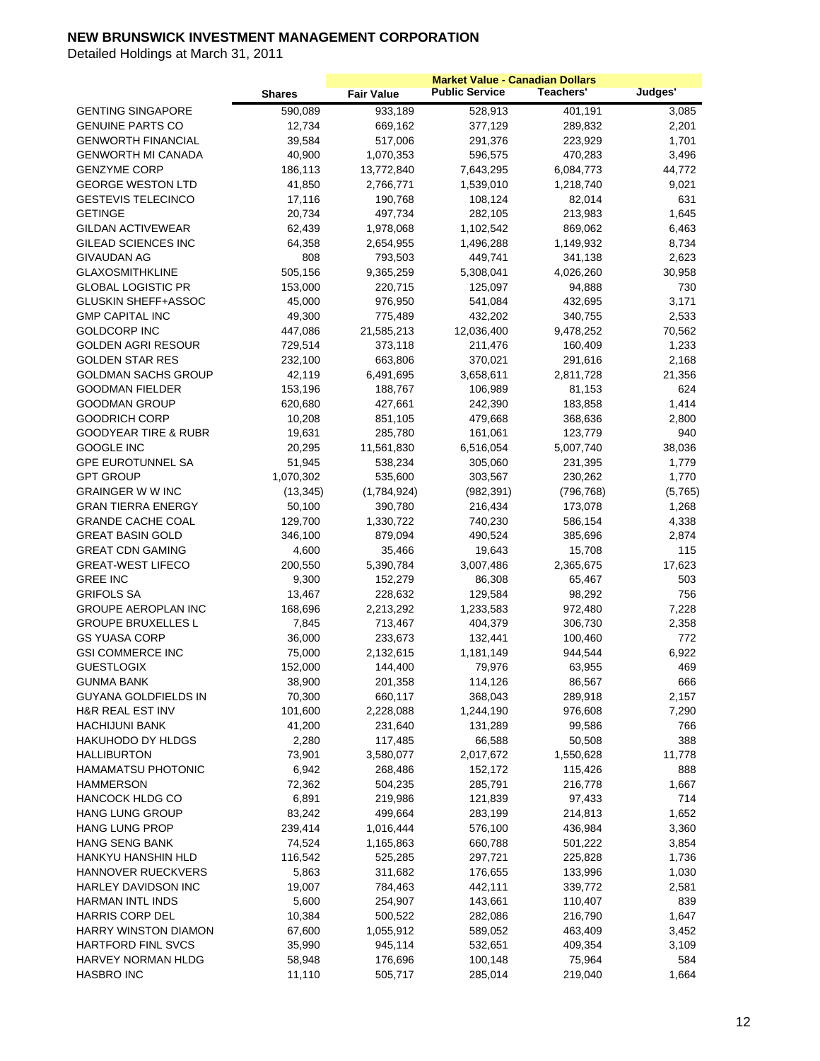# NEW BRUNSWICK INVESTMENT MANAGEMENT CORPORATION

Detailed Holdings at March 31, 2011

| | | Market Value - Canadian Dollars | | | |
|---|---|---|---|---|---|
| | Shares | Fair Value | Public Service | Teachers' | Judges' |
| GENTING SINGAPORE | 590,089 | 933,189 | 528,913 | 401,191 | 3,085 |
| GENUINE PARTS CO | 12,734 | 669,162 | 377,129 | 289,832 | 2,201 |
| GENWORTH FINANCIAL | 39,584 | 517,006 | 291,376 | 223,929 | 1,701 |
| GENWORTH MI CANADA | 40,900 | 1,070,353 | 596,575 | 470,283 | 3,496 |
| GENZYME CORP | 186,113 | 13,772,840 | 7,643,295 | 6,084,773 | 44,772 |
| GEORGE WESTON LTD | 41,850 | 2,766,771 | 1,539,010 | 1,218,740 | 9,021 |
| GESTEVIS TELECINCO | 17,116 | 190,768 | 108,124 | 82,014 | 631 |
| GETINGE | 20,734 | 497,734 | 282,105 | 213,983 | 1,645 |
| GILDAN ACTIVEWEAR | 62,439 | 1,978,068 | 1,102,542 | 869,062 | 6,463 |
| GILEAD SCIENCES INC | 64,358 | 2,654,955 | 1,496,288 | 1,149,932 | 8,734 |
| GIVAUDAN AG | 808 | 793,503 | 449,741 | 341,138 | 2,623 |
| GLAXOSMITHKLINE | 505,156 | 9,365,259 | 5,308,041 | 4,026,260 | 30,958 |
| GLOBAL LOGISTIC PR | 153,000 | 220,715 | 125,097 | 94,888 | 730 |
| GLUSKIN SHEFF+ASSOC | 45,000 | 976,950 | 541,084 | 432,695 | 3,171 |
| GMP CAPITAL INC | 49,300 | 775,489 | 432,202 | 340,755 | 2,533 |
| GOLDCORP INC | 447,086 | 21,585,213 | 12,036,400 | 9,478,252 | 70,562 |
| GOLDEN AGRI RESOUR | 729,514 | 373,118 | 211,476 | 160,409 | 1,233 |
| GOLDEN STAR RES | 232,100 | 663,806 | 370,021 | 291,616 | 2,168 |
| GOLDMAN SACHS GROUP | 42,119 | 6,491,695 | 3,658,611 | 2,811,728 | 21,356 |
| GOODMAN FIELDER | 153,196 | 188,767 | 106,989 | 81,153 | 624 |
| GOODMAN GROUP | 620,680 | 427,661 | 242,390 | 183,858 | 1,414 |
| GOODRICH CORP | 10,208 | 851,105 | 479,668 | 368,636 | 2,800 |
| GOODYEAR TIRE & RUBR | 19,631 | 285,780 | 161,061 | 123,779 | 940 |
| GOOGLE INC | 20,295 | 11,561,830 | 6,516,054 | 5,007,740 | 38,036 |
| GPE EUROTUNNEL SA | 51,945 | 538,234 | 305,060 | 231,395 | 1,779 |
| GPT GROUP | 1,070,302 | 535,600 | 303,567 | 230,262 | 1,770 |
| GRAINGER W W INC | (13,345) | (1,784,924) | (982,391) | (796,768) | (5,765) |
| GRAN TIERRA ENERGY | 50,100 | 390,780 | 216,434 | 173,078 | 1,268 |
| GRANDE CACHE COAL | 129,700 | 1,330,722 | 740,230 | 586,154 | 4,338 |
| GREAT BASIN GOLD | 346,100 | 879,094 | 490,524 | 385,696 | 2,874 |
| GREAT CDN GAMING | 4,600 | 35,466 | 19,643 | 15,708 | 115 |
| GREAT-WEST LIFECO | 200,550 | 5,390,784 | 3,007,486 | 2,365,675 | 17,623 |
| GREE INC | 9,300 | 152,279 | 86,308 | 65,467 | 503 |
| GRIFOLS SA | 13,467 | 228,632 | 129,584 | 98,292 | 756 |
| GROUPE AEROPLAN INC | 168,696 | 2,213,292 | 1,233,583 | 972,480 | 7,228 |
| GROUPE BRUXELLES L | 7,845 | 713,467 | 404,379 | 306,730 | 2,358 |
| GS YUASA CORP | 36,000 | 233,673 | 132,441 | 100,460 | 772 |
| GSI COMMERCE INC | 75,000 | 2,132,615 | 1,181,149 | 944,544 | 6,922 |
| GUESTLOGIX | 152,000 | 144,400 | 79,976 | 63,955 | 469 |
| GUNMA BANK | 38,900 | 201,358 | 114,126 | 86,567 | 666 |
| GUYANA GOLDFIELDS IN | 70,300 | 660,117 | 368,043 | 289,918 | 2,157 |
| H&R REAL EST INV | 101,600 | 2,228,088 | 1,244,190 | 976,608 | 7,290 |
| HACHIJUNI BANK | 41,200 | 231,640 | 131,289 | 99,586 | 766 |
| HAKUHODO DY HLDGS | 2,280 | 117,485 | 66,588 | 50,508 | 388 |
| HALLIBURTON | 73,901 | 3,580,077 | 2,017,672 | 1,550,628 | 11,778 |
| HAMAMATSU PHOTONIC | 6,942 | 268,486 | 152,172 | 115,426 | 888 |
| HAMMERSON | 72,362 | 504,235 | 285,791 | 216,778 | 1,667 |
| HANCOCK HLDG CO | 6,891 | 219,986 | 121,839 | 97,433 | 714 |
| HANG LUNG GROUP | 83,242 | 499,664 | 283,199 | 214,813 | 1,652 |
| HANG LUNG PROP | 239,414 | 1,016,444 | 576,100 | 436,984 | 3,360 |
| HANG SENG BANK | 74,524 | 1,165,863 | 660,788 | 501,222 | 3,854 |
| HANKYU HANSHIN HLD | 116,542 | 525,285 | 297,721 | 225,828 | 1,736 |
| HANNOVER RUECKVERS | 5,863 | 311,682 | 176,655 | 133,996 | 1,030 |
| HARLEY DAVIDSON INC | 19,007 | 784,463 | 442,111 | 339,772 | 2,581 |
| HARMAN INTL INDS | 5,600 | 254,907 | 143,661 | 110,407 | 839 |
| HARRIS CORP DEL | 10,384 | 500,522 | 282,086 | 216,790 | 1,647 |
| HARRY WINSTON DIAMON | 67,600 | 1,055,912 | 589,052 | 463,409 | 3,452 |
| HARTFORD FINL SVCS | 35,990 | 945,114 | 532,651 | 409,354 | 3,109 |
| HARVEY NORMAN HLDG | 58,948 | 176,696 | 100,148 | 75,964 | 584 |
| HASBRO INC | 11,110 | 505,717 | 285,014 | 219,040 | 1,664 |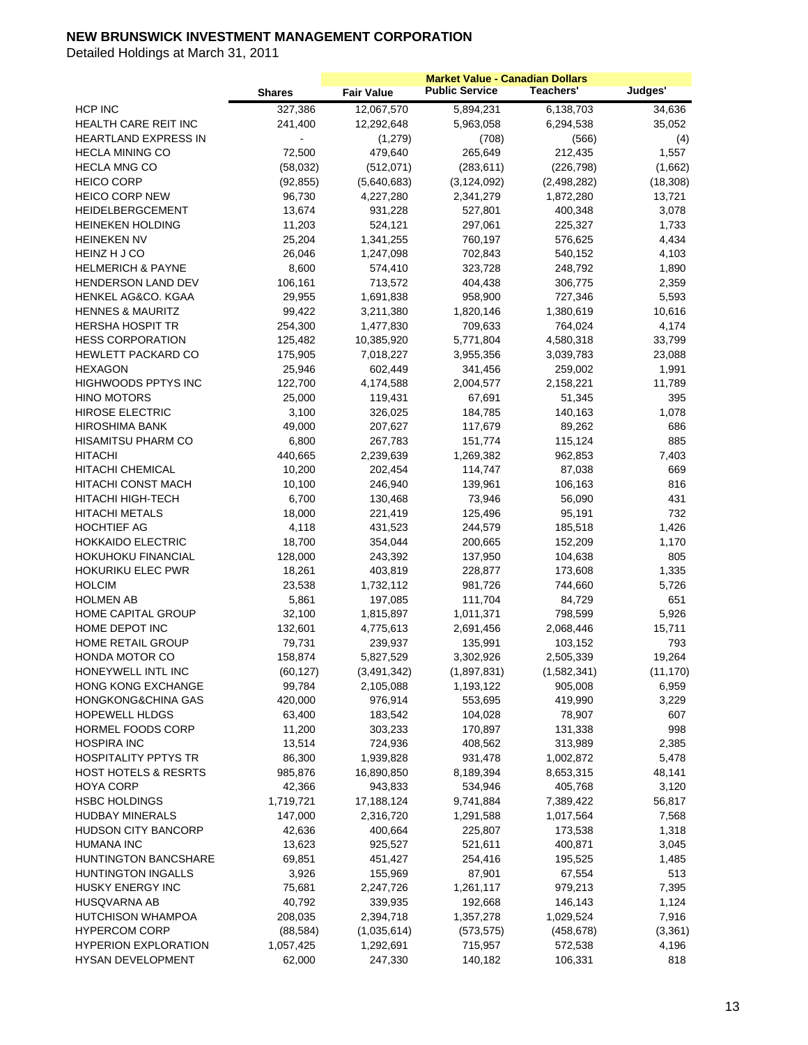# NEW BRUNSWICK INVESTMENT MANAGEMENT CORPORATION

Detailed Holdings at March 31, 2011

| | | Market Value - Canadian Dollars | | | |
|---|---|---|---|---|---|
| | Shares | Fair Value | Public Service | Teachers' | Judges' |
| HCP INC | 327,386 | 12,067,570 | 5,894,231 | 6,138,703 | 34,636 |
| HEALTH CARE REIT INC | 241,400 | 12,292,648 | 5,963,058 | 6,294,538 | 35,052 |
| HEARTLAND EXPRESS IN | - | (1,279) | (708) | (566) | (4) |
| HECLA MINING CO | 72,500 | 479,640 | 265,649 | 212,435 | 1,557 |
| HECLA MNG CO | (58,032) | (512,071) | (283,611) | (226,798) | (1,662) |
| HEICO CORP | (92,855) | (5,640,683) | (3,124,092) | (2,498,282) | (18,308) |
| HEICO CORP NEW | 96,730 | 4,227,280 | 2,341,279 | 1,872,280 | 13,721 |
| HEIDELBERGCEMENT | 13,674 | 931,228 | 527,801 | 400,348 | 3,078 |
| HEINEKEN HOLDING | 11,203 | 524,121 | 297,061 | 225,327 | 1,733 |
| HEINEKEN NV | 25,204 | 1,341,255 | 760,197 | 576,625 | 4,434 |
| HEINZ H J CO | 26,046 | 1,247,098 | 702,843 | 540,152 | 4,103 |
| HELMERICH & PAYNE | 8,600 | 574,410 | 323,728 | 248,792 | 1,890 |
| HENDERSON LAND DEV | 106,161 | 713,572 | 404,438 | 306,775 | 2,359 |
| HENKEL AG&CO. KGAA | 29,955 | 1,691,838 | 958,900 | 727,346 | 5,593 |
| HENNES & MAURITZ | 99,422 | 3,211,380 | 1,820,146 | 1,380,619 | 10,616 |
| HERSHA HOSPIT TR | 254,300 | 1,477,830 | 709,633 | 764,024 | 4,174 |
| HESS CORPORATION | 125,482 | 10,385,920 | 5,771,804 | 4,580,318 | 33,799 |
| HEWLETT PACKARD CO | 175,905 | 7,018,227 | 3,955,356 | 3,039,783 | 23,088 |
| HEXAGON | 25,946 | 602,449 | 341,456 | 259,002 | 1,991 |
| HIGHWOODS PPTYS INC | 122,700 | 4,174,588 | 2,004,577 | 2,158,221 | 11,789 |
| HINO MOTORS | 25,000 | 119,431 | 67,691 | 51,345 | 395 |
| HIROSE ELECTRIC | 3,100 | 326,025 | 184,785 | 140,163 | 1,078 |
| HIROSHIMA BANK | 49,000 | 207,627 | 117,679 | 89,262 | 686 |
| HISAMITSU PHARM CO | 6,800 | 267,783 | 151,774 | 115,124 | 885 |
| HITACHI | 440,665 | 2,239,639 | 1,269,382 | 962,853 | 7,403 |
| HITACHI CHEMICAL | 10,200 | 202,454 | 114,747 | 87,038 | 669 |
| HITACHI CONST MACH | 10,100 | 246,940 | 139,961 | 106,163 | 816 |
| HITACHI HIGH-TECH | 6,700 | 130,468 | 73,946 | 56,090 | 431 |
| HITACHI METALS | 18,000 | 221,419 | 125,496 | 95,191 | 732 |
| HOCHTIEF AG | 4,118 | 431,523 | 244,579 | 185,518 | 1,426 |
| HOKKAIDO ELECTRIC | 18,700 | 354,044 | 200,665 | 152,209 | 1,170 |
| HOKUHOKU FINANCIAL | 128,000 | 243,392 | 137,950 | 104,638 | 805 |
| HOKURIKU ELEC PWR | 18,261 | 403,819 | 228,877 | 173,608 | 1,335 |
| HOLCIM | 23,538 | 1,732,112 | 981,726 | 744,660 | 5,726 |
| HOLMEN AB | 5,861 | 197,085 | 111,704 | 84,729 | 651 |
| HOME CAPITAL GROUP | 32,100 | 1,815,897 | 1,011,371 | 798,599 | 5,926 |
| HOME DEPOT INC | 132,601 | 4,775,613 | 2,691,456 | 2,068,446 | 15,711 |
| HOME RETAIL GROUP | 79,731 | 239,937 | 135,991 | 103,152 | 793 |
| HONDA MOTOR CO | 158,874 | 5,827,529 | 3,302,926 | 2,505,339 | 19,264 |
| HONEYWELL INTL INC | (60,127) | (3,491,342) | (1,897,831) | (1,582,341) | (11,170) |
| HONG KONG EXCHANGE | 99,784 | 2,105,088 | 1,193,122 | 905,008 | 6,959 |
| HONGKONG&CHINA GAS | 420,000 | 976,914 | 553,695 | 419,990 | 3,229 |
| HOPEWELL HLDGS | 63,400 | 183,542 | 104,028 | 78,907 | 607 |
| HORMEL FOODS CORP | 11,200 | 303,233 | 170,897 | 131,338 | 998 |
| HOSPIRA INC | 13,514 | 724,936 | 408,562 | 313,989 | 2,385 |
| HOSPITALITY PPTYS TR | 86,300 | 1,939,828 | 931,478 | 1,002,872 | 5,478 |
| HOST HOTELS & RESRTS | 985,876 | 16,890,850 | 8,189,394 | 8,653,315 | 48,141 |
| HOYA CORP | 42,366 | 943,833 | 534,946 | 405,768 | 3,120 |
| HSBC HOLDINGS | 1,719,721 | 17,188,124 | 9,741,884 | 7,389,422 | 56,817 |
| HUDBAY MINERALS | 147,000 | 2,316,720 | 1,291,588 | 1,017,564 | 7,568 |
| HUDSON CITY BANCORP | 42,636 | 400,664 | 225,807 | 173,538 | 1,318 |
| HUMANA INC | 13,623 | 925,527 | 521,611 | 400,871 | 3,045 |
| HUNTINGTON BANCSHARE | 69,851 | 451,427 | 254,416 | 195,525 | 1,485 |
| HUNTINGTON INGALLS | 3,926 | 155,969 | 87,901 | 67,554 | 513 |
| HUSKY ENERGY INC | 75,681 | 2,247,726 | 1,261,117 | 979,213 | 7,395 |
| HUSQVARNA AB | 40,792 | 339,935 | 192,668 | 146,143 | 1,124 |
| HUTCHISON WHAMPOA | 208,035 | 2,394,718 | 1,357,278 | 1,029,524 | 7,916 |
| HYPERCOM CORP | (88,584) | (1,035,614) | (573,575) | (458,678) | (3,361) |
| HYPERION EXPLORATION | 1,057,425 | 1,292,691 | 715,957 | 572,538 | 4,196 |
| HYSAN DEVELOPMENT | 62,000 | 247,330 | 140,182 | 106,331 | 818 |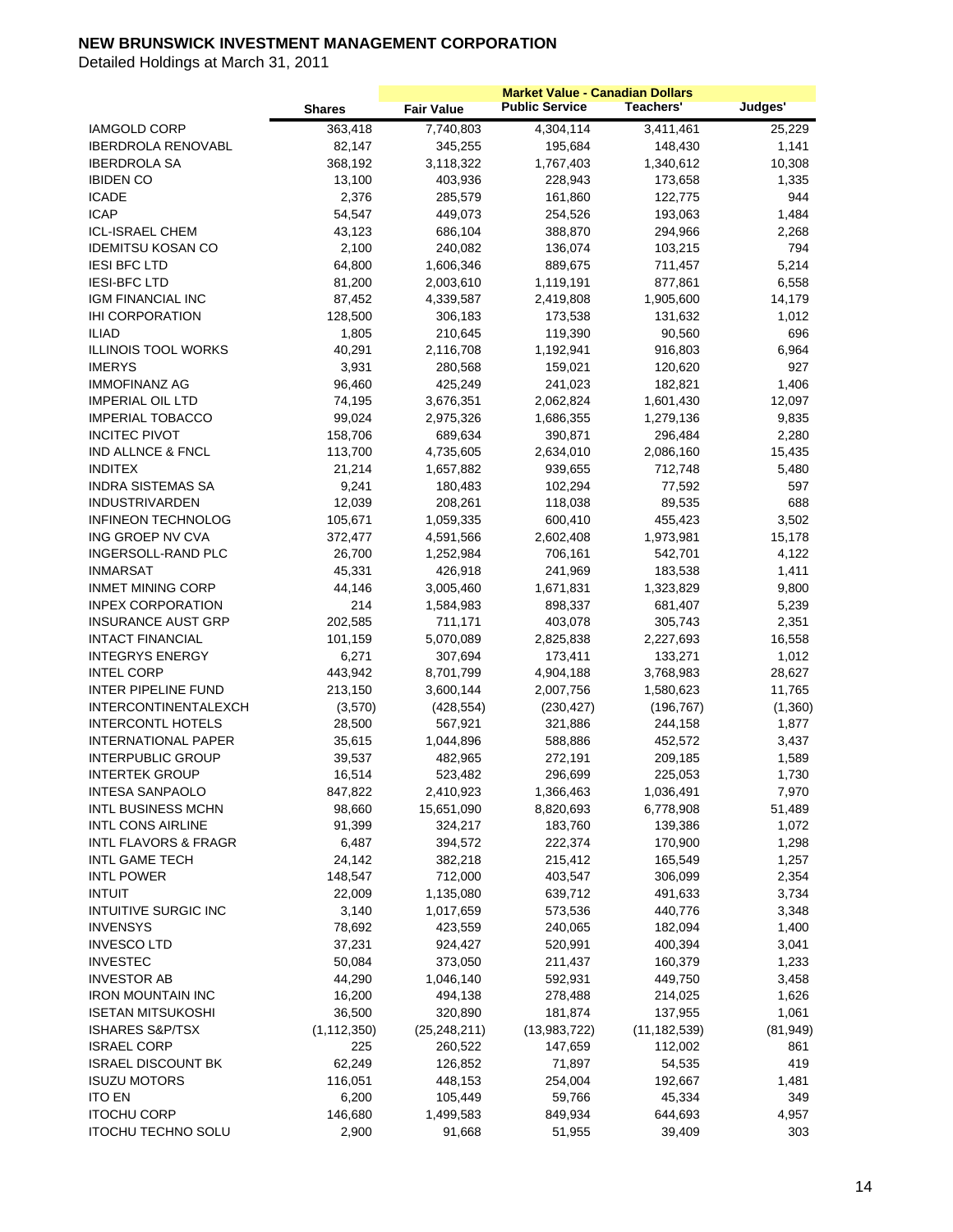# NEW BRUNSWICK INVESTMENT MANAGEMENT CORPORATION

Detailed Holdings at March 31, 2011

| | Shares | Fair Value | Market Value - Canadian Dollars Public Service | Teachers' | Judges' |
|---|---|---|---|---|---|
| IAMGOLD CORP | 363,418 | 7,740,803 | 4,304,114 | 3,411,461 | 25,229 |
| IBERDROLA RENOVABL | 82,147 | 345,255 | 195,684 | 148,430 | 1,141 |
| IBERDROLA SA | 368,192 | 3,118,322 | 1,767,403 | 1,340,612 | 10,308 |
| IBIDEN CO | 13,100 | 403,936 | 228,943 | 173,658 | 1,335 |
| ICADE | 2,376 | 285,579 | 161,860 | 122,775 | 944 |
| ICAP | 54,547 | 449,073 | 254,526 | 193,063 | 1,484 |
| ICL-ISRAEL CHEM | 43,123 | 686,104 | 388,870 | 294,966 | 2,268 |
| IDEMITSU KOSAN CO | 2,100 | 240,082 | 136,074 | 103,215 | 794 |
| IESI BFC LTD | 64,800 | 1,606,346 | 889,675 | 711,457 | 5,214 |
| IESI-BFC LTD | 81,200 | 2,003,610 | 1,119,191 | 877,861 | 6,558 |
| IGM FINANCIAL INC | 87,452 | 4,339,587 | 2,419,808 | 1,905,600 | 14,179 |
| IHI CORPORATION | 128,500 | 306,183 | 173,538 | 131,632 | 1,012 |
| ILIAD | 1,805 | 210,645 | 119,390 | 90,560 | 696 |
| ILLINOIS TOOL WORKS | 40,291 | 2,116,708 | 1,192,941 | 916,803 | 6,964 |
| IMERYS | 3,931 | 280,568 | 159,021 | 120,620 | 927 |
| IMMOFINANZ AG | 96,460 | 425,249 | 241,023 | 182,821 | 1,406 |
| IMPERIAL OIL LTD | 74,195 | 3,676,351 | 2,062,824 | 1,601,430 | 12,097 |
| IMPERIAL TOBACCO | 99,024 | 2,975,326 | 1,686,355 | 1,279,136 | 9,835 |
| INCITEC PIVOT | 158,706 | 689,634 | 390,871 | 296,484 | 2,280 |
| IND ALLNCE & FNCL | 113,700 | 4,735,605 | 2,634,010 | 2,086,160 | 15,435 |
| INDITEX | 21,214 | 1,657,882 | 939,655 | 712,748 | 5,480 |
| INDRA SISTEMAS SA | 9,241 | 180,483 | 102,294 | 77,592 | 597 |
| INDUSTRIVARDEN | 12,039 | 208,261 | 118,038 | 89,535 | 688 |
| INFINEON TECHNOLOG | 105,671 | 1,059,335 | 600,410 | 455,423 | 3,502 |
| ING GROEP NV CVA | 372,477 | 4,591,566 | 2,602,408 | 1,973,981 | 15,178 |
| INGERSOLL-RAND PLC | 26,700 | 1,252,984 | 706,161 | 542,701 | 4,122 |
| INMARSAT | 45,331 | 426,918 | 241,969 | 183,538 | 1,411 |
| INMET MINING CORP | 44,146 | 3,005,460 | 1,671,831 | 1,323,829 | 9,800 |
| INPEX CORPORATION | 214 | 1,584,983 | 898,337 | 681,407 | 5,239 |
| INSURANCE AUST GRP | 202,585 | 711,171 | 403,078 | 305,743 | 2,351 |
| INTACT FINANCIAL | 101,159 | 5,070,089 | 2,825,838 | 2,227,693 | 16,558 |
| INTEGRYS ENERGY | 6,271 | 307,694 | 173,411 | 133,271 | 1,012 |
| INTEL CORP | 443,942 | 8,701,799 | 4,904,188 | 3,768,983 | 28,627 |
| INTER PIPELINE FUND | 213,150 | 3,600,144 | 2,007,756 | 1,580,623 | 11,765 |
| INTERCONTINENTALEXCH | (3,570) | (428,554) | (230,427) | (196,767) | (1,360) |
| INTERCONTL HOTELS | 28,500 | 567,921 | 321,886 | 244,158 | 1,877 |
| INTERNATIONAL PAPER | 35,615 | 1,044,896 | 588,886 | 452,572 | 3,437 |
| INTERPUBLIC GROUP | 39,537 | 482,965 | 272,191 | 209,185 | 1,589 |
| INTERTEK GROUP | 16,514 | 523,482 | 296,699 | 225,053 | 1,730 |
| INTESA SANPAOLO | 847,822 | 2,410,923 | 1,366,463 | 1,036,491 | 7,970 |
| INTL BUSINESS MCHN | 98,660 | 15,651,090 | 8,820,693 | 6,778,908 | 51,489 |
| INTL CONS AIRLINE | 91,399 | 324,217 | 183,760 | 139,386 | 1,072 |
| INTL FLAVORS & FRAGR | 6,487 | 394,572 | 222,374 | 170,900 | 1,298 |
| INTL GAME TECH | 24,142 | 382,218 | 215,412 | 165,549 | 1,257 |
| INTL POWER | 148,547 | 712,000 | 403,547 | 306,099 | 2,354 |
| INTUIT | 22,009 | 1,135,080 | 639,712 | 491,633 | 3,734 |
| INTUITIVE SURGIC INC | 3,140 | 1,017,659 | 573,536 | 440,776 | 3,348 |
| INVENSYS | 78,692 | 423,559 | 240,065 | 182,094 | 1,400 |
| INVESCO LTD | 37,231 | 924,427 | 520,991 | 400,394 | 3,041 |
| INVESTEC | 50,084 | 373,050 | 211,437 | 160,379 | 1,233 |
| INVESTOR AB | 44,290 | 1,046,140 | 592,931 | 449,750 | 3,458 |
| IRON MOUNTAIN INC | 16,200 | 494,138 | 278,488 | 214,025 | 1,626 |
| ISETAN MITSUKOSHI | 36,500 | 320,890 | 181,874 | 137,955 | 1,061 |
| ISHARES S&P/TSX | (1,112,350) | (25,248,211) | (13,983,722) | (11,182,539) | (81,949) |
| ISRAEL CORP | 225 | 260,522 | 147,659 | 112,002 | 861 |
| ISRAEL DISCOUNT BK | 62,249 | 126,852 | 71,897 | 54,535 | 419 |
| ISUZU MOTORS | 116,051 | 448,153 | 254,004 | 192,667 | 1,481 |
| ITO EN | 6,200 | 105,449 | 59,766 | 45,334 | 349 |
| ITOCHU CORP | 146,680 | 1,499,583 | 849,934 | 644,693 | 4,957 |
| ITOCHU TECHNO SOLU | 2,900 | 91,668 | 51,955 | 39,409 | 303 |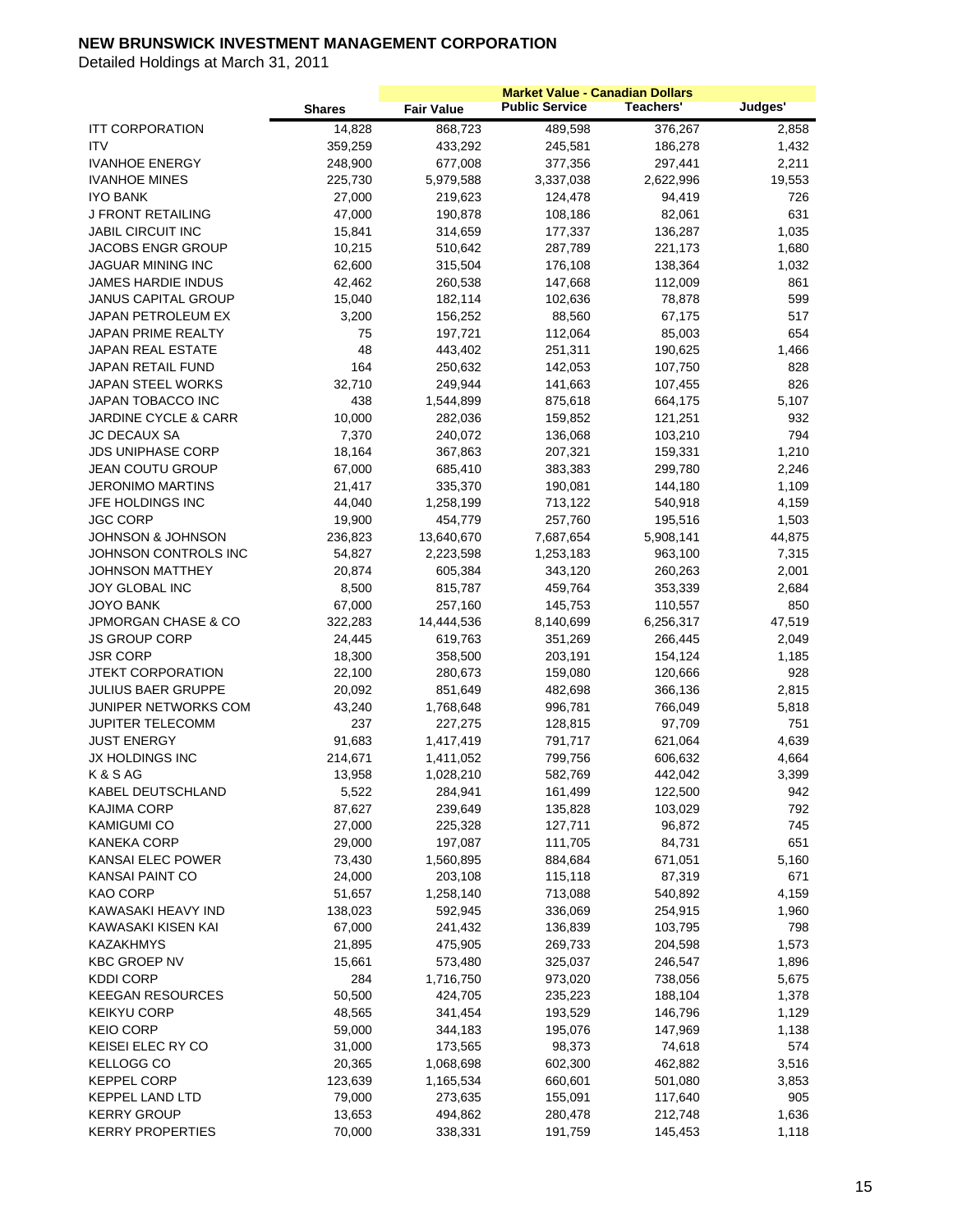**NEW BRUNSWICK INVESTMENT MANAGEMENT CORPORATION**

Detailed Holdings at March 31, 2011

| | | Market Value - Canadian Dollars | | | |
|---|---|---|---|---|---|
| | **Shares** | **Fair Value** | **Public Service** | **Teachers'** | **Judges'** |
| ITT CORPORATION | 14,828 | 868,723 | 489,598 | 376,267 | 2,858 |
| ITV | 359,259 | 433,292 | 245,581 | 186,278 | 1,432 |
| IVANHOE ENERGY | 248,900 | 677,008 | 377,356 | 297,441 | 2,211 |
| IVANHOE MINES | 225,730 | 5,979,588 | 3,337,038 | 2,622,996 | 19,553 |
| IYO BANK | 27,000 | 219,623 | 124,478 | 94,419 | 726 |
| J FRONT RETAILING | 47,000 | 190,878 | 108,186 | 82,061 | 631 |
| JABIL CIRCUIT INC | 15,841 | 314,659 | 177,337 | 136,287 | 1,035 |
| JACOBS ENGR GROUP | 10,215 | 510,642 | 287,789 | 221,173 | 1,680 |
| JAGUAR MINING INC | 62,600 | 315,504 | 176,108 | 138,364 | 1,032 |
| JAMES HARDIE INDUS | 42,462 | 260,538 | 147,668 | 112,009 | 861 |
| JANUS CAPITAL GROUP | 15,040 | 182,114 | 102,636 | 78,878 | 599 |
| JAPAN PETROLEUM EX | 3,200 | 156,252 | 88,560 | 67,175 | 517 |
| JAPAN PRIME REALTY | 75 | 197,721 | 112,064 | 85,003 | 654 |
| JAPAN REAL ESTATE | 48 | 443,402 | 251,311 | 190,625 | 1,466 |
| JAPAN RETAIL FUND | 164 | 250,632 | 142,053 | 107,750 | 828 |
| JAPAN STEEL WORKS | 32,710 | 249,944 | 141,663 | 107,455 | 826 |
| JAPAN TOBACCO INC | 438 | 1,544,899 | 875,618 | 664,175 | 5,107 |
| JARDINE CYCLE & CARR | 10,000 | 282,036 | 159,852 | 121,251 | 932 |
| JC DECAUX SA | 7,370 | 240,072 | 136,068 | 103,210 | 794 |
| JDS UNIPHASE CORP | 18,164 | 367,863 | 207,321 | 159,331 | 1,210 |
| JEAN COUTU GROUP | 67,000 | 685,410 | 383,383 | 299,780 | 2,246 |
| JERONIMO MARTINS | 21,417 | 335,370 | 190,081 | 144,180 | 1,109 |
| JFE HOLDINGS INC | 44,040 | 1,258,199 | 713,122 | 540,918 | 4,159 |
| JGC CORP | 19,900 | 454,779 | 257,760 | 195,516 | 1,503 |
| JOHNSON & JOHNSON | 236,823 | 13,640,670 | 7,687,654 | 5,908,141 | 44,875 |
| JOHNSON CONTROLS INC | 54,827 | 2,223,598 | 1,253,183 | 963,100 | 7,315 |
| JOHNSON MATTHEY | 20,874 | 605,384 | 343,120 | 260,263 | 2,001 |
| JOY GLOBAL INC | 8,500 | 815,787 | 459,764 | 353,339 | 2,684 |
| JOYO BANK | 67,000 | 257,160 | 145,753 | 110,557 | 850 |
| JPMORGAN CHASE & CO | 322,283 | 14,444,536 | 8,140,699 | 6,256,317 | 47,519 |
| JS GROUP CORP | 24,445 | 619,763 | 351,269 | 266,445 | 2,049 |
| JSR CORP | 18,300 | 358,500 | 203,191 | 154,124 | 1,185 |
| JTEKT CORPORATION | 22,100 | 280,673 | 159,080 | 120,666 | 928 |
| JULIUS BAER GRUPPE | 20,092 | 851,649 | 482,698 | 366,136 | 2,815 |
| JUNIPER NETWORKS COM | 43,240 | 1,768,648 | 996,781 | 766,049 | 5,818 |
| JUPITER TELECOMM | 237 | 227,275 | 128,815 | 97,709 | 751 |
| JUST ENERGY | 91,683 | 1,417,419 | 791,717 | 621,064 | 4,639 |
| JX HOLDINGS INC | 214,671 | 1,411,052 | 799,756 | 606,632 | 4,664 |
| K & S AG | 13,958 | 1,028,210 | 582,769 | 442,042 | 3,399 |
| KABEL DEUTSCHLAND | 5,522 | 284,941 | 161,499 | 122,500 | 942 |
| KAJIMA CORP | 87,627 | 239,649 | 135,828 | 103,029 | 792 |
| KAMIGUMI CO | 27,000 | 225,328 | 127,711 | 96,872 | 745 |
| KANEKA CORP | 29,000 | 197,087 | 111,705 | 84,731 | 651 |
| KANSAI ELEC POWER | 73,430 | 1,560,895 | 884,684 | 671,051 | 5,160 |
| KANSAI PAINT CO | 24,000 | 203,108 | 115,118 | 87,319 | 671 |
| KAO CORP | 51,657 | 1,258,140 | 713,088 | 540,892 | 4,159 |
| KAWASAKI HEAVY IND | 138,023 | 592,945 | 336,069 | 254,915 | 1,960 |
| KAWASAKI KISEN KAI | 67,000 | 241,432 | 136,839 | 103,795 | 798 |
| KAZAKHMYS | 21,895 | 475,905 | 269,733 | 204,598 | 1,573 |
| KBC GROEP NV | 15,661 | 573,480 | 325,037 | 246,547 | 1,896 |
| KDDI CORP | 284 | 1,716,750 | 973,020 | 738,056 | 5,675 |
| KEEGAN RESOURCES | 50,500 | 424,705 | 235,223 | 188,104 | 1,378 |
| KEIKYU CORP | 48,565 | 341,454 | 193,529 | 146,796 | 1,129 |
| KEIO CORP | 59,000 | 344,183 | 195,076 | 147,969 | 1,138 |
| KEISEI ELEC RY CO | 31,000 | 173,565 | 98,373 | 74,618 | 574 |
| KELLOGG CO | 20,365 | 1,068,698 | 602,300 | 462,882 | 3,516 |
| KEPPEL CORP | 123,639 | 1,165,534 | 660,601 | 501,080 | 3,853 |
| KEPPEL LAND LTD | 79,000 | 273,635 | 155,091 | 117,640 | 905 |
| KERRY GROUP | 13,653 | 494,862 | 280,478 | 212,748 | 1,636 |
| KERRY PROPERTIES | 70,000 | 338,331 | 191,759 | 145,453 | 1,118 |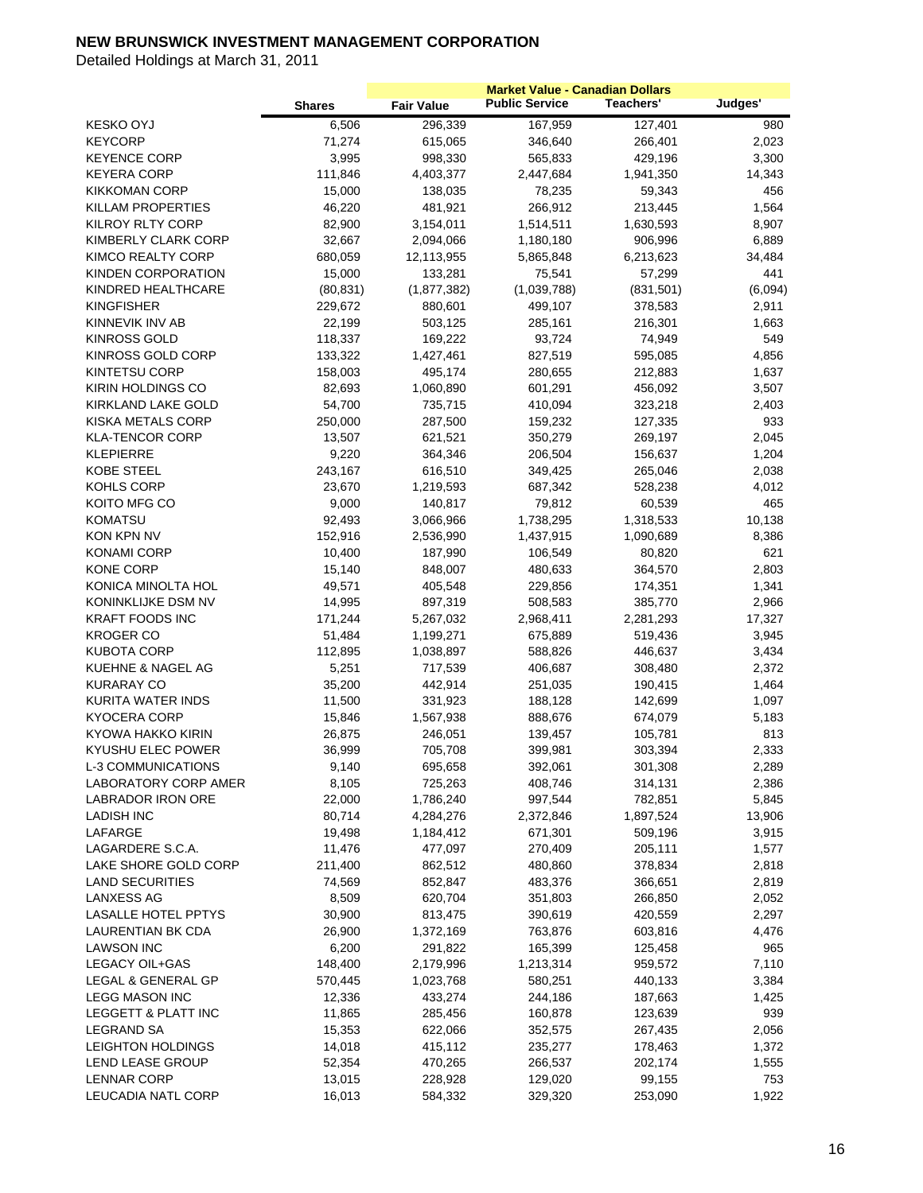# NEW BRUNSWICK INVESTMENT MANAGEMENT CORPORATION

Detailed Holdings at March 31, 2011

| | Shares | Fair Value | Market Value - Canadian Dollars Public Service | Teachers' | Judges' |
|---|---|---|---|---|---|
| KESKO OYJ | 6,506 | 296,339 | 167,959 | 127,401 | 980 |
| KEYCORP | 71,274 | 615,065 | 346,640 | 266,401 | 2,023 |
| KEYENCE CORP | 3,995 | 998,330 | 565,833 | 429,196 | 3,300 |
| KEYERA CORP | 111,846 | 4,403,377 | 2,447,684 | 1,941,350 | 14,343 |
| KIKKOMAN CORP | 15,000 | 138,035 | 78,235 | 59,343 | 456 |
| KILLAM PROPERTIES | 46,220 | 481,921 | 266,912 | 213,445 | 1,564 |
| KILROY RLTY CORP | 82,900 | 3,154,011 | 1,514,511 | 1,630,593 | 8,907 |
| KIMBERLY CLARK CORP | 32,667 | 2,094,066 | 1,180,180 | 906,996 | 6,889 |
| KIMCO REALTY CORP | 680,059 | 12,113,955 | 5,865,848 | 6,213,623 | 34,484 |
| KINDEN CORPORATION | 15,000 | 133,281 | 75,541 | 57,299 | 441 |
| KINDRED HEALTHCARE | (80,831) | (1,877,382) | (1,039,788) | (831,501) | (6,094) |
| KINGFISHER | 229,672 | 880,601 | 499,107 | 378,583 | 2,911 |
| KINNEVIK INV AB | 22,199 | 503,125 | 285,161 | 216,301 | 1,663 |
| KINROSS GOLD | 118,337 | 169,222 | 93,724 | 74,949 | 549 |
| KINROSS GOLD CORP | 133,322 | 1,427,461 | 827,519 | 595,085 | 4,856 |
| KINTETSU CORP | 158,003 | 495,174 | 280,655 | 212,883 | 1,637 |
| KIRIN HOLDINGS CO | 82,693 | 1,060,890 | 601,291 | 456,092 | 3,507 |
| KIRKLAND LAKE GOLD | 54,700 | 735,715 | 410,094 | 323,218 | 2,403 |
| KISKA METALS CORP | 250,000 | 287,500 | 159,232 | 127,335 | 933 |
| KLA-TENCOR CORP | 13,507 | 621,521 | 350,279 | 269,197 | 2,045 |
| KLEPIERRE | 9,220 | 364,346 | 206,504 | 156,637 | 1,204 |
| KOBE STEEL | 243,167 | 616,510 | 349,425 | 265,046 | 2,038 |
| KOHLS CORP | 23,670 | 1,219,593 | 687,342 | 528,238 | 4,012 |
| KOITO MFG CO | 9,000 | 140,817 | 79,812 | 60,539 | 465 |
| KOMATSU | 92,493 | 3,066,966 | 1,738,295 | 1,318,533 | 10,138 |
| KON KPN NV | 152,916 | 2,536,990 | 1,437,915 | 1,090,689 | 8,386 |
| KONAMI CORP | 10,400 | 187,990 | 106,549 | 80,820 | 621 |
| KONE CORP | 15,140 | 848,007 | 480,633 | 364,570 | 2,803 |
| KONICA MINOLTA HOL | 49,571 | 405,548 | 229,856 | 174,351 | 1,341 |
| KONINKLIJKE DSM NV | 14,995 | 897,319 | 508,583 | 385,770 | 2,966 |
| KRAFT FOODS INC | 171,244 | 5,267,032 | 2,968,411 | 2,281,293 | 17,327 |
| KROGER CO | 51,484 | 1,199,271 | 675,889 | 519,436 | 3,945 |
| KUBOTA CORP | 112,895 | 1,038,897 | 588,826 | 446,637 | 3,434 |
| KUEHNE & NAGEL AG | 5,251 | 717,539 | 406,687 | 308,480 | 2,372 |
| KURARAY CO | 35,200 | 442,914 | 251,035 | 190,415 | 1,464 |
| KURITA WATER INDS | 11,500 | 331,923 | 188,128 | 142,699 | 1,097 |
| KYOCERA CORP | 15,846 | 1,567,938 | 888,676 | 674,079 | 5,183 |
| KYOWA HAKKO KIRIN | 26,875 | 246,051 | 139,457 | 105,781 | 813 |
| KYUSHU ELEC POWER | 36,999 | 705,708 | 399,981 | 303,394 | 2,333 |
| L-3 COMMUNICATIONS | 9,140 | 695,658 | 392,061 | 301,308 | 2,289 |
| LABORATORY CORP AMER | 8,105 | 725,263 | 408,746 | 314,131 | 2,386 |
| LABRADOR IRON ORE | 22,000 | 1,786,240 | 997,544 | 782,851 | 5,845 |
| LADISH INC | 80,714 | 4,284,276 | 2,372,846 | 1,897,524 | 13,906 |
| LAFARGE | 19,498 | 1,184,412 | 671,301 | 509,196 | 3,915 |
| LAGARDERE S.C.A. | 11,476 | 477,097 | 270,409 | 205,111 | 1,577 |
| LAKE SHORE GOLD CORP | 211,400 | 862,512 | 480,860 | 378,834 | 2,818 |
| LAND SECURITIES | 74,569 | 852,847 | 483,376 | 366,651 | 2,819 |
| LANXESS AG | 8,509 | 620,704 | 351,803 | 266,850 | 2,052 |
| LASALLE HOTEL PPTYS | 30,900 | 813,475 | 390,619 | 420,559 | 2,297 |
| LAURENTIAN BK CDA | 26,900 | 1,372,169 | 763,876 | 603,816 | 4,476 |
| LAWSON INC | 6,200 | 291,822 | 165,399 | 125,458 | 965 |
| LEGACY OIL+GAS | 148,400 | 2,179,996 | 1,213,314 | 959,572 | 7,110 |
| LEGAL & GENERAL GP | 570,445 | 1,023,768 | 580,251 | 440,133 | 3,384 |
| LEGG MASON INC | 12,336 | 433,274 | 244,186 | 187,663 | 1,425 |
| LEGGETT & PLATT INC | 11,865 | 285,456 | 160,878 | 123,639 | 939 |
| LEGRAND SA | 15,353 | 622,066 | 352,575 | 267,435 | 2,056 |
| LEIGHTON HOLDINGS | 14,018 | 415,112 | 235,277 | 178,463 | 1,372 |
| LEND LEASE GROUP | 52,354 | 470,265 | 266,537 | 202,174 | 1,555 |
| LENNAR CORP | 13,015 | 228,928 | 129,020 | 99,155 | 753 |
| LEUCADIA NATL CORP | 16,013 | 584,332 | 329,320 | 253,090 | 1,922 |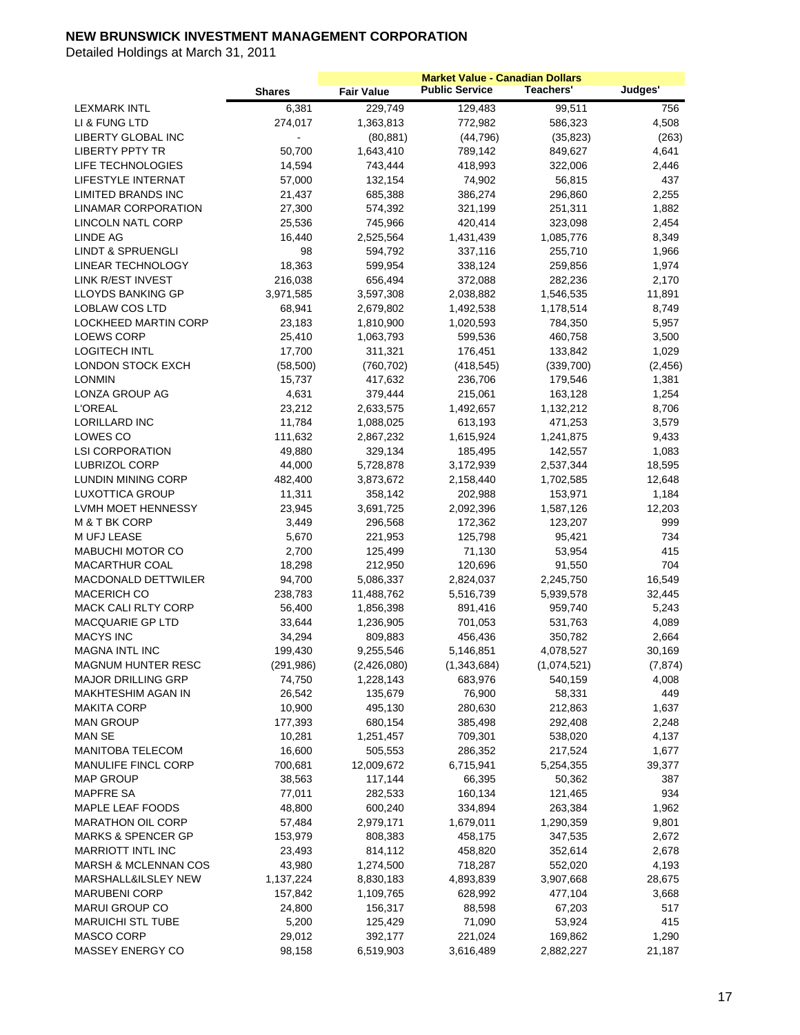# NEW BRUNSWICK INVESTMENT MANAGEMENT CORPORATION

Detailed Holdings at March 31, 2011

| | | Market Value - Canadian Dollars | | | |
|---|---|---|---|---|---|
| | Shares | Fair Value | Public Service | Teachers' | Judges' |
| LEXMARK INTL | 6,381 | 229,749 | 129,483 | 99,511 | 756 |
| LI & FUNG LTD | 274,017 | 1,363,813 | 772,982 | 586,323 | 4,508 |
| LIBERTY GLOBAL INC | - | (80,881) | (44,796) | (35,823) | (263) |
| LIBERTY PPTY TR | 50,700 | 1,643,410 | 789,142 | 849,627 | 4,641 |
| LIFE TECHNOLOGIES | 14,594 | 743,444 | 418,993 | 322,006 | 2,446 |
| LIFESTYLE INTERNAT | 57,000 | 132,154 | 74,902 | 56,815 | 437 |
| LIMITED BRANDS INC | 21,437 | 685,388 | 386,274 | 296,860 | 2,255 |
| LINAMAR CORPORATION | 27,300 | 574,392 | 321,199 | 251,311 | 1,882 |
| LINCOLN NATL CORP | 25,536 | 745,966 | 420,414 | 323,098 | 2,454 |
| LINDE AG | 16,440 | 2,525,564 | 1,431,439 | 1,085,776 | 8,349 |
| LINDT & SPRUENGLI | 98 | 594,792 | 337,116 | 255,710 | 1,966 |
| LINEAR TECHNOLOGY | 18,363 | 599,954 | 338,124 | 259,856 | 1,974 |
| LINK R/EST INVEST | 216,038 | 656,494 | 372,088 | 282,236 | 2,170 |
| LLOYDS BANKING GP | 3,971,585 | 3,597,308 | 2,038,882 | 1,546,535 | 11,891 |
| LOBLAW COS LTD | 68,941 | 2,679,802 | 1,492,538 | 1,178,514 | 8,749 |
| LOCKHEED MARTIN CORP | 23,183 | 1,810,900 | 1,020,593 | 784,350 | 5,957 |
| LOEWS CORP | 25,410 | 1,063,793 | 599,536 | 460,758 | 3,500 |
| LOGITECH INTL | 17,700 | 311,321 | 176,451 | 133,842 | 1,029 |
| LONDON STOCK EXCH | (58,500) | (760,702) | (418,545) | (339,700) | (2,456) |
| LONMIN | 15,737 | 417,632 | 236,706 | 179,546 | 1,381 |
| LONZA GROUP AG | 4,631 | 379,444 | 215,061 | 163,128 | 1,254 |
| L'OREAL | 23,212 | 2,633,575 | 1,492,657 | 1,132,212 | 8,706 |
| LORILLARD INC | 11,784 | 1,088,025 | 613,193 | 471,253 | 3,579 |
| LOWES CO | 111,632 | 2,867,232 | 1,615,924 | 1,241,875 | 9,433 |
| LSI CORPORATION | 49,880 | 329,134 | 185,495 | 142,557 | 1,083 |
| LUBRIZOL CORP | 44,000 | 5,728,878 | 3,172,939 | 2,537,344 | 18,595 |
| LUNDIN MINING CORP | 482,400 | 3,873,672 | 2,158,440 | 1,702,585 | 12,648 |
| LUXOTTICA GROUP | 11,311 | 358,142 | 202,988 | 153,971 | 1,184 |
| LVMH MOET HENNESSY | 23,945 | 3,691,725 | 2,092,396 | 1,587,126 | 12,203 |
| M & T BK CORP | 3,449 | 296,568 | 172,362 | 123,207 | 999 |
| M UFJ LEASE | 5,670 | 221,953 | 125,798 | 95,421 | 734 |
| MABUCHI MOTOR CO | 2,700 | 125,499 | 71,130 | 53,954 | 415 |
| MACARTHUR COAL | 18,298 | 212,950 | 120,696 | 91,550 | 704 |
| MACDONALD DETTWILER | 94,700 | 5,086,337 | 2,824,037 | 2,245,750 | 16,549 |
| MACERICH CO | 238,783 | 11,488,762 | 5,516,739 | 5,939,578 | 32,445 |
| MACK CALI RLTY CORP | 56,400 | 1,856,398 | 891,416 | 959,740 | 5,243 |
| MACQUARIE GP LTD | 33,644 | 1,236,905 | 701,053 | 531,763 | 4,089 |
| MACYS INC | 34,294 | 809,883 | 456,436 | 350,782 | 2,664 |
| MAGNA INTL INC | 199,430 | 9,255,546 | 5,146,851 | 4,078,527 | 30,169 |
| MAGNUM HUNTER RESC | (291,986) | (2,426,080) | (1,343,684) | (1,074,521) | (7,874) |
| MAJOR DRILLING GRP | 74,750 | 1,228,143 | 683,976 | 540,159 | 4,008 |
| MAKHTESHIM AGAN IN | 26,542 | 135,679 | 76,900 | 58,331 | 449 |
| MAKITA CORP | 10,900 | 495,130 | 280,630 | 212,863 | 1,637 |
| MAN GROUP | 177,393 | 680,154 | 385,498 | 292,408 | 2,248 |
| MAN SE | 10,281 | 1,251,457 | 709,301 | 538,020 | 4,137 |
| MANITOBA TELECOM | 16,600 | 505,553 | 286,352 | 217,524 | 1,677 |
| MANULIFE FINCL CORP | 700,681 | 12,009,672 | 6,715,941 | 5,254,355 | 39,377 |
| MAP GROUP | 38,563 | 117,144 | 66,395 | 50,362 | 387 |
| MAPFRE SA | 77,011 | 282,533 | 160,134 | 121,465 | 934 |
| MAPLE LEAF FOODS | 48,800 | 600,240 | 334,894 | 263,384 | 1,962 |
| MARATHON OIL CORP | 57,484 | 2,979,171 | 1,679,011 | 1,290,359 | 9,801 |
| MARKS & SPENCER GP | 153,979 | 808,383 | 458,175 | 347,535 | 2,672 |
| MARRIOTT INTL INC | 23,493 | 814,112 | 458,820 | 352,614 | 2,678 |
| MARSH & MCLENNAN COS | 43,980 | 1,274,500 | 718,287 | 552,020 | 4,193 |
| MARSHALL&ILSLEY NEW | 1,137,224 | 8,830,183 | 4,893,839 | 3,907,668 | 28,675 |
| MARUBENI CORP | 157,842 | 1,109,765 | 628,992 | 477,104 | 3,668 |
| MARUI GROUP CO | 24,800 | 156,317 | 88,598 | 67,203 | 517 |
| MARUICHI STL TUBE | 5,200 | 125,429 | 71,090 | 53,924 | 415 |
| MASCO CORP | 29,012 | 392,177 | 221,024 | 169,862 | 1,290 |
| MASSEY ENERGY CO | 98,158 | 6,519,903 | 3,616,489 | 2,882,227 | 21,187 |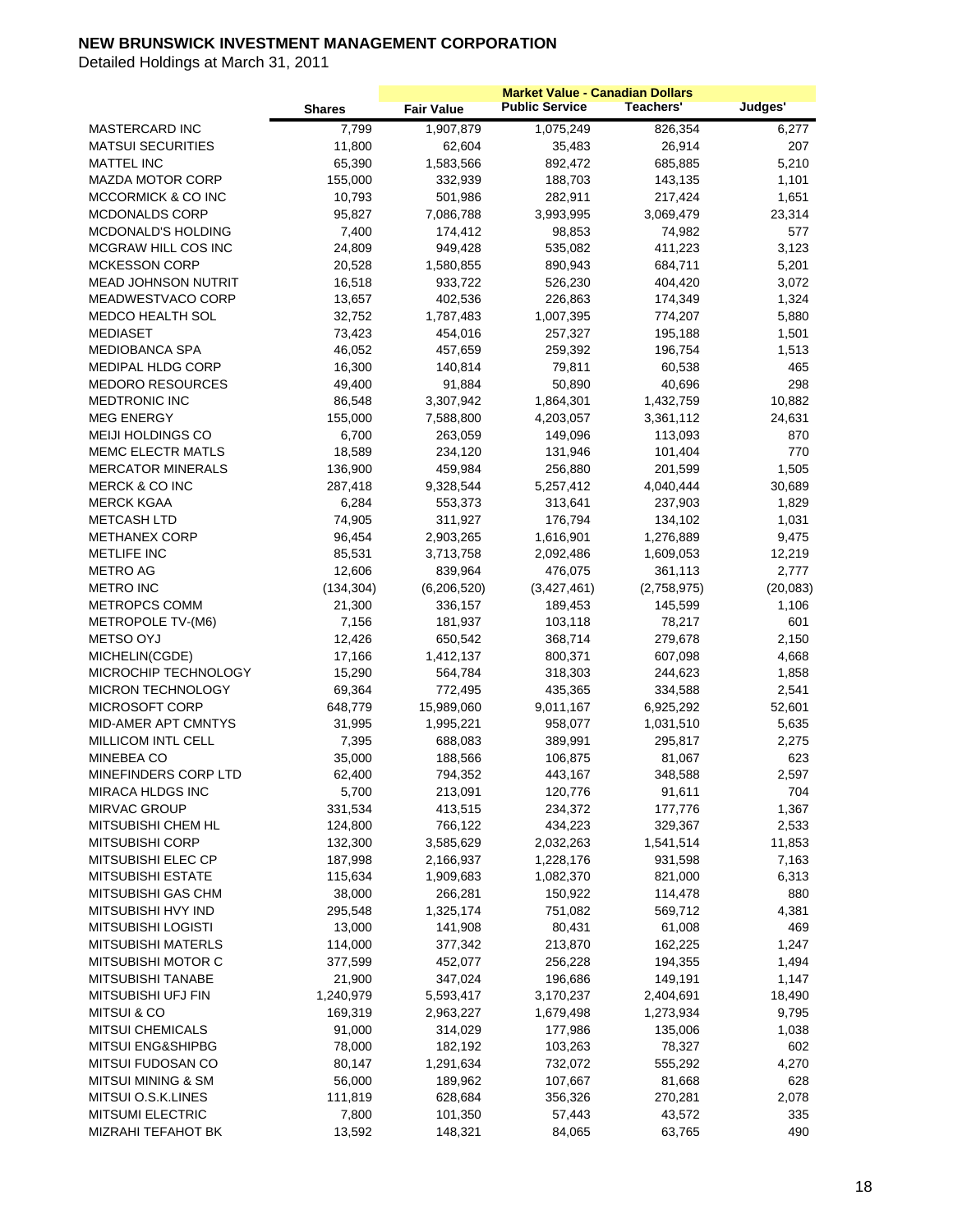**NEW BRUNSWICK INVESTMENT MANAGEMENT CORPORATION**

Detailed Holdings at March 31, 2011

| | | Market Value - Canadian Dollars | | | |
|---|---|---|---|---|---|
| | Shares | Fair Value | Public Service | Teachers' | Judges' |
| MASTERCARD INC | 7,799 | 1,907,879 | 1,075,249 | 826,354 | 6,277 |
| MATSUI SECURITIES | 11,800 | 62,604 | 35,483 | 26,914 | 207 |
| MATTEL INC | 65,390 | 1,583,566 | 892,472 | 685,885 | 5,210 |
| MAZDA MOTOR CORP | 155,000 | 332,939 | 188,703 | 143,135 | 1,101 |
| MCCORMICK & CO INC | 10,793 | 501,986 | 282,911 | 217,424 | 1,651 |
| MCDONALDS CORP | 95,827 | 7,086,788 | 3,993,995 | 3,069,479 | 23,314 |
| MCDONALD'S HOLDING | 7,400 | 174,412 | 98,853 | 74,982 | 577 |
| MCGRAW HILL COS INC | 24,809 | 949,428 | 535,082 | 411,223 | 3,123 |
| MCKESSON CORP | 20,528 | 1,580,855 | 890,943 | 684,711 | 5,201 |
| MEAD JOHNSON NUTRIT | 16,518 | 933,722 | 526,230 | 404,420 | 3,072 |
| MEADWESTVACO CORP | 13,657 | 402,536 | 226,863 | 174,349 | 1,324 |
| MEDCO HEALTH SOL | 32,752 | 1,787,483 | 1,007,395 | 774,207 | 5,880 |
| MEDIASET | 73,423 | 454,016 | 257,327 | 195,188 | 1,501 |
| MEDIOBANCA SPA | 46,052 | 457,659 | 259,392 | 196,754 | 1,513 |
| MEDIPAL HLDG CORP | 16,300 | 140,814 | 79,811 | 60,538 | 465 |
| MEDORO RESOURCES | 49,400 | 91,884 | 50,890 | 40,696 | 298 |
| MEDTRONIC INC | 86,548 | 3,307,942 | 1,864,301 | 1,432,759 | 10,882 |
| MEG ENERGY | 155,000 | 7,588,800 | 4,203,057 | 3,361,112 | 24,631 |
| MEIJI HOLDINGS CO | 6,700 | 263,059 | 149,096 | 113,093 | 870 |
| MEMC ELECTR MATLS | 18,589 | 234,120 | 131,946 | 101,404 | 770 |
| MERCATOR MINERALS | 136,900 | 459,984 | 256,880 | 201,599 | 1,505 |
| MERCK & CO INC | 287,418 | 9,328,544 | 5,257,412 | 4,040,444 | 30,689 |
| MERCK KGAA | 6,284 | 553,373 | 313,641 | 237,903 | 1,829 |
| METCASH LTD | 74,905 | 311,927 | 176,794 | 134,102 | 1,031 |
| METHANEX CORP | 96,454 | 2,903,265 | 1,616,901 | 1,276,889 | 9,475 |
| METLIFE INC | 85,531 | 3,713,758 | 2,092,486 | 1,609,053 | 12,219 |
| METRO AG | 12,606 | 839,964 | 476,075 | 361,113 | 2,777 |
| METRO INC | (134,304) | (6,206,520) | (3,427,461) | (2,758,975) | (20,083) |
| METROPCS COMM | 21,300 | 336,157 | 189,453 | 145,599 | 1,106 |
| METROPOLE TV-(M6) | 7,156 | 181,937 | 103,118 | 78,217 | 601 |
| METSO OYJ | 12,426 | 650,542 | 368,714 | 279,678 | 2,150 |
| MICHELIN(CGDE) | 17,166 | 1,412,137 | 800,371 | 607,098 | 4,668 |
| MICROCHIP TECHNOLOGY | 15,290 | 564,784 | 318,303 | 244,623 | 1,858 |
| MICRON TECHNOLOGY | 69,364 | 772,495 | 435,365 | 334,588 | 2,541 |
| MICROSOFT CORP | 648,779 | 15,989,060 | 9,011,167 | 6,925,292 | 52,601 |
| MID-AMER APT CMNTYS | 31,995 | 1,995,221 | 958,077 | 1,031,510 | 5,635 |
| MILLICOM INTL CELL | 7,395 | 688,083 | 389,991 | 295,817 | 2,275 |
| MINEBEA CO | 35,000 | 188,566 | 106,875 | 81,067 | 623 |
| MINEFINDERS CORP LTD | 62,400 | 794,352 | 443,167 | 348,588 | 2,597 |
| MIRACA HLDGS INC | 5,700 | 213,091 | 120,776 | 91,611 | 704 |
| MIRVAC GROUP | 331,534 | 413,515 | 234,372 | 177,776 | 1,367 |
| MITSUBISHI CHEM HL | 124,800 | 766,122 | 434,223 | 329,367 | 2,533 |
| MITSUBISHI CORP | 132,300 | 3,585,629 | 2,032,263 | 1,541,514 | 11,853 |
| MITSUBISHI ELEC CP | 187,998 | 2,166,937 | 1,228,176 | 931,598 | 7,163 |
| MITSUBISHI ESTATE | 115,634 | 1,909,683 | 1,082,370 | 821,000 | 6,313 |
| MITSUBISHI GAS CHM | 38,000 | 266,281 | 150,922 | 114,478 | 880 |
| MITSUBISHI HVY IND | 295,548 | 1,325,174 | 751,082 | 569,712 | 4,381 |
| MITSUBISHI LOGISTI | 13,000 | 141,908 | 80,431 | 61,008 | 469 |
| MITSUBISHI MATERLS | 114,000 | 377,342 | 213,870 | 162,225 | 1,247 |
| MITSUBISHI MOTOR C | 377,599 | 452,077 | 256,228 | 194,355 | 1,494 |
| MITSUBISHI TANABE | 21,900 | 347,024 | 196,686 | 149,191 | 1,147 |
| MITSUBISHI UFJ FIN | 1,240,979 | 5,593,417 | 3,170,237 | 2,404,691 | 18,490 |
| MITSUI & CO | 169,319 | 2,963,227 | 1,679,498 | 1,273,934 | 9,795 |
| MITSUI CHEMICALS | 91,000 | 314,029 | 177,986 | 135,006 | 1,038 |
| MITSUI ENG&SHIPBG | 78,000 | 182,192 | 103,263 | 78,327 | 602 |
| MITSUI FUDOSAN CO | 80,147 | 1,291,634 | 732,072 | 555,292 | 4,270 |
| MITSUI MINING & SM | 56,000 | 189,962 | 107,667 | 81,668 | 628 |
| MITSUI O.S.K.LINES | 111,819 | 628,684 | 356,326 | 270,281 | 2,078 |
| MITSUMI ELECTRIC | 7,800 | 101,350 | 57,443 | 43,572 | 335 |
| MIZRAHI TEFAHOT BK | 13,592 | 148,321 | 84,065 | 63,765 | 490 |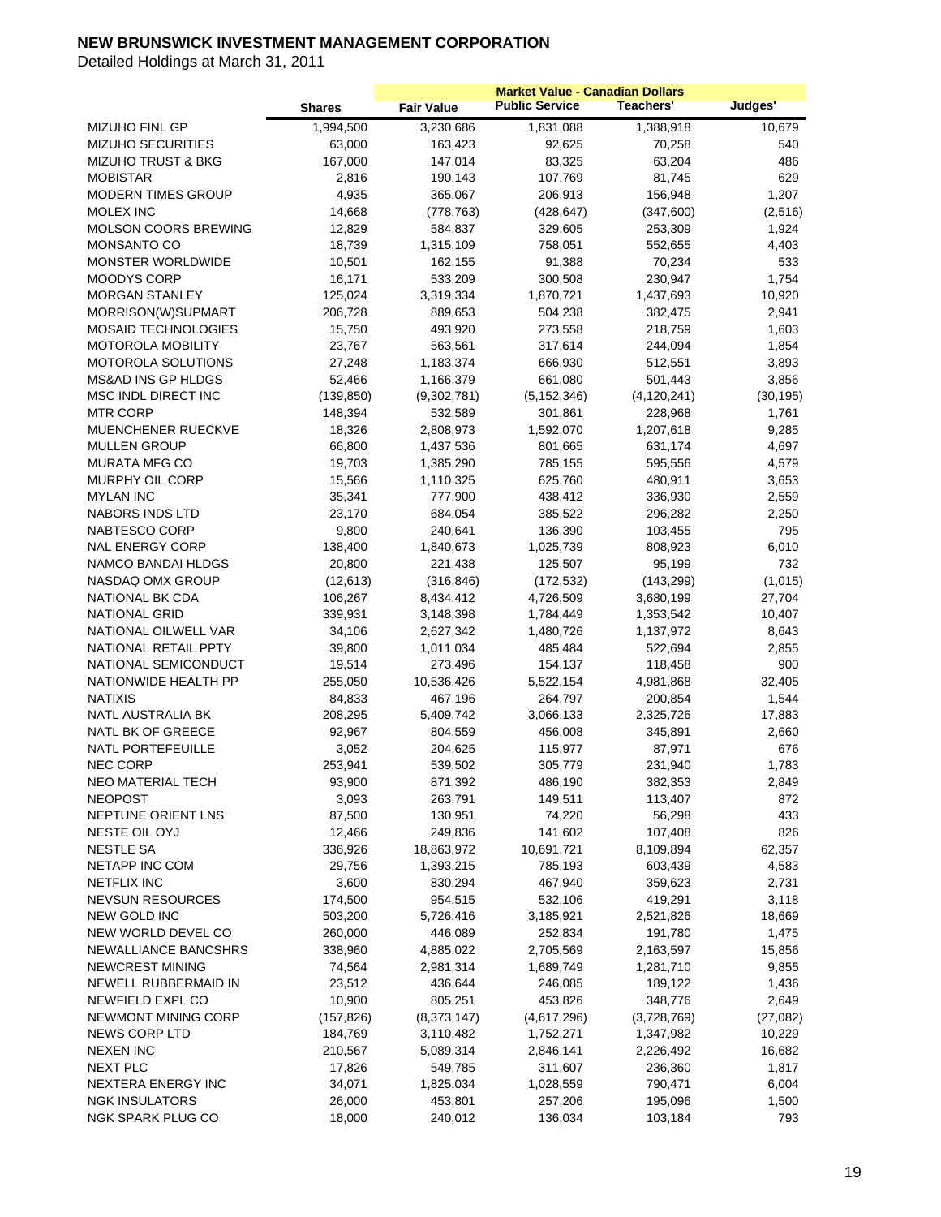# NEW BRUNSWICK INVESTMENT MANAGEMENT CORPORATION

Detailed Holdings at March 31, 2011

| | | Market Value - Canadian Dollars | | | |
|---|---|---|---|---|---|
| | Shares | Fair Value | Public Service | Teachers' | Judges' |
| MIZUHO FINL GP | 1,994,500 | 3,230,686 | 1,831,088 | 1,388,918 | 10,679 |
| MIZUHO SECURITIES | 63,000 | 163,423 | 92,625 | 70,258 | 540 |
| MIZUHO TRUST & BKG | 167,000 | 147,014 | 83,325 | 63,204 | 486 |
| MOBISTAR | 2,816 | 190,143 | 107,769 | 81,745 | 629 |
| MODERN TIMES GROUP | 4,935 | 365,067 | 206,913 | 156,948 | 1,207 |
| MOLEX INC | 14,668 | (778,763) | (428,647) | (347,600) | (2,516) |
| MOLSON COORS BREWING | 12,829 | 584,837 | 329,605 | 253,309 | 1,924 |
| MONSANTO CO | 18,739 | 1,315,109 | 758,051 | 552,655 | 4,403 |
| MONSTER WORLDWIDE | 10,501 | 162,155 | 91,388 | 70,234 | 533 |
| MOODYS CORP | 16,171 | 533,209 | 300,508 | 230,947 | 1,754 |
| MORGAN STANLEY | 125,024 | 3,319,334 | 1,870,721 | 1,437,693 | 10,920 |
| MORRISON(W)SUPMART | 206,728 | 889,653 | 504,238 | 382,475 | 2,941 |
| MOSAID TECHNOLOGIES | 15,750 | 493,920 | 273,558 | 218,759 | 1,603 |
| MOTOROLA MOBILITY | 23,767 | 563,561 | 317,614 | 244,094 | 1,854 |
| MOTOROLA SOLUTIONS | 27,248 | 1,183,374 | 666,930 | 512,551 | 3,893 |
| MS&AD INS GP HLDGS | 52,466 | 1,166,379 | 661,080 | 501,443 | 3,856 |
| MSC INDL DIRECT INC | (139,850) | (9,302,781) | (5,152,346) | (4,120,241) | (30,195) |
| MTR CORP | 148,394 | 532,589 | 301,861 | 228,968 | 1,761 |
| MUENCHENER RUECKVE | 18,326 | 2,808,973 | 1,592,070 | 1,207,618 | 9,285 |
| MULLEN GROUP | 66,800 | 1,437,536 | 801,665 | 631,174 | 4,697 |
| MURATA MFG CO | 19,703 | 1,385,290 | 785,155 | 595,556 | 4,579 |
| MURPHY OIL CORP | 15,566 | 1,110,325 | 625,760 | 480,911 | 3,653 |
| MYLAN INC | 35,341 | 777,900 | 438,412 | 336,930 | 2,559 |
| NABORS INDS LTD | 23,170 | 684,054 | 385,522 | 296,282 | 2,250 |
| NABTESCO CORP | 9,800 | 240,641 | 136,390 | 103,455 | 795 |
| NAL ENERGY CORP | 138,400 | 1,840,673 | 1,025,739 | 808,923 | 6,010 |
| NAMCO BANDAI HLDGS | 20,800 | 221,438 | 125,507 | 95,199 | 732 |
| NASDAQ OMX GROUP | (12,613) | (316,846) | (172,532) | (143,299) | (1,015) |
| NATIONAL BK CDA | 106,267 | 8,434,412 | 4,726,509 | 3,680,199 | 27,704 |
| NATIONAL GRID | 339,931 | 3,148,398 | 1,784,449 | 1,353,542 | 10,407 |
| NATIONAL OILWELL VAR | 34,106 | 2,627,342 | 1,480,726 | 1,137,972 | 8,643 |
| NATIONAL RETAIL PPTY | 39,800 | 1,011,034 | 485,484 | 522,694 | 2,855 |
| NATIONAL SEMICONDUCT | 19,514 | 273,496 | 154,137 | 118,458 | 900 |
| NATIONWIDE HEALTH PP | 255,050 | 10,536,426 | 5,522,154 | 4,981,868 | 32,405 |
| NATIXIS | 84,833 | 467,196 | 264,797 | 200,854 | 1,544 |
| NATL AUSTRALIA BK | 208,295 | 5,409,742 | 3,066,133 | 2,325,726 | 17,883 |
| NATL BK OF GREECE | 92,967 | 804,559 | 456,008 | 345,891 | 2,660 |
| NATL PORTEFEUILLE | 3,052 | 204,625 | 115,977 | 87,971 | 676 |
| NEC CORP | 253,941 | 539,502 | 305,779 | 231,940 | 1,783 |
| NEO MATERIAL TECH | 93,900 | 871,392 | 486,190 | 382,353 | 2,849 |
| NEOPOST | 3,093 | 263,791 | 149,511 | 113,407 | 872 |
| NEPTUNE ORIENT LNS | 87,500 | 130,951 | 74,220 | 56,298 | 433 |
| NESTE OIL OYJ | 12,466 | 249,836 | 141,602 | 107,408 | 826 |
| NESTLE SA | 336,926 | 18,863,972 | 10,691,721 | 8,109,894 | 62,357 |
| NETAPP INC COM | 29,756 | 1,393,215 | 785,193 | 603,439 | 4,583 |
| NETFLIX INC | 3,600 | 830,294 | 467,940 | 359,623 | 2,731 |
| NEVSUN RESOURCES | 174,500 | 954,515 | 532,106 | 419,291 | 3,118 |
| NEW GOLD INC | 503,200 | 5,726,416 | 3,185,921 | 2,521,826 | 18,669 |
| NEW WORLD DEVEL CO | 260,000 | 446,089 | 252,834 | 191,780 | 1,475 |
| NEWALLIANCE BANCSHRS | 338,960 | 4,885,022 | 2,705,569 | 2,163,597 | 15,856 |
| NEWCREST MINING | 74,564 | 2,981,314 | 1,689,749 | 1,281,710 | 9,855 |
| NEWELL RUBBERMAID IN | 23,512 | 436,644 | 246,085 | 189,122 | 1,436 |
| NEWFIELD EXPL CO | 10,900 | 805,251 | 453,826 | 348,776 | 2,649 |
| NEWMONT MINING CORP | (157,826) | (8,373,147) | (4,617,296) | (3,728,769) | (27,082) |
| NEWS CORP LTD | 184,769 | 3,110,482 | 1,752,271 | 1,347,982 | 10,229 |
| NEXEN INC | 210,567 | 5,089,314 | 2,846,141 | 2,226,492 | 16,682 |
| NEXT PLC | 17,826 | 549,785 | 311,607 | 236,360 | 1,817 |
| NEXTERA ENERGY INC | 34,071 | 1,825,034 | 1,028,559 | 790,471 | 6,004 |
| NGK INSULATORS | 26,000 | 453,801 | 257,206 | 195,096 | 1,500 |
| NGK SPARK PLUG CO | 18,000 | 240,012 | 136,034 | 103,184 | 793 |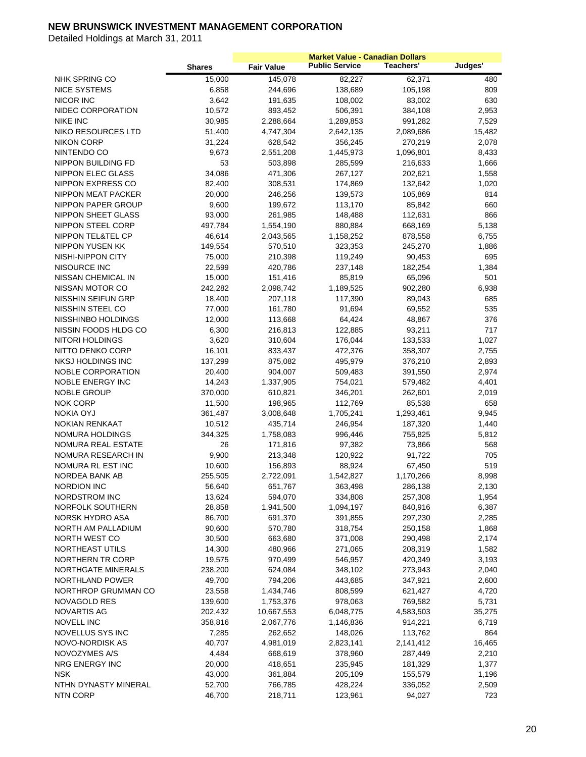**NEW BRUNSWICK INVESTMENT MANAGEMENT CORPORATION**

Detailed Holdings at March 31, 2011

| | | Market Value - Canadian Dollars | | | |
|---|---|---|---|---|---|
| | **Shares** | **Fair Value** | **Public Service** | **Teachers'** | **Judges'** |
| NHK SPRING CO | 15,000 | 145,078 | 82,227 | 62,371 | 480 |
| NICE SYSTEMS | 6,858 | 244,696 | 138,689 | 105,198 | 809 |
| NICOR INC | 3,642 | 191,635 | 108,002 | 83,002 | 630 |
| NIDEC CORPORATION | 10,572 | 893,452 | 506,391 | 384,108 | 2,953 |
| NIKE INC | 30,985 | 2,288,664 | 1,289,853 | 991,282 | 7,529 |
| NIKO RESOURCES LTD | 51,400 | 4,747,304 | 2,642,135 | 2,089,686 | 15,482 |
| NIKON CORP | 31,224 | 628,542 | 356,245 | 270,219 | 2,078 |
| NINTENDO CO | 9,673 | 2,551,208 | 1,445,973 | 1,096,801 | 8,433 |
| NIPPON BUILDING FD | 53 | 503,898 | 285,599 | 216,633 | 1,666 |
| NIPPON ELEC GLASS | 34,086 | 471,306 | 267,127 | 202,621 | 1,558 |
| NIPPON EXPRESS CO | 82,400 | 308,531 | 174,869 | 132,642 | 1,020 |
| NIPPON MEAT PACKER | 20,000 | 246,256 | 139,573 | 105,869 | 814 |
| NIPPON PAPER GROUP | 9,600 | 199,672 | 113,170 | 85,842 | 660 |
| NIPPON SHEET GLASS | 93,000 | 261,985 | 148,488 | 112,631 | 866 |
| NIPPON STEEL CORP | 497,784 | 1,554,190 | 880,884 | 668,169 | 5,138 |
| NIPPON TEL&TEL CP | 46,614 | 2,043,565 | 1,158,252 | 878,558 | 6,755 |
| NIPPON YUSEN KK | 149,554 | 570,510 | 323,353 | 245,270 | 1,886 |
| NISHI-NIPPON CITY | 75,000 | 210,398 | 119,249 | 90,453 | 695 |
| NISOURCE INC | 22,599 | 420,786 | 237,148 | 182,254 | 1,384 |
| NISSAN CHEMICAL IN | 15,000 | 151,416 | 85,819 | 65,096 | 501 |
| NISSAN MOTOR CO | 242,282 | 2,098,742 | 1,189,525 | 902,280 | 6,938 |
| NISSHIN SEIFUN GRP | 18,400 | 207,118 | 117,390 | 89,043 | 685 |
| NISSHIN STEEL CO | 77,000 | 161,780 | 91,694 | 69,552 | 535 |
| NISSHINBO HOLDINGS | 12,000 | 113,668 | 64,424 | 48,867 | 376 |
| NISSIN FOODS HLDG CO | 6,300 | 216,813 | 122,885 | 93,211 | 717 |
| NITORI HOLDINGS | 3,620 | 310,604 | 176,044 | 133,533 | 1,027 |
| NITTO DENKO CORP | 16,101 | 833,437 | 472,376 | 358,307 | 2,755 |
| NKSJ HOLDINGS INC | 137,299 | 875,082 | 495,979 | 376,210 | 2,893 |
| NOBLE CORPORATION | 20,400 | 904,007 | 509,483 | 391,550 | 2,974 |
| NOBLE ENERGY INC | 14,243 | 1,337,905 | 754,021 | 579,482 | 4,401 |
| NOBLE GROUP | 370,000 | 610,821 | 346,201 | 262,601 | 2,019 |
| NOK CORP | 11,500 | 198,965 | 112,769 | 85,538 | 658 |
| NOKIA OYJ | 361,487 | 3,008,648 | 1,705,241 | 1,293,461 | 9,945 |
| NOKIAN RENKAAT | 10,512 | 435,714 | 246,954 | 187,320 | 1,440 |
| NOMURA HOLDINGS | 344,325 | 1,758,083 | 996,446 | 755,825 | 5,812 |
| NOMURA REAL ESTATE | 26 | 171,816 | 97,382 | 73,866 | 568 |
| NOMURA RESEARCH IN | 9,900 | 213,348 | 120,922 | 91,722 | 705 |
| NOMURA RL EST INC | 10,600 | 156,893 | 88,924 | 67,450 | 519 |
| NORDEA BANK AB | 255,505 | 2,722,091 | 1,542,827 | 1,170,266 | 8,998 |
| NORDION INC | 56,640 | 651,767 | 363,498 | 286,138 | 2,130 |
| NORDSTROM INC | 13,624 | 594,070 | 334,808 | 257,308 | 1,954 |
| NORFOLK SOUTHERN | 28,858 | 1,941,500 | 1,094,197 | 840,916 | 6,387 |
| NORSK HYDRO ASA | 86,700 | 691,370 | 391,855 | 297,230 | 2,285 |
| NORTH AM PALLADIUM | 90,600 | 570,780 | 318,754 | 250,158 | 1,868 |
| NORTH WEST CO | 30,500 | 663,680 | 371,008 | 290,498 | 2,174 |
| NORTHEAST UTILS | 14,300 | 480,966 | 271,065 | 208,319 | 1,582 |
| NORTHERN TR CORP | 19,575 | 970,499 | 546,957 | 420,349 | 3,193 |
| NORTHGATE MINERALS | 238,200 | 624,084 | 348,102 | 273,943 | 2,040 |
| NORTHLAND POWER | 49,700 | 794,206 | 443,685 | 347,921 | 2,600 |
| NORTHROP GRUMMAN CO | 23,558 | 1,434,746 | 808,599 | 621,427 | 4,720 |
| NOVAGOLD RES | 139,600 | 1,753,376 | 978,063 | 769,582 | 5,731 |
| NOVARTIS AG | 202,432 | 10,667,553 | 6,048,775 | 4,583,503 | 35,275 |
| NOVELL INC | 358,816 | 2,067,776 | 1,146,836 | 914,221 | 6,719 |
| NOVELLUS SYS INC | 7,285 | 262,652 | 148,026 | 113,762 | 864 |
| NOVO-NORDISK AS | 40,707 | 4,981,019 | 2,823,141 | 2,141,412 | 16,465 |
| NOVOZYMES A/S | 4,484 | 668,619 | 378,960 | 287,449 | 2,210 |
| NRG ENERGY INC | 20,000 | 418,651 | 235,945 | 181,329 | 1,377 |
| NSK | 43,000 | 361,884 | 205,109 | 155,579 | 1,196 |
| NTHN DYNASTY MINERAL | 52,700 | 766,785 | 428,224 | 336,052 | 2,509 |
| NTN CORP | 46,700 | 218,711 | 123,961 | 94,027 | 723 |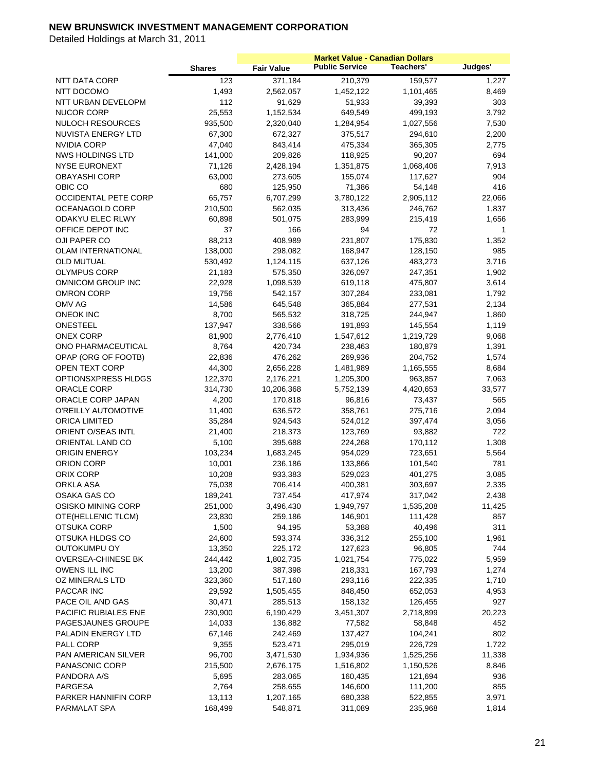# NEW BRUNSWICK INVESTMENT MANAGEMENT CORPORATION

Detailed Holdings at March 31, 2011

| | Shares | Fair Value | Market Value - Canadian Dollars<br>Public Service | Teachers' | Judges' |
|---|---|---|---|---|---|
| NTT DATA CORP | 123 | 371,184 | 210,379 | 159,577 | 1,227 |
| NTT DOCOMO | 1,493 | 2,562,057 | 1,452,122 | 1,101,465 | 8,469 |
| NTT URBAN DEVELOPM | 112 | 91,629 | 51,933 | 39,393 | 303 |
| NUCOR CORP | 25,553 | 1,152,534 | 649,549 | 499,193 | 3,792 |
| NULOCH RESOURCES | 935,500 | 2,320,040 | 1,284,954 | 1,027,556 | 7,530 |
| NUVISTA ENERGY LTD | 67,300 | 672,327 | 375,517 | 294,610 | 2,200 |
| NVIDIA CORP | 47,040 | 843,414 | 475,334 | 365,305 | 2,775 |
| NWS HOLDINGS LTD | 141,000 | 209,826 | 118,925 | 90,207 | 694 |
| NYSE EURONEXT | 71,126 | 2,428,194 | 1,351,875 | 1,068,406 | 7,913 |
| OBAYASHI CORP | 63,000 | 273,605 | 155,074 | 117,627 | 904 |
| OBIC CO | 680 | 125,950 | 71,386 | 54,148 | 416 |
| OCCIDENTAL PETE CORP | 65,757 | 6,707,299 | 3,780,122 | 2,905,112 | 22,066 |
| OCEANAGOLD CORP | 210,500 | 562,035 | 313,436 | 246,762 | 1,837 |
| ODAKYU ELEC RLWY | 60,898 | 501,075 | 283,999 | 215,419 | 1,656 |
| OFFICE DEPOT INC | 37 | 166 | 94 | 72 | 1 |
| OJI PAPER CO | 88,213 | 408,989 | 231,807 | 175,830 | 1,352 |
| OLAM INTERNATIONAL | 138,000 | 298,082 | 168,947 | 128,150 | 985 |
| OLD MUTUAL | 530,492 | 1,124,115 | 637,126 | 483,273 | 3,716 |
| OLYMPUS CORP | 21,183 | 575,350 | 326,097 | 247,351 | 1,902 |
| OMNICOM GROUP INC | 22,928 | 1,098,539 | 619,118 | 475,807 | 3,614 |
| OMRON CORP | 19,756 | 542,157 | 307,284 | 233,081 | 1,792 |
| OMV AG | 14,586 | 645,548 | 365,884 | 277,531 | 2,134 |
| ONEOK INC | 8,700 | 565,532 | 318,725 | 244,947 | 1,860 |
| ONESTEEL | 137,947 | 338,566 | 191,893 | 145,554 | 1,119 |
| ONEX CORP | 81,900 | 2,776,410 | 1,547,612 | 1,219,729 | 9,068 |
| ONO PHARMACEUTICAL | 8,764 | 420,734 | 238,463 | 180,879 | 1,391 |
| OPAP (ORG OF FOOTB) | 22,836 | 476,262 | 269,936 | 204,752 | 1,574 |
| OPEN TEXT CORP | 44,300 | 2,656,228 | 1,481,989 | 1,165,555 | 8,684 |
| OPTIONSXPRESS HLDGS | 122,370 | 2,176,221 | 1,205,300 | 963,857 | 7,063 |
| ORACLE CORP | 314,730 | 10,206,368 | 5,752,139 | 4,420,653 | 33,577 |
| ORACLE CORP JAPAN | 4,200 | 170,818 | 96,816 | 73,437 | 565 |
| O'REILLY AUTOMOTIVE | 11,400 | 636,572 | 358,761 | 275,716 | 2,094 |
| ORICA LIMITED | 35,284 | 924,543 | 524,012 | 397,474 | 3,056 |
| ORIENT O/SEAS INTL | 21,400 | 218,373 | 123,769 | 93,882 | 722 |
| ORIENTAL LAND CO | 5,100 | 395,688 | 224,268 | 170,112 | 1,308 |
| ORIGIN ENERGY | 103,234 | 1,683,245 | 954,029 | 723,651 | 5,564 |
| ORION CORP | 10,001 | 236,186 | 133,866 | 101,540 | 781 |
| ORIX CORP | 10,208 | 933,383 | 529,023 | 401,275 | 3,085 |
| ORKLA ASA | 75,038 | 706,414 | 400,381 | 303,697 | 2,335 |
| OSAKA GAS CO | 189,241 | 737,454 | 417,974 | 317,042 | 2,438 |
| OSISKO MINING CORP | 251,000 | 3,496,430 | 1,949,797 | 1,535,208 | 11,425 |
| OTE(HELLENIC TLCM) | 23,830 | 259,186 | 146,901 | 111,428 | 857 |
| OTSUKA CORP | 1,500 | 94,195 | 53,388 | 40,496 | 311 |
| OTSUKA HLDGS CO | 24,600 | 593,374 | 336,312 | 255,100 | 1,961 |
| OUTOKUMPU OY | 13,350 | 225,172 | 127,623 | 96,805 | 744 |
| OVERSEA-CHINESE BK | 244,442 | 1,802,735 | 1,021,754 | 775,022 | 5,959 |
| OWENS ILL INC | 13,200 | 387,398 | 218,331 | 167,793 | 1,274 |
| OZ MINERALS LTD | 323,360 | 517,160 | 293,116 | 222,335 | 1,710 |
| PACCAR INC | 29,592 | 1,505,455 | 848,450 | 652,053 | 4,953 |
| PACE OIL AND GAS | 30,471 | 285,513 | 158,132 | 126,455 | 927 |
| PACIFIC RUBIALES ENE | 230,900 | 6,190,429 | 3,451,307 | 2,718,899 | 20,223 |
| PAGESJAUNES GROUPE | 14,033 | 136,882 | 77,582 | 58,848 | 452 |
| PALADIN ENERGY LTD | 67,146 | 242,469 | 137,427 | 104,241 | 802 |
| PALL CORP | 9,355 | 523,471 | 295,019 | 226,729 | 1,722 |
| PAN AMERICAN SILVER | 96,700 | 3,471,530 | 1,934,936 | 1,525,256 | 11,338 |
| PANASONIC CORP | 215,500 | 2,676,175 | 1,516,802 | 1,150,526 | 8,846 |
| PANDORA A/S | 5,695 | 283,065 | 160,435 | 121,694 | 936 |
| PARGESA | 2,764 | 258,655 | 146,600 | 111,200 | 855 |
| PARKER HANNIFIN CORP | 13,113 | 1,207,165 | 680,338 | 522,855 | 3,971 |
| PARMALAT SPA | 168,499 | 548,871 | 311,089 | 235,968 | 1,814 |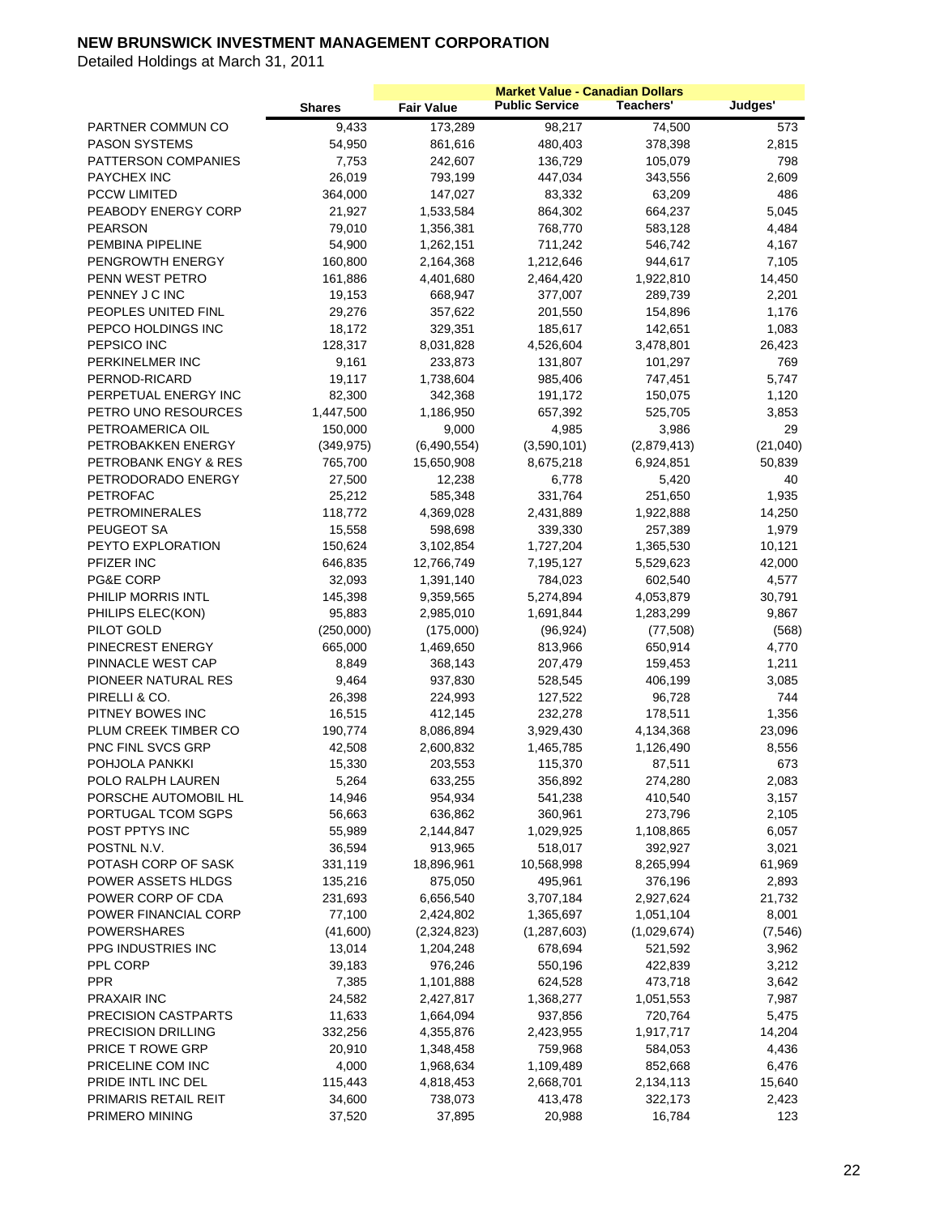# NEW BRUNSWICK INVESTMENT MANAGEMENT CORPORATION

Detailed Holdings at March 31, 2011

| | | Market Value - Canadian Dollars | | | |
|---|---|---|---|---|---|
| | Shares | Fair Value | Public Service | Teachers' | Judges' |
| PARTNER COMMUN CO | 9,433 | 173,289 | 98,217 | 74,500 | 573 |
| PASON SYSTEMS | 54,950 | 861,616 | 480,403 | 378,398 | 2,815 |
| PATTERSON COMPANIES | 7,753 | 242,607 | 136,729 | 105,079 | 798 |
| PAYCHEX INC | 26,019 | 793,199 | 447,034 | 343,556 | 2,609 |
| PCCW LIMITED | 364,000 | 147,027 | 83,332 | 63,209 | 486 |
| PEABODY ENERGY CORP | 21,927 | 1,533,584 | 864,302 | 664,237 | 5,045 |
| PEARSON | 79,010 | 1,356,381 | 768,770 | 583,128 | 4,484 |
| PEMBINA PIPELINE | 54,900 | 1,262,151 | 711,242 | 546,742 | 4,167 |
| PENGROWTH ENERGY | 160,800 | 2,164,368 | 1,212,646 | 944,617 | 7,105 |
| PENN WEST PETRO | 161,886 | 4,401,680 | 2,464,420 | 1,922,810 | 14,450 |
| PENNEY J C INC | 19,153 | 668,947 | 377,007 | 289,739 | 2,201 |
| PEOPLES UNITED FINL | 29,276 | 357,622 | 201,550 | 154,896 | 1,176 |
| PEPCO HOLDINGS INC | 18,172 | 329,351 | 185,617 | 142,651 | 1,083 |
| PEPSICO INC | 128,317 | 8,031,828 | 4,526,604 | 3,478,801 | 26,423 |
| PERKINELMER INC | 9,161 | 233,873 | 131,807 | 101,297 | 769 |
| PERNOD-RICARD | 19,117 | 1,738,604 | 985,406 | 747,451 | 5,747 |
| PERPETUAL ENERGY INC | 82,300 | 342,368 | 191,172 | 150,075 | 1,120 |
| PETRO UNO RESOURCES | 1,447,500 | 1,186,950 | 657,392 | 525,705 | 3,853 |
| PETROAMERICA OIL | 150,000 | 9,000 | 4,985 | 3,986 | 29 |
| PETROBAKKEN ENERGY | (349,975) | (6,490,554) | (3,590,101) | (2,879,413) | (21,040) |
| PETROBANK ENGY & RES | 765,700 | 15,650,908 | 8,675,218 | 6,924,851 | 50,839 |
| PETRODORADO ENERGY | 27,500 | 12,238 | 6,778 | 5,420 | 40 |
| PETROFAC | 25,212 | 585,348 | 331,764 | 251,650 | 1,935 |
| PETROMINERALES | 118,772 | 4,369,028 | 2,431,889 | 1,922,888 | 14,250 |
| PEUGEOT SA | 15,558 | 598,698 | 339,330 | 257,389 | 1,979 |
| PEYTO EXPLORATION | 150,624 | 3,102,854 | 1,727,204 | 1,365,530 | 10,121 |
| PFIZER INC | 646,835 | 12,766,749 | 7,195,127 | 5,529,623 | 42,000 |
| PG&E CORP | 32,093 | 1,391,140 | 784,023 | 602,540 | 4,577 |
| PHILIP MORRIS INTL | 145,398 | 9,359,565 | 5,274,894 | 4,053,879 | 30,791 |
| PHILIPS ELEC(KON) | 95,883 | 2,985,010 | 1,691,844 | 1,283,299 | 9,867 |
| PILOT GOLD | (250,000) | (175,000) | (96,924) | (77,508) | (568) |
| PINECREST ENERGY | 665,000 | 1,469,650 | 813,966 | 650,914 | 4,770 |
| PINNACLE WEST CAP | 8,849 | 368,143 | 207,479 | 159,453 | 1,211 |
| PIONEER NATURAL RES | 9,464 | 937,830 | 528,545 | 406,199 | 3,085 |
| PIRELLI & CO. | 26,398 | 224,993 | 127,522 | 96,728 | 744 |
| PITNEY BOWES INC | 16,515 | 412,145 | 232,278 | 178,511 | 1,356 |
| PLUM CREEK TIMBER CO | 190,774 | 8,086,894 | 3,929,430 | 4,134,368 | 23,096 |
| PNC FINL SVCS GRP | 42,508 | 2,600,832 | 1,465,785 | 1,126,490 | 8,556 |
| POHJOLA PANKKI | 15,330 | 203,553 | 115,370 | 87,511 | 673 |
| POLO RALPH LAUREN | 5,264 | 633,255 | 356,892 | 274,280 | 2,083 |
| PORSCHE AUTOMOBIL HL | 14,946 | 954,934 | 541,238 | 410,540 | 3,157 |
| PORTUGAL TCOM SGPS | 56,663 | 636,862 | 360,961 | 273,796 | 2,105 |
| POST PPTYS INC | 55,989 | 2,144,847 | 1,029,925 | 1,108,865 | 6,057 |
| POSTNL N.V. | 36,594 | 913,965 | 518,017 | 392,927 | 3,021 |
| POTASH CORP OF SASK | 331,119 | 18,896,961 | 10,568,998 | 8,265,994 | 61,969 |
| POWER ASSETS HLDGS | 135,216 | 875,050 | 495,961 | 376,196 | 2,893 |
| POWER CORP OF CDA | 231,693 | 6,656,540 | 3,707,184 | 2,927,624 | 21,732 |
| POWER FINANCIAL CORP | 77,100 | 2,424,802 | 1,365,697 | 1,051,104 | 8,001 |
| POWERSHARES | (41,600) | (2,324,823) | (1,287,603) | (1,029,674) | (7,546) |
| PPG INDUSTRIES INC | 13,014 | 1,204,248 | 678,694 | 521,592 | 3,962 |
| PPL CORP | 39,183 | 976,246 | 550,196 | 422,839 | 3,212 |
| PPR | 7,385 | 1,101,888 | 624,528 | 473,718 | 3,642 |
| PRAXAIR INC | 24,582 | 2,427,817 | 1,368,277 | 1,051,553 | 7,987 |
| PRECISION CASTPARTS | 11,633 | 1,664,094 | 937,856 | 720,764 | 5,475 |
| PRECISION DRILLING | 332,256 | 4,355,876 | 2,423,955 | 1,917,717 | 14,204 |
| PRICE T ROWE GRP | 20,910 | 1,348,458 | 759,968 | 584,053 | 4,436 |
| PRICELINE COM INC | 4,000 | 1,968,634 | 1,109,489 | 852,668 | 6,476 |
| PRIDE INTL INC DEL | 115,443 | 4,818,453 | 2,668,701 | 2,134,113 | 15,640 |
| PRIMARIS RETAIL REIT | 34,600 | 738,073 | 413,478 | 322,173 | 2,423 |
| PRIMERO MINING | 37,520 | 37,895 | 20,988 | 16,784 | 123 |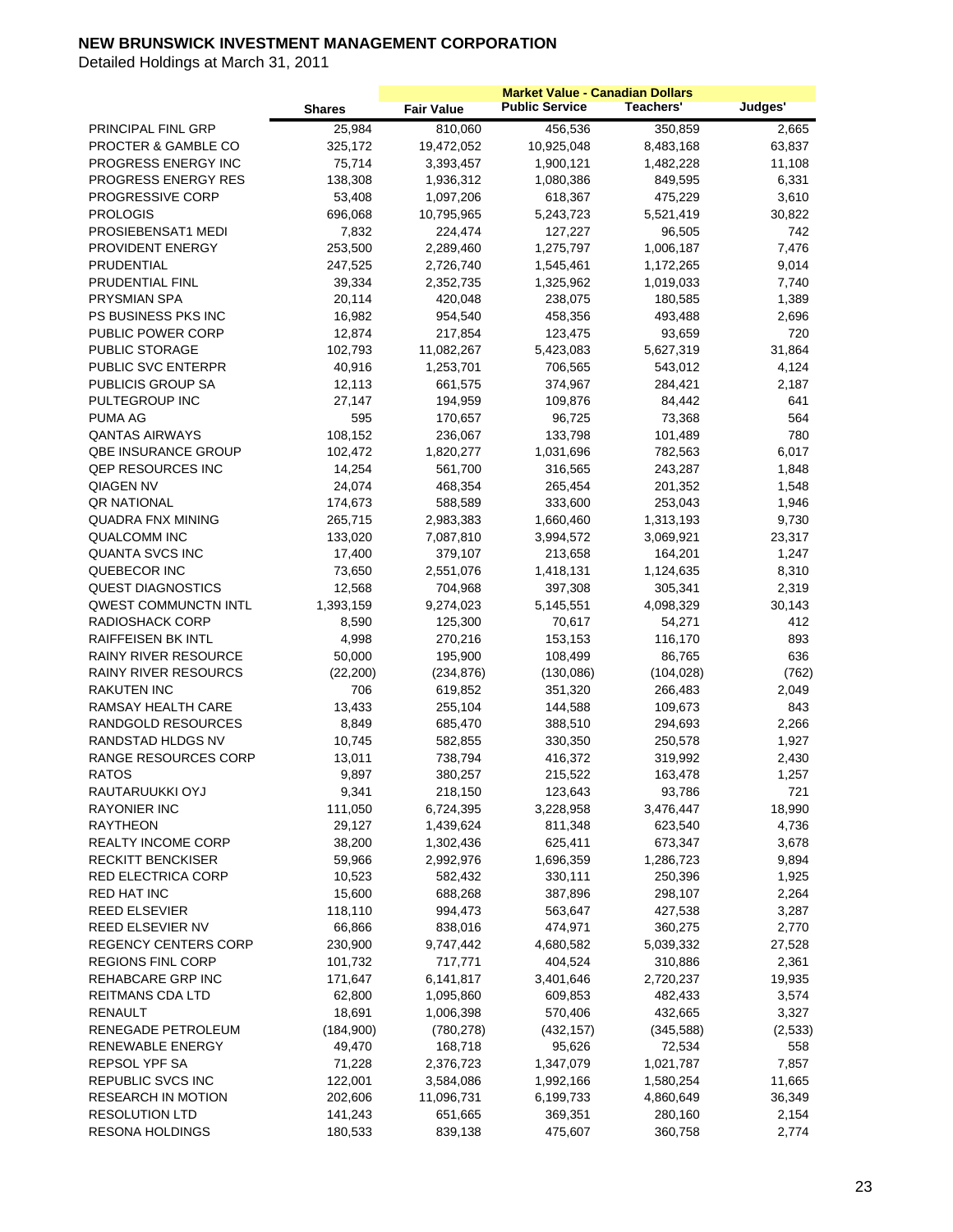# NEW BRUNSWICK INVESTMENT MANAGEMENT CORPORATION

Detailed Holdings at March 31, 2011

| | | Market Value - Canadian Dollars | | | |
|---|---|---|---|---|---|
| | Shares | Fair Value | Public Service | Teachers' | Judges' |
| PRINCIPAL FINL GRP | 25,984 | 810,060 | 456,536 | 350,859 | 2,665 |
| PROCTER & GAMBLE CO | 325,172 | 19,472,052 | 10,925,048 | 8,483,168 | 63,837 |
| PROGRESS ENERGY INC | 75,714 | 3,393,457 | 1,900,121 | 1,482,228 | 11,108 |
| PROGRESS ENERGY RES | 138,308 | 1,936,312 | 1,080,386 | 849,595 | 6,331 |
| PROGRESSIVE CORP | 53,408 | 1,097,206 | 618,367 | 475,229 | 3,610 |
| PROLOGIS | 696,068 | 10,795,965 | 5,243,723 | 5,521,419 | 30,822 |
| PROSIEBENSAT1 MEDI | 7,832 | 224,474 | 127,227 | 96,505 | 742 |
| PROVIDENT ENERGY | 253,500 | 2,289,460 | 1,275,797 | 1,006,187 | 7,476 |
| PRUDENTIAL | 247,525 | 2,726,740 | 1,545,461 | 1,172,265 | 9,014 |
| PRUDENTIAL FINL | 39,334 | 2,352,735 | 1,325,962 | 1,019,033 | 7,740 |
| PRYSMIAN SPA | 20,114 | 420,048 | 238,075 | 180,585 | 1,389 |
| PS BUSINESS PKS INC | 16,982 | 954,540 | 458,356 | 493,488 | 2,696 |
| PUBLIC POWER CORP | 12,874 | 217,854 | 123,475 | 93,659 | 720 |
| PUBLIC STORAGE | 102,793 | 11,082,267 | 5,423,083 | 5,627,319 | 31,864 |
| PUBLIC SVC ENTERPR | 40,916 | 1,253,701 | 706,565 | 543,012 | 4,124 |
| PUBLICIS GROUP SA | 12,113 | 661,575 | 374,967 | 284,421 | 2,187 |
| PULTEGROUP INC | 27,147 | 194,959 | 109,876 | 84,442 | 641 |
| PUMA AG | 595 | 170,657 | 96,725 | 73,368 | 564 |
| QANTAS AIRWAYS | 108,152 | 236,067 | 133,798 | 101,489 | 780 |
| QBE INSURANCE GROUP | 102,472 | 1,820,277 | 1,031,696 | 782,563 | 6,017 |
| QEP RESOURCES INC | 14,254 | 561,700 | 316,565 | 243,287 | 1,848 |
| QIAGEN NV | 24,074 | 468,354 | 265,454 | 201,352 | 1,548 |
| QR NATIONAL | 174,673 | 588,589 | 333,600 | 253,043 | 1,946 |
| QUADRA FNX MINING | 265,715 | 2,983,383 | 1,660,460 | 1,313,193 | 9,730 |
| QUALCOMM INC | 133,020 | 7,087,810 | 3,994,572 | 3,069,921 | 23,317 |
| QUANTA SVCS INC | 17,400 | 379,107 | 213,658 | 164,201 | 1,247 |
| QUEBECOR INC | 73,650 | 2,551,076 | 1,418,131 | 1,124,635 | 8,310 |
| QUEST DIAGNOSTICS | 12,568 | 704,968 | 397,308 | 305,341 | 2,319 |
| QWEST COMMUNCTN INTL | 1,393,159 | 9,274,023 | 5,145,551 | 4,098,329 | 30,143 |
| RADIOSHACK CORP | 8,590 | 125,300 | 70,617 | 54,271 | 412 |
| RAIFFEISEN BK INTL | 4,998 | 270,216 | 153,153 | 116,170 | 893 |
| RAINY RIVER RESOURCE | 50,000 | 195,900 | 108,499 | 86,765 | 636 |
| RAINY RIVER RESOURCS | (22,200) | (234,876) | (130,086) | (104,028) | (762) |
| RAKUTEN INC | 706 | 619,852 | 351,320 | 266,483 | 2,049 |
| RAMSAY HEALTH CARE | 13,433 | 255,104 | 144,588 | 109,673 | 843 |
| RANDGOLD RESOURCES | 8,849 | 685,470 | 388,510 | 294,693 | 2,266 |
| RANDSTAD HLDGS NV | 10,745 | 582,855 | 330,350 | 250,578 | 1,927 |
| RANGE RESOURCES CORP | 13,011 | 738,794 | 416,372 | 319,992 | 2,430 |
| RATOS | 9,897 | 380,257 | 215,522 | 163,478 | 1,257 |
| RAUTARUUKKI OYJ | 9,341 | 218,150 | 123,643 | 93,786 | 721 |
| RAYONIER INC | 111,050 | 6,724,395 | 3,228,958 | 3,476,447 | 18,990 |
| RAYTHEON | 29,127 | 1,439,624 | 811,348 | 623,540 | 4,736 |
| REALTY INCOME CORP | 38,200 | 1,302,436 | 625,411 | 673,347 | 3,678 |
| RECKITT BENCKISER | 59,966 | 2,992,976 | 1,696,359 | 1,286,723 | 9,894 |
| RED ELECTRICA CORP | 10,523 | 582,432 | 330,111 | 250,396 | 1,925 |
| RED HAT INC | 15,600 | 688,268 | 387,896 | 298,107 | 2,264 |
| REED ELSEVIER | 118,110 | 994,473 | 563,647 | 427,538 | 3,287 |
| REED ELSEVIER NV | 66,866 | 838,016 | 474,971 | 360,275 | 2,770 |
| REGENCY CENTERS CORP | 230,900 | 9,747,442 | 4,680,582 | 5,039,332 | 27,528 |
| REGIONS FINL CORP | 101,732 | 717,771 | 404,524 | 310,886 | 2,361 |
| REHABCARE GRP INC | 171,647 | 6,141,817 | 3,401,646 | 2,720,237 | 19,935 |
| REITMANS CDA LTD | 62,800 | 1,095,860 | 609,853 | 482,433 | 3,574 |
| RENAULT | 18,691 | 1,006,398 | 570,406 | 432,665 | 3,327 |
| RENEGADE PETROLEUM | (184,900) | (780,278) | (432,157) | (345,588) | (2,533) |
| RENEWABLE ENERGY | 49,470 | 168,718 | 95,626 | 72,534 | 558 |
| REPSOL YPF SA | 71,228 | 2,376,723 | 1,347,079 | 1,021,787 | 7,857 |
| REPUBLIC SVCS INC | 122,001 | 3,584,086 | 1,992,166 | 1,580,254 | 11,665 |
| RESEARCH IN MOTION | 202,606 | 11,096,731 | 6,199,733 | 4,860,649 | 36,349 |
| RESOLUTION LTD | 141,243 | 651,665 | 369,351 | 280,160 | 2,154 |
| RESONA HOLDINGS | 180,533 | 839,138 | 475,607 | 360,758 | 2,774 |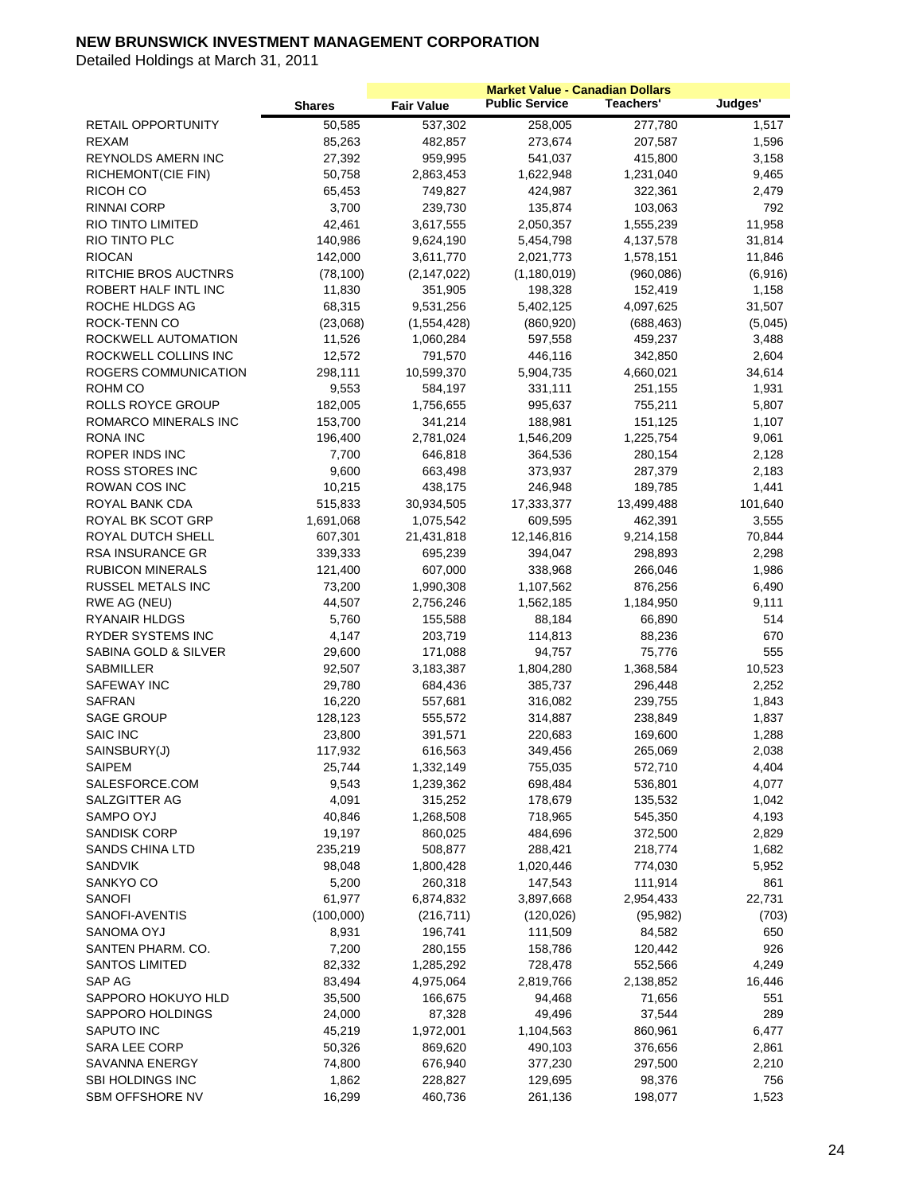## NEW BRUNSWICK INVESTMENT MANAGEMENT CORPORATION

Detailed Holdings at March 31, 2011

| | Shares | Fair Value | Market Value - Canadian Dollars Public Service | Teachers' | Judges' |
|---|---|---|---|---|---|
| RETAIL OPPORTUNITY | 50,585 | 537,302 | 258,005 | 277,780 | 1,517 |
| REXAM | 85,263 | 482,857 | 273,674 | 207,587 | 1,596 |
| REYNOLDS AMERN INC | 27,392 | 959,995 | 541,037 | 415,800 | 3,158 |
| RICHEMONT(CIE FIN) | 50,758 | 2,863,453 | 1,622,948 | 1,231,040 | 9,465 |
| RICOH CO | 65,453 | 749,827 | 424,987 | 322,361 | 2,479 |
| RINNAI CORP | 3,700 | 239,730 | 135,874 | 103,063 | 792 |
| RIO TINTO LIMITED | 42,461 | 3,617,555 | 2,050,357 | 1,555,239 | 11,958 |
| RIO TINTO PLC | 140,986 | 9,624,190 | 5,454,798 | 4,137,578 | 31,814 |
| RIOCAN | 142,000 | 3,611,770 | 2,021,773 | 1,578,151 | 11,846 |
| RITCHIE BROS AUCTNRS | (78,100) | (2,147,022) | (1,180,019) | (960,086) | (6,916) |
| ROBERT HALF INTL INC | 11,830 | 351,905 | 198,328 | 152,419 | 1,158 |
| ROCHE HLDGS AG | 68,315 | 9,531,256 | 5,402,125 | 4,097,625 | 31,507 |
| ROCK-TENN CO | (23,068) | (1,554,428) | (860,920) | (688,463) | (5,045) |
| ROCKWELL AUTOMATION | 11,526 | 1,060,284 | 597,558 | 459,237 | 3,488 |
| ROCKWELL COLLINS INC | 12,572 | 791,570 | 446,116 | 342,850 | 2,604 |
| ROGERS COMMUNICATION | 298,111 | 10,599,370 | 5,904,735 | 4,660,021 | 34,614 |
| ROHM CO | 9,553 | 584,197 | 331,111 | 251,155 | 1,931 |
| ROLLS ROYCE GROUP | 182,005 | 1,756,655 | 995,637 | 755,211 | 5,807 |
| ROMARCO MINERALS INC | 153,700 | 341,214 | 188,981 | 151,125 | 1,107 |
| RONA INC | 196,400 | 2,781,024 | 1,546,209 | 1,225,754 | 9,061 |
| ROPER INDS INC | 7,700 | 646,818 | 364,536 | 280,154 | 2,128 |
| ROSS STORES INC | 9,600 | 663,498 | 373,937 | 287,379 | 2,183 |
| ROWAN COS INC | 10,215 | 438,175 | 246,948 | 189,785 | 1,441 |
| ROYAL BANK CDA | 515,833 | 30,934,505 | 17,333,377 | 13,499,488 | 101,640 |
| ROYAL BK SCOT GRP | 1,691,068 | 1,075,542 | 609,595 | 462,391 | 3,555 |
| ROYAL DUTCH SHELL | 607,301 | 21,431,818 | 12,146,816 | 9,214,158 | 70,844 |
| RSA INSURANCE GR | 339,333 | 695,239 | 394,047 | 298,893 | 2,298 |
| RUBICON MINERALS | 121,400 | 607,000 | 338,968 | 266,046 | 1,986 |
| RUSSEL METALS INC | 73,200 | 1,990,308 | 1,107,562 | 876,256 | 6,490 |
| RWE AG (NEU) | 44,507 | 2,756,246 | 1,562,185 | 1,184,950 | 9,111 |
| RYANAIR HLDGS | 5,760 | 155,588 | 88,184 | 66,890 | 514 |
| RYDER SYSTEMS INC | 4,147 | 203,719 | 114,813 | 88,236 | 670 |
| SABINA GOLD & SILVER | 29,600 | 171,088 | 94,757 | 75,776 | 555 |
| SABMILLER | 92,507 | 3,183,387 | 1,804,280 | 1,368,584 | 10,523 |
| SAFEWAY INC | 29,780 | 684,436 | 385,737 | 296,448 | 2,252 |
| SAFRAN | 16,220 | 557,681 | 316,082 | 239,755 | 1,843 |
| SAGE GROUP | 128,123 | 555,572 | 314,887 | 238,849 | 1,837 |
| SAIC INC | 23,800 | 391,571 | 220,683 | 169,600 | 1,288 |
| SAINSBURY(J) | 117,932 | 616,563 | 349,456 | 265,069 | 2,038 |
| SAIPEM | 25,744 | 1,332,149 | 755,035 | 572,710 | 4,404 |
| SALESFORCE.COM | 9,543 | 1,239,362 | 698,484 | 536,801 | 4,077 |
| SALZGITTER AG | 4,091 | 315,252 | 178,679 | 135,532 | 1,042 |
| SAMPO OYJ | 40,846 | 1,268,508 | 718,965 | 545,350 | 4,193 |
| SANDISK CORP | 19,197 | 860,025 | 484,696 | 372,500 | 2,829 |
| SANDS CHINA LTD | 235,219 | 508,877 | 288,421 | 218,774 | 1,682 |
| SANDVIK | 98,048 | 1,800,428 | 1,020,446 | 774,030 | 5,952 |
| SANKYO CO | 5,200 | 260,318 | 147,543 | 111,914 | 861 |
| SANOFI | 61,977 | 6,874,832 | 3,897,668 | 2,954,433 | 22,731 |
| SANOFI-AVENTIS | (100,000) | (216,711) | (120,026) | (95,982) | (703) |
| SANOMA OYJ | 8,931 | 196,741 | 111,509 | 84,582 | 650 |
| SANTEN PHARM. CO. | 7,200 | 280,155 | 158,786 | 120,442 | 926 |
| SANTOS LIMITED | 82,332 | 1,285,292 | 728,478 | 552,566 | 4,249 |
| SAP AG | 83,494 | 4,975,064 | 2,819,766 | 2,138,852 | 16,446 |
| SAPPORO HOKUYO HLD | 35,500 | 166,675 | 94,468 | 71,656 | 551 |
| SAPPORO HOLDINGS | 24,000 | 87,328 | 49,496 | 37,544 | 289 |
| SAPUTO INC | 45,219 | 1,972,001 | 1,104,563 | 860,961 | 6,477 |
| SARA LEE CORP | 50,326 | 869,620 | 490,103 | 376,656 | 2,861 |
| SAVANNA ENERGY | 74,800 | 676,940 | 377,230 | 297,500 | 2,210 |
| SBI HOLDINGS INC | 1,862 | 228,827 | 129,695 | 98,376 | 756 |
| SBM OFFSHORE NV | 16,299 | 460,736 | 261,136 | 198,077 | 1,523 |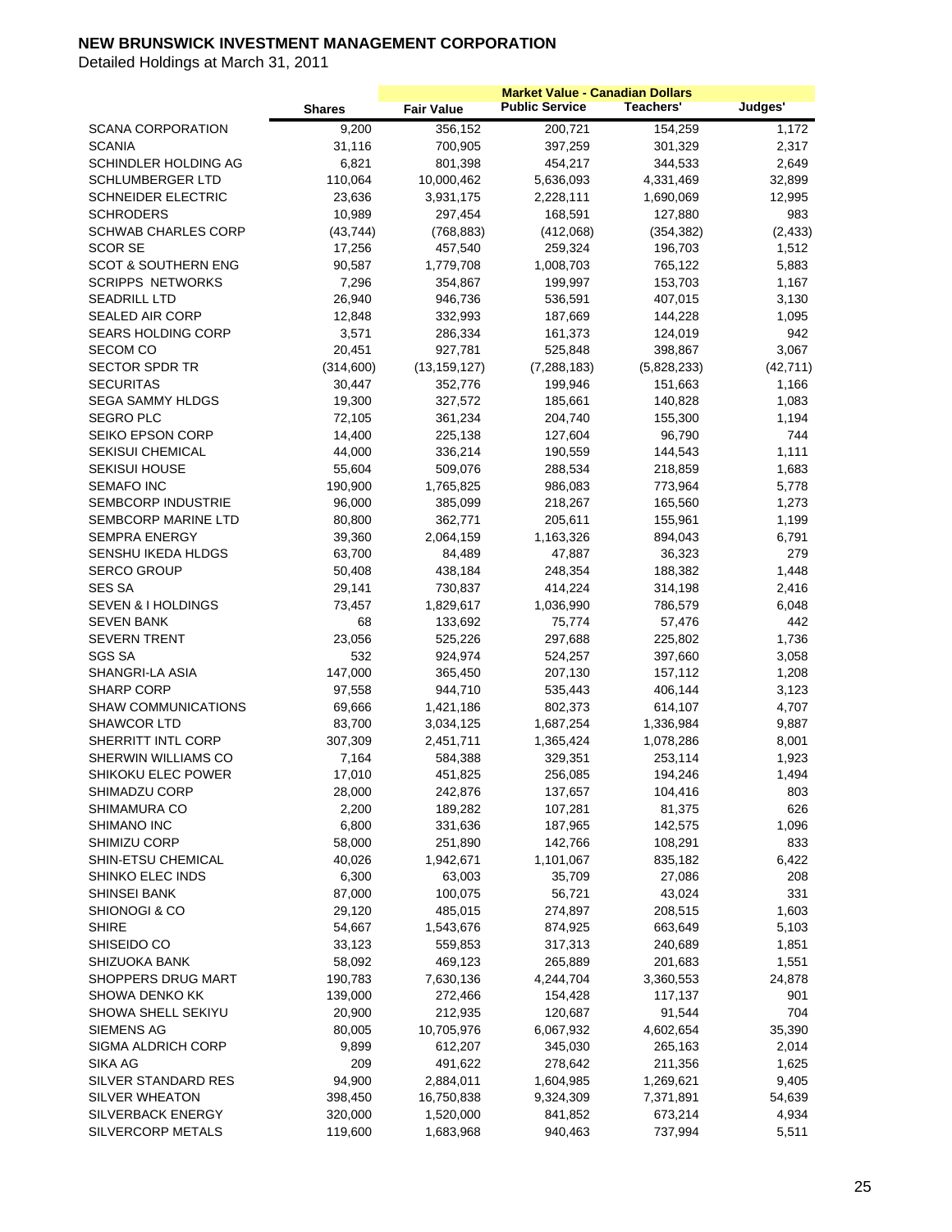# NEW BRUNSWICK INVESTMENT MANAGEMENT CORPORATION

Detailed Holdings at March 31, 2011

| | | Market Value - Canadian Dollars | | | |
|---|---|---|---|---|---|
| | Shares | Fair Value | Public Service | Teachers' | Judges' |
| SCANA CORPORATION | 9,200 | 356,152 | 200,721 | 154,259 | 1,172 |
| SCANIA | 31,116 | 700,905 | 397,259 | 301,329 | 2,317 |
| SCHINDLER HOLDING AG | 6,821 | 801,398 | 454,217 | 344,533 | 2,649 |
| SCHLUMBERGER LTD | 110,064 | 10,000,462 | 5,636,093 | 4,331,469 | 32,899 |
| SCHNEIDER ELECTRIC | 23,636 | 3,931,175 | 2,228,111 | 1,690,069 | 12,995 |
| SCHRODERS | 10,989 | 297,454 | 168,591 | 127,880 | 983 |
| SCHWAB CHARLES CORP | (43,744) | (768,883) | (412,068) | (354,382) | (2,433) |
| SCOR SE | 17,256 | 457,540 | 259,324 | 196,703 | 1,512 |
| SCOT & SOUTHERN ENG | 90,587 | 1,779,708 | 1,008,703 | 765,122 | 5,883 |
| SCRIPPS NETWORKS | 7,296 | 354,867 | 199,997 | 153,703 | 1,167 |
| SEADRILL LTD | 26,940 | 946,736 | 536,591 | 407,015 | 3,130 |
| SEALED AIR CORP | 12,848 | 332,993 | 187,669 | 144,228 | 1,095 |
| SEARS HOLDING CORP | 3,571 | 286,334 | 161,373 | 124,019 | 942 |
| SECOM CO | 20,451 | 927,781 | 525,848 | 398,867 | 3,067 |
| SECTOR SPDR TR | (314,600) | (13,159,127) | (7,288,183) | (5,828,233) | (42,711) |
| SECURITAS | 30,447 | 352,776 | 199,946 | 151,663 | 1,166 |
| SEGA SAMMY HLDGS | 19,300 | 327,572 | 185,661 | 140,828 | 1,083 |
| SEGRO PLC | 72,105 | 361,234 | 204,740 | 155,300 | 1,194 |
| SEIKO EPSON CORP | 14,400 | 225,138 | 127,604 | 96,790 | 744 |
| SEKISUI CHEMICAL | 44,000 | 336,214 | 190,559 | 144,543 | 1,111 |
| SEKISUI HOUSE | 55,604 | 509,076 | 288,534 | 218,859 | 1,683 |
| SEMAFO INC | 190,900 | 1,765,825 | 986,083 | 773,964 | 5,778 |
| SEMBCORP INDUSTRIE | 96,000 | 385,099 | 218,267 | 165,560 | 1,273 |
| SEMBCORP MARINE LTD | 80,800 | 362,771 | 205,611 | 155,961 | 1,199 |
| SEMPRA ENERGY | 39,360 | 2,064,159 | 1,163,326 | 894,043 | 6,791 |
| SENSHU IKEDA HLDGS | 63,700 | 84,489 | 47,887 | 36,323 | 279 |
| SERCO GROUP | 50,408 | 438,184 | 248,354 | 188,382 | 1,448 |
| SES SA | 29,141 | 730,837 | 414,224 | 314,198 | 2,416 |
| SEVEN & I HOLDINGS | 73,457 | 1,829,617 | 1,036,990 | 786,579 | 6,048 |
| SEVEN BANK | 68 | 133,692 | 75,774 | 57,476 | 442 |
| SEVERN TRENT | 23,056 | 525,226 | 297,688 | 225,802 | 1,736 |
| SGS SA | 532 | 924,974 | 524,257 | 397,660 | 3,058 |
| SHANGRI-LA ASIA | 147,000 | 365,450 | 207,130 | 157,112 | 1,208 |
| SHARP CORP | 97,558 | 944,710 | 535,443 | 406,144 | 3,123 |
| SHAW COMMUNICATIONS | 69,666 | 1,421,186 | 802,373 | 614,107 | 4,707 |
| SHAWCOR LTD | 83,700 | 3,034,125 | 1,687,254 | 1,336,984 | 9,887 |
| SHERRITT INTL CORP | 307,309 | 2,451,711 | 1,365,424 | 1,078,286 | 8,001 |
| SHERWIN WILLIAMS CO | 7,164 | 584,388 | 329,351 | 253,114 | 1,923 |
| SHIKOKU ELEC POWER | 17,010 | 451,825 | 256,085 | 194,246 | 1,494 |
| SHIMADZU CORP | 28,000 | 242,876 | 137,657 | 104,416 | 803 |
| SHIMAMURA CO | 2,200 | 189,282 | 107,281 | 81,375 | 626 |
| SHIMANO INC | 6,800 | 331,636 | 187,965 | 142,575 | 1,096 |
| SHIMIZU CORP | 58,000 | 251,890 | 142,766 | 108,291 | 833 |
| SHIN-ETSU CHEMICAL | 40,026 | 1,942,671 | 1,101,067 | 835,182 | 6,422 |
| SHINKO ELEC INDS | 6,300 | 63,003 | 35,709 | 27,086 | 208 |
| SHINSEI BANK | 87,000 | 100,075 | 56,721 | 43,024 | 331 |
| SHIONOGI & CO | 29,120 | 485,015 | 274,897 | 208,515 | 1,603 |
| SHIRE | 54,667 | 1,543,676 | 874,925 | 663,649 | 5,103 |
| SHISEIDO CO | 33,123 | 559,853 | 317,313 | 240,689 | 1,851 |
| SHIZUOKA BANK | 58,092 | 469,123 | 265,889 | 201,683 | 1,551 |
| SHOPPERS DRUG MART | 190,783 | 7,630,136 | 4,244,704 | 3,360,553 | 24,878 |
| SHOWA DENKO KK | 139,000 | 272,466 | 154,428 | 117,137 | 901 |
| SHOWA SHELL SEKIYU | 20,900 | 212,935 | 120,687 | 91,544 | 704 |
| SIEMENS AG | 80,005 | 10,705,976 | 6,067,932 | 4,602,654 | 35,390 |
| SIGMA ALDRICH CORP | 9,899 | 612,207 | 345,030 | 265,163 | 2,014 |
| SIKA AG | 209 | 491,622 | 278,642 | 211,356 | 1,625 |
| SILVER STANDARD RES | 94,900 | 2,884,011 | 1,604,985 | 1,269,621 | 9,405 |
| SILVER WHEATON | 398,450 | 16,750,838 | 9,324,309 | 7,371,891 | 54,639 |
| SILVERBACK ENERGY | 320,000 | 1,520,000 | 841,852 | 673,214 | 4,934 |
| SILVERCORP METALS | 119,600 | 1,683,968 | 940,463 | 737,994 | 5,511 |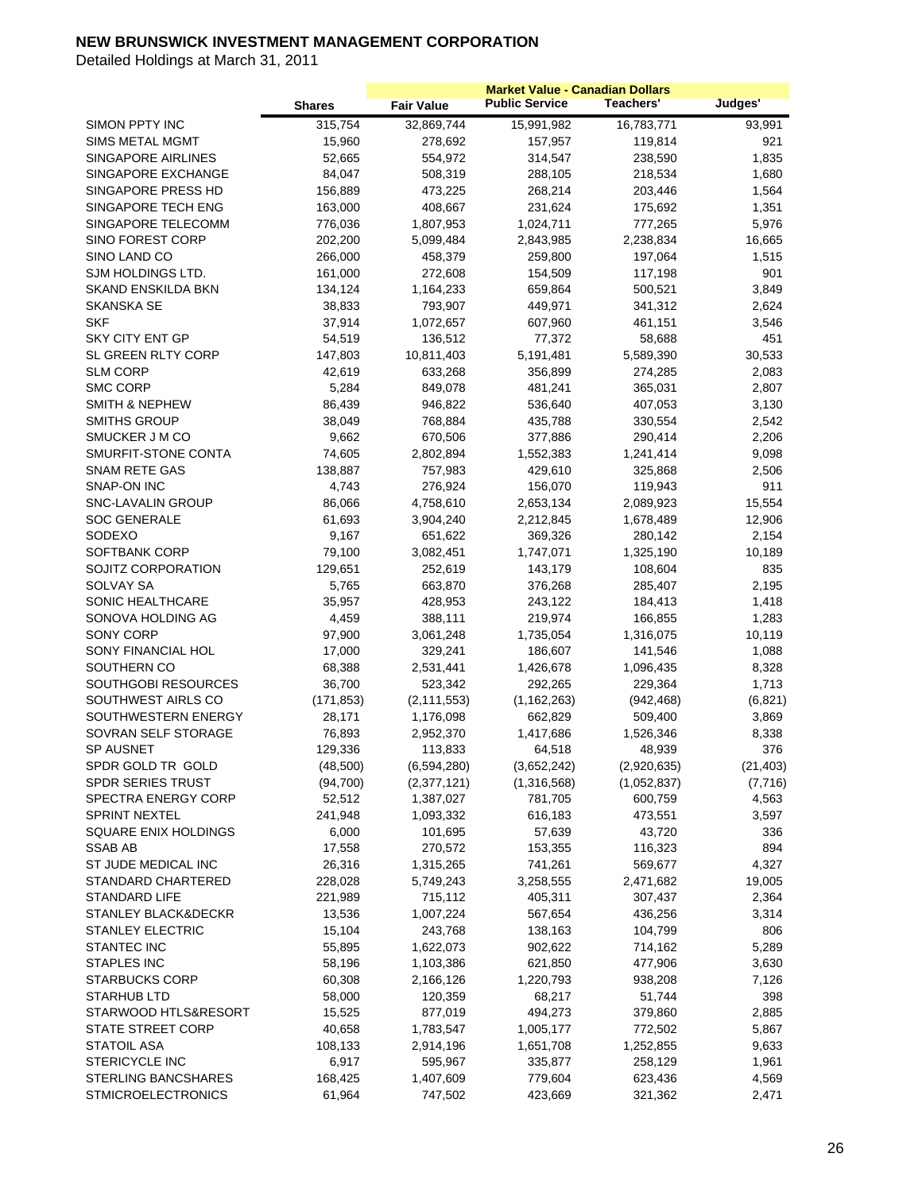# NEW BRUNSWICK INVESTMENT MANAGEMENT CORPORATION

Detailed Holdings at March 31, 2011

| | | Market Value - Canadian Dollars | | | |
|---|---|---|---|---|---|
| | Shares | Fair Value | Public Service | Teachers' | Judges' |
| SIMON PPTY INC | 315,754 | 32,869,744 | 15,991,982 | 16,783,771 | 93,991 |
| SIMS METAL MGMT | 15,960 | 278,692 | 157,957 | 119,814 | 921 |
| SINGAPORE AIRLINES | 52,665 | 554,972 | 314,547 | 238,590 | 1,835 |
| SINGAPORE EXCHANGE | 84,047 | 508,319 | 288,105 | 218,534 | 1,680 |
| SINGAPORE PRESS HD | 156,889 | 473,225 | 268,214 | 203,446 | 1,564 |
| SINGAPORE TECH ENG | 163,000 | 408,667 | 231,624 | 175,692 | 1,351 |
| SINGAPORE TELECOMM | 776,036 | 1,807,953 | 1,024,711 | 777,265 | 5,976 |
| SINO FOREST CORP | 202,200 | 5,099,484 | 2,843,985 | 2,238,834 | 16,665 |
| SINO LAND CO | 266,000 | 458,379 | 259,800 | 197,064 | 1,515 |
| SJM HOLDINGS LTD. | 161,000 | 272,608 | 154,509 | 117,198 | 901 |
| SKAND ENSKILDA BKN | 134,124 | 1,164,233 | 659,864 | 500,521 | 3,849 |
| SKANSKA SE | 38,833 | 793,907 | 449,971 | 341,312 | 2,624 |
| SKF | 37,914 | 1,072,657 | 607,960 | 461,151 | 3,546 |
| SKY CITY ENT GP | 54,519 | 136,512 | 77,372 | 58,688 | 451 |
| SL GREEN RLTY CORP | 147,803 | 10,811,403 | 5,191,481 | 5,589,390 | 30,533 |
| SLM CORP | 42,619 | 633,268 | 356,899 | 274,285 | 2,083 |
| SMC CORP | 5,284 | 849,078 | 481,241 | 365,031 | 2,807 |
| SMITH & NEPHEW | 86,439 | 946,822 | 536,640 | 407,053 | 3,130 |
| SMITHS GROUP | 38,049 | 768,884 | 435,788 | 330,554 | 2,542 |
| SMUCKER J M CO | 9,662 | 670,506 | 377,886 | 290,414 | 2,206 |
| SMURFIT-STONE CONTA | 74,605 | 2,802,894 | 1,552,383 | 1,241,414 | 9,098 |
| SNAM RETE GAS | 138,887 | 757,983 | 429,610 | 325,868 | 2,506 |
| SNAP-ON INC | 4,743 | 276,924 | 156,070 | 119,943 | 911 |
| SNC-LAVALIN GROUP | 86,066 | 4,758,610 | 2,653,134 | 2,089,923 | 15,554 |
| SOC GENERALE | 61,693 | 3,904,240 | 2,212,845 | 1,678,489 | 12,906 |
| SODEXO | 9,167 | 651,622 | 369,326 | 280,142 | 2,154 |
| SOFTBANK CORP | 79,100 | 3,082,451 | 1,747,071 | 1,325,190 | 10,189 |
| SOJITZ CORPORATION | 129,651 | 252,619 | 143,179 | 108,604 | 835 |
| SOLVAY SA | 5,765 | 663,870 | 376,268 | 285,407 | 2,195 |
| SONIC HEALTHCARE | 35,957 | 428,953 | 243,122 | 184,413 | 1,418 |
| SONOVA HOLDING AG | 4,459 | 388,111 | 219,974 | 166,855 | 1,283 |
| SONY CORP | 97,900 | 3,061,248 | 1,735,054 | 1,316,075 | 10,119 |
| SONY FINANCIAL HOL | 17,000 | 329,241 | 186,607 | 141,546 | 1,088 |
| SOUTHERN CO | 68,388 | 2,531,441 | 1,426,678 | 1,096,435 | 8,328 |
| SOUTHGOBI RESOURCES | 36,700 | 523,342 | 292,265 | 229,364 | 1,713 |
| SOUTHWEST AIRLS CO | (171,853) | (2,111,553) | (1,162,263) | (942,468) | (6,821) |
| SOUTHWESTERN ENERGY | 28,171 | 1,176,098 | 662,829 | 509,400 | 3,869 |
| SOVRAN SELF STORAGE | 76,893 | 2,952,370 | 1,417,686 | 1,526,346 | 8,338 |
| SP AUSNET | 129,336 | 113,833 | 64,518 | 48,939 | 376 |
| SPDR GOLD TR GOLD | (48,500) | (6,594,280) | (3,652,242) | (2,920,635) | (21,403) |
| SPDR SERIES TRUST | (94,700) | (2,377,121) | (1,316,568) | (1,052,837) | (7,716) |
| SPECTRA ENERGY CORP | 52,512 | 1,387,027 | 781,705 | 600,759 | 4,563 |
| SPRINT NEXTEL | 241,948 | 1,093,332 | 616,183 | 473,551 | 3,597 |
| SQUARE ENIX HOLDINGS | 6,000 | 101,695 | 57,639 | 43,720 | 336 |
| SSAB AB | 17,558 | 270,572 | 153,355 | 116,323 | 894 |
| ST JUDE MEDICAL INC | 26,316 | 1,315,265 | 741,261 | 569,677 | 4,327 |
| STANDARD CHARTERED | 228,028 | 5,749,243 | 3,258,555 | 2,471,682 | 19,005 |
| STANDARD LIFE | 221,989 | 715,112 | 405,311 | 307,437 | 2,364 |
| STANLEY BLACK&DECKR | 13,536 | 1,007,224 | 567,654 | 436,256 | 3,314 |
| STANLEY ELECTRIC | 15,104 | 243,768 | 138,163 | 104,799 | 806 |
| STANTEC INC | 55,895 | 1,622,073 | 902,622 | 714,162 | 5,289 |
| STAPLES INC | 58,196 | 1,103,386 | 621,850 | 477,906 | 3,630 |
| STARBUCKS CORP | 60,308 | 2,166,126 | 1,220,793 | 938,208 | 7,126 |
| STARHUB LTD | 58,000 | 120,359 | 68,217 | 51,744 | 398 |
| STARWOOD HTLS&RESORT | 15,525 | 877,019 | 494,273 | 379,860 | 2,885 |
| STATE STREET CORP | 40,658 | 1,783,547 | 1,005,177 | 772,502 | 5,867 |
| STATOIL ASA | 108,133 | 2,914,196 | 1,651,708 | 1,252,855 | 9,633 |
| STERICYCLE INC | 6,917 | 595,967 | 335,877 | 258,129 | 1,961 |
| STERLING BANCSHARES | 168,425 | 1,407,609 | 779,604 | 623,436 | 4,569 |
| STMICROELECTRONICS | 61,964 | 747,502 | 423,669 | 321,362 | 2,471 |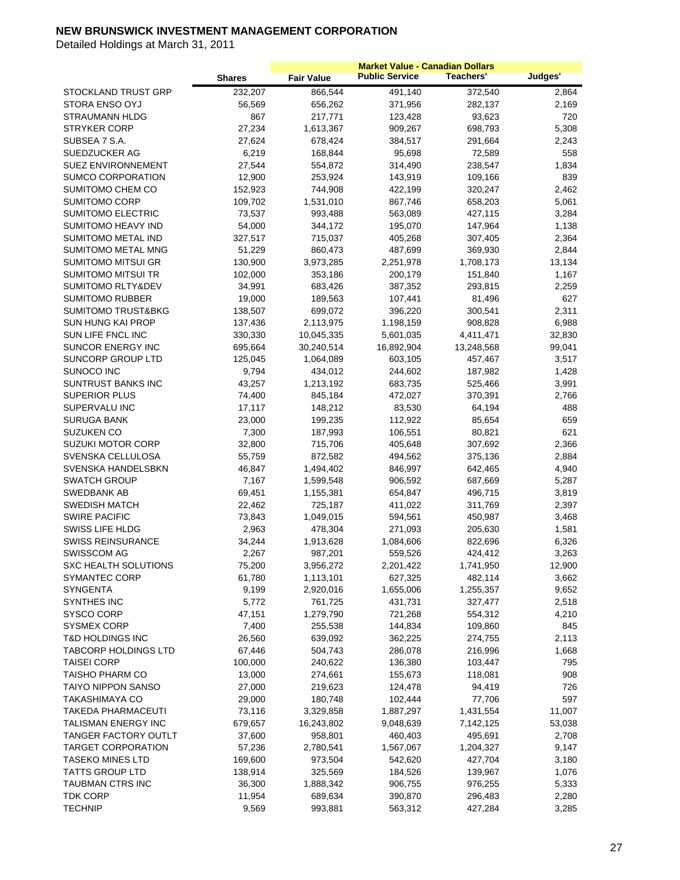# NEW BRUNSWICK INVESTMENT MANAGEMENT CORPORATION

Detailed Holdings at March 31, 2011

| | | Market Value - Canadian Dollars | | | |
|---|---|---|---|---|---|
| | Shares | Fair Value | Public Service | Teachers' | Judges' |
| STOCKLAND TRUST GRP | 232,207 | 866,544 | 491,140 | 372,540 | 2,864 |
| STORA ENSO OYJ | 56,569 | 656,262 | 371,956 | 282,137 | 2,169 |
| STRAUMANN HLDG | 867 | 217,771 | 123,428 | 93,623 | 720 |
| STRYKER CORP | 27,234 | 1,613,367 | 909,267 | 698,793 | 5,308 |
| SUBSEA 7 S.A. | 27,624 | 678,424 | 384,517 | 291,664 | 2,243 |
| SUEDZUCKER AG | 6,219 | 168,844 | 95,698 | 72,589 | 558 |
| SUEZ ENVIRONNEMENT | 27,544 | 554,872 | 314,490 | 238,547 | 1,834 |
| SUMCO CORPORATION | 12,900 | 253,924 | 143,919 | 109,166 | 839 |
| SUMITOMO CHEM CO | 152,923 | 744,908 | 422,199 | 320,247 | 2,462 |
| SUMITOMO CORP | 109,702 | 1,531,010 | 867,746 | 658,203 | 5,061 |
| SUMITOMO ELECTRIC | 73,537 | 993,488 | 563,089 | 427,115 | 3,284 |
| SUMITOMO HEAVY IND | 54,000 | 344,172 | 195,070 | 147,964 | 1,138 |
| SUMITOMO METAL IND | 327,517 | 715,037 | 405,268 | 307,405 | 2,364 |
| SUMITOMO METAL MNG | 51,229 | 860,473 | 487,699 | 369,930 | 2,844 |
| SUMITOMO MITSUI GR | 130,900 | 3,973,285 | 2,251,978 | 1,708,173 | 13,134 |
| SUMITOMO MITSUI TR | 102,000 | 353,186 | 200,179 | 151,840 | 1,167 |
| SUMITOMO RLTY&DEV | 34,991 | 683,426 | 387,352 | 293,815 | 2,259 |
| SUMITOMO RUBBER | 19,000 | 189,563 | 107,441 | 81,496 | 627 |
| SUMITOMO TRUST&BKG | 138,507 | 699,072 | 396,220 | 300,541 | 2,311 |
| SUN HUNG KAI PROP | 137,436 | 2,113,975 | 1,198,159 | 908,828 | 6,988 |
| SUN LIFE FNCL INC | 330,330 | 10,045,335 | 5,601,035 | 4,411,471 | 32,830 |
| SUNCOR ENERGY INC | 695,664 | 30,240,514 | 16,892,904 | 13,248,568 | 99,041 |
| SUNCORP GROUP LTD | 125,045 | 1,064,089 | 603,105 | 457,467 | 3,517 |
| SUNOCO INC | 9,794 | 434,012 | 244,602 | 187,982 | 1,428 |
| SUNTRUST BANKS INC | 43,257 | 1,213,192 | 683,735 | 525,466 | 3,991 |
| SUPERIOR PLUS | 74,400 | 845,184 | 472,027 | 370,391 | 2,766 |
| SUPERVALU INC | 17,117 | 148,212 | 83,530 | 64,194 | 488 |
| SURUGA BANK | 23,000 | 199,235 | 112,922 | 85,654 | 659 |
| SUZUKEN CO | 7,300 | 187,993 | 106,551 | 80,821 | 621 |
| SUZUKI MOTOR CORP | 32,800 | 715,706 | 405,648 | 307,692 | 2,366 |
| SVENSKA CELLULOSA | 55,759 | 872,582 | 494,562 | 375,136 | 2,884 |
| SVENSKA HANDELSBKN | 46,847 | 1,494,402 | 846,997 | 642,465 | 4,940 |
| SWATCH GROUP | 7,167 | 1,599,548 | 906,592 | 687,669 | 5,287 |
| SWEDBANK AB | 69,451 | 1,155,381 | 654,847 | 496,715 | 3,819 |
| SWEDISH MATCH | 22,462 | 725,187 | 411,022 | 311,769 | 2,397 |
| SWIRE PACIFIC | 73,843 | 1,049,015 | 594,561 | 450,987 | 3,468 |
| SWISS LIFE HLDG | 2,963 | 478,304 | 271,093 | 205,630 | 1,581 |
| SWISS REINSURANCE | 34,244 | 1,913,628 | 1,084,606 | 822,696 | 6,326 |
| SWISSCOM AG | 2,267 | 987,201 | 559,526 | 424,412 | 3,263 |
| SXC HEALTH SOLUTIONS | 75,200 | 3,956,272 | 2,201,422 | 1,741,950 | 12,900 |
| SYMANTEC CORP | 61,780 | 1,113,101 | 627,325 | 482,114 | 3,662 |
| SYNGENTA | 9,199 | 2,920,016 | 1,655,006 | 1,255,357 | 9,652 |
| SYNTHES INC | 5,772 | 761,725 | 431,731 | 327,477 | 2,518 |
| SYSCO CORP | 47,151 | 1,279,790 | 721,268 | 554,312 | 4,210 |
| SYSMEX CORP | 7,400 | 255,538 | 144,834 | 109,860 | 845 |
| T&D HOLDINGS INC | 26,560 | 639,092 | 362,225 | 274,755 | 2,113 |
| TABCORP HOLDINGS LTD | 67,446 | 504,743 | 286,078 | 216,996 | 1,668 |
| TAISEI CORP | 100,000 | 240,622 | 136,380 | 103,447 | 795 |
| TAISHO PHARM CO | 13,000 | 274,661 | 155,673 | 118,081 | 908 |
| TAIYO NIPPON SANSO | 27,000 | 219,623 | 124,478 | 94,419 | 726 |
| TAKASHIMAYA CO | 29,000 | 180,748 | 102,444 | 77,706 | 597 |
| TAKEDA PHARMACEUTI | 73,116 | 3,329,858 | 1,887,297 | 1,431,554 | 11,007 |
| TALISMAN ENERGY INC | 679,657 | 16,243,802 | 9,048,639 | 7,142,125 | 53,038 |
| TANGER FACTORY OUTLT | 37,600 | 958,801 | 460,403 | 495,691 | 2,708 |
| TARGET CORPORATION | 57,236 | 2,780,541 | 1,567,067 | 1,204,327 | 9,147 |
| TASEKO MINES LTD | 169,600 | 973,504 | 542,620 | 427,704 | 3,180 |
| TATTS GROUP LTD | 138,914 | 325,569 | 184,526 | 139,967 | 1,076 |
| TAUBMAN CTRS INC | 36,300 | 1,888,342 | 906,755 | 976,255 | 5,333 |
| TDK CORP | 11,954 | 689,634 | 390,870 | 296,483 | 2,280 |
| TECHNIP | 9,569 | 993,881 | 563,312 | 427,284 | 3,285 |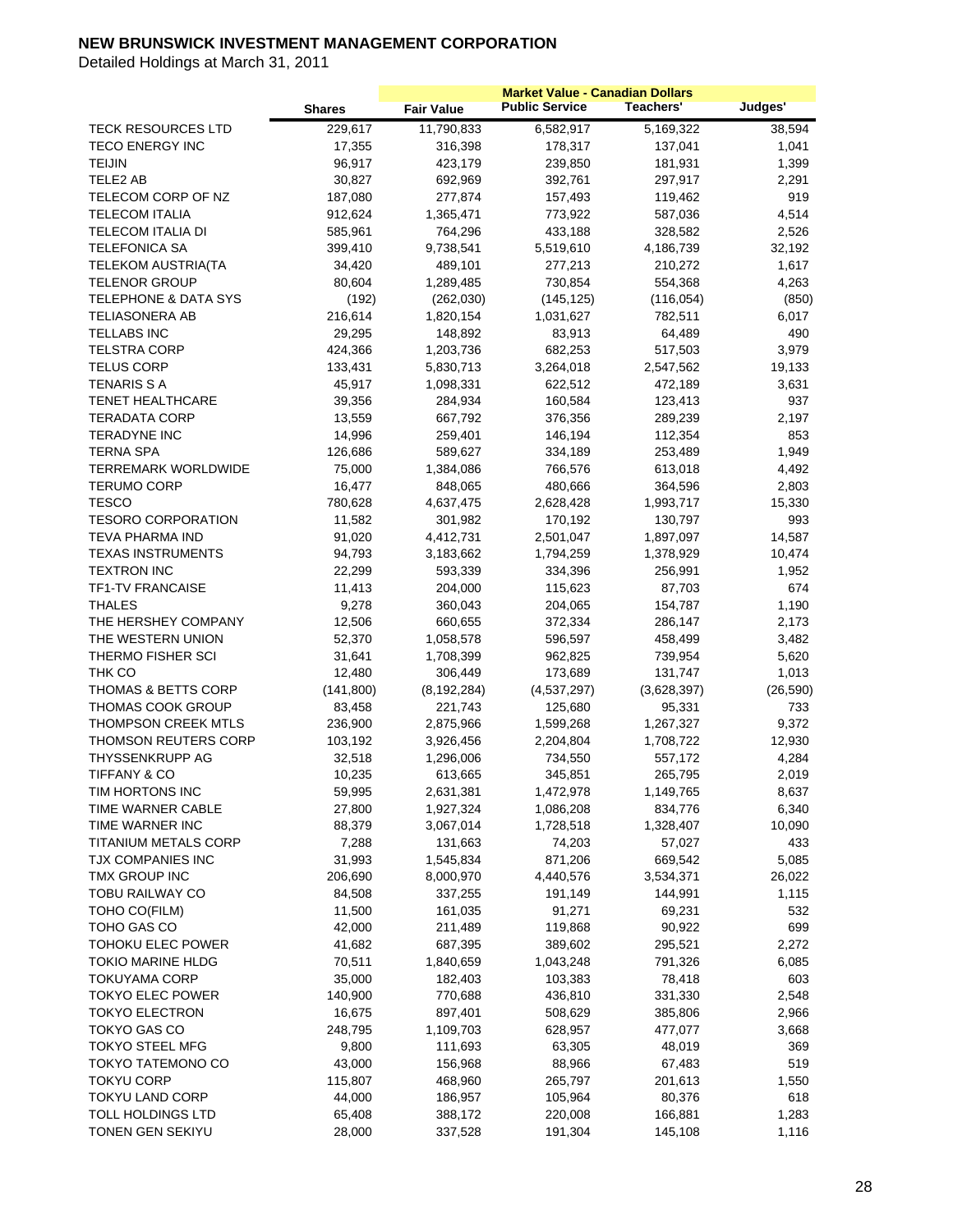# NEW BRUNSWICK INVESTMENT MANAGEMENT CORPORATION

Detailed Holdings at March 31, 2011

| | | Market Value - Canadian Dollars | | | |
|---|---|---|---|---|---|
| | Shares | Fair Value | Public Service | Teachers' | Judges' |
| TECK RESOURCES LTD | 229,617 | 11,790,833 | 6,582,917 | 5,169,322 | 38,594 |
| TECO ENERGY INC | 17,355 | 316,398 | 178,317 | 137,041 | 1,041 |
| TEIJIN | 96,917 | 423,179 | 239,850 | 181,931 | 1,399 |
| TELE2 AB | 30,827 | 692,969 | 392,761 | 297,917 | 2,291 |
| TELECOM CORP OF NZ | 187,080 | 277,874 | 157,493 | 119,462 | 919 |
| TELECOM ITALIA | 912,624 | 1,365,471 | 773,922 | 587,036 | 4,514 |
| TELECOM ITALIA DI | 585,961 | 764,296 | 433,188 | 328,582 | 2,526 |
| TELEFONICA SA | 399,410 | 9,738,541 | 5,519,610 | 4,186,739 | 32,192 |
| TELEKOM AUSTRIA(TA | 34,420 | 489,101 | 277,213 | 210,272 | 1,617 |
| TELENOR GROUP | 80,604 | 1,289,485 | 730,854 | 554,368 | 4,263 |
| TELEPHONE & DATA SYS | (192) | (262,030) | (145,125) | (116,054) | (850) |
| TELIASONERA AB | 216,614 | 1,820,154 | 1,031,627 | 782,511 | 6,017 |
| TELLABS INC | 29,295 | 148,892 | 83,913 | 64,489 | 490 |
| TELSTRA CORP | 424,366 | 1,203,736 | 682,253 | 517,503 | 3,979 |
| TELUS CORP | 133,431 | 5,830,713 | 3,264,018 | 2,547,562 | 19,133 |
| TENARIS S A | 45,917 | 1,098,331 | 622,512 | 472,189 | 3,631 |
| TENET HEALTHCARE | 39,356 | 284,934 | 160,584 | 123,413 | 937 |
| TERADATA CORP | 13,559 | 667,792 | 376,356 | 289,239 | 2,197 |
| TERADYNE INC | 14,996 | 259,401 | 146,194 | 112,354 | 853 |
| TERNA SPA | 126,686 | 589,627 | 334,189 | 253,489 | 1,949 |
| TERREMARK WORLDWIDE | 75,000 | 1,384,086 | 766,576 | 613,018 | 4,492 |
| TERUMO CORP | 16,477 | 848,065 | 480,666 | 364,596 | 2,803 |
| TESCO | 780,628 | 4,637,475 | 2,628,428 | 1,993,717 | 15,330 |
| TESORO CORPORATION | 11,582 | 301,982 | 170,192 | 130,797 | 993 |
| TEVA PHARMA IND | 91,020 | 4,412,731 | 2,501,047 | 1,897,097 | 14,587 |
| TEXAS INSTRUMENTS | 94,793 | 3,183,662 | 1,794,259 | 1,378,929 | 10,474 |
| TEXTRON INC | 22,299 | 593,339 | 334,396 | 256,991 | 1,952 |
| TF1-TV FRANCAISE | 11,413 | 204,000 | 115,623 | 87,703 | 674 |
| THALES | 9,278 | 360,043 | 204,065 | 154,787 | 1,190 |
| THE HERSHEY COMPANY | 12,506 | 660,655 | 372,334 | 286,147 | 2,173 |
| THE WESTERN UNION | 52,370 | 1,058,578 | 596,597 | 458,499 | 3,482 |
| THERMO FISHER SCI | 31,641 | 1,708,399 | 962,825 | 739,954 | 5,620 |
| THK CO | 12,480 | 306,449 | 173,689 | 131,747 | 1,013 |
| THOMAS & BETTS CORP | (141,800) | (8,192,284) | (4,537,297) | (3,628,397) | (26,590) |
| THOMAS COOK GROUP | 83,458 | 221,743 | 125,680 | 95,331 | 733 |
| THOMPSON CREEK MTLS | 236,900 | 2,875,966 | 1,599,268 | 1,267,327 | 9,372 |
| THOMSON REUTERS CORP | 103,192 | 3,926,456 | 2,204,804 | 1,708,722 | 12,930 |
| THYSSENKRUPP AG | 32,518 | 1,296,006 | 734,550 | 557,172 | 4,284 |
| TIFFANY & CO | 10,235 | 613,665 | 345,851 | 265,795 | 2,019 |
| TIM HORTONS INC | 59,995 | 2,631,381 | 1,472,978 | 1,149,765 | 8,637 |
| TIME WARNER CABLE | 27,800 | 1,927,324 | 1,086,208 | 834,776 | 6,340 |
| TIME WARNER INC | 88,379 | 3,067,014 | 1,728,518 | 1,328,407 | 10,090 |
| TITANIUM METALS CORP | 7,288 | 131,663 | 74,203 | 57,027 | 433 |
| TJX COMPANIES INC | 31,993 | 1,545,834 | 871,206 | 669,542 | 5,085 |
| TMX GROUP INC | 206,690 | 8,000,970 | 4,440,576 | 3,534,371 | 26,022 |
| TOBU RAILWAY CO | 84,508 | 337,255 | 191,149 | 144,991 | 1,115 |
| TOHO CO(FILM) | 11,500 | 161,035 | 91,271 | 69,231 | 532 |
| TOHO GAS CO | 42,000 | 211,489 | 119,868 | 90,922 | 699 |
| TOHOKU ELEC POWER | 41,682 | 687,395 | 389,602 | 295,521 | 2,272 |
| TOKIO MARINE HLDG | 70,511 | 1,840,659 | 1,043,248 | 791,326 | 6,085 |
| TOKUYAMA CORP | 35,000 | 182,403 | 103,383 | 78,418 | 603 |
| TOKYO ELEC POWER | 140,900 | 770,688 | 436,810 | 331,330 | 2,548 |
| TOKYO ELECTRON | 16,675 | 897,401 | 508,629 | 385,806 | 2,966 |
| TOKYO GAS CO | 248,795 | 1,109,703 | 628,957 | 477,077 | 3,668 |
| TOKYO STEEL MFG | 9,800 | 111,693 | 63,305 | 48,019 | 369 |
| TOKYO TATEMONO CO | 43,000 | 156,968 | 88,966 | 67,483 | 519 |
| TOKYU CORP | 115,807 | 468,960 | 265,797 | 201,613 | 1,550 |
| TOKYU LAND CORP | 44,000 | 186,957 | 105,964 | 80,376 | 618 |
| TOLL HOLDINGS LTD | 65,408 | 388,172 | 220,008 | 166,881 | 1,283 |
| TONEN GEN SEKIYU | 28,000 | 337,528 | 191,304 | 145,108 | 1,116 |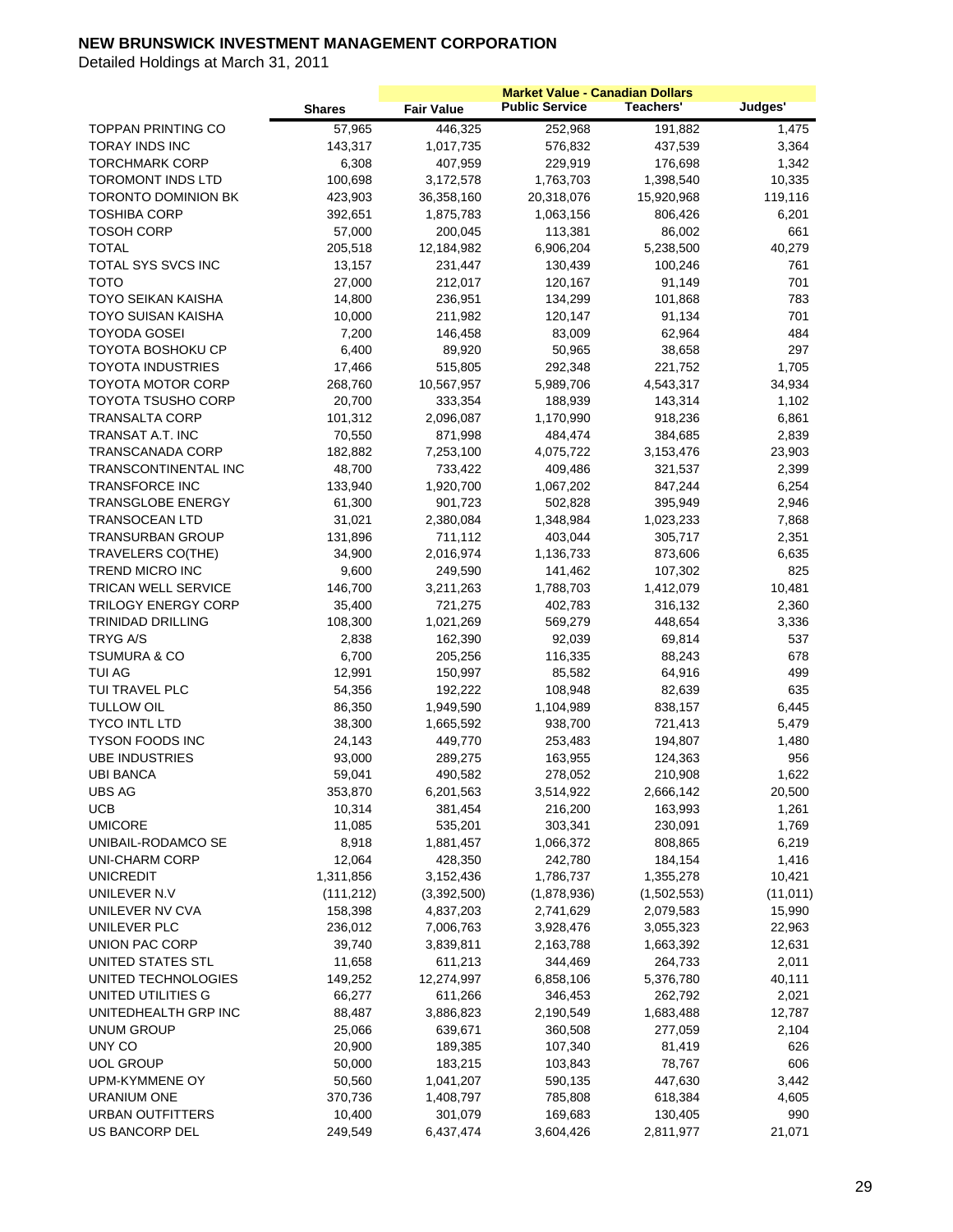# NEW BRUNSWICK INVESTMENT MANAGEMENT CORPORATION

Detailed Holdings at March 31, 2011

| | | Market Value - Canadian Dollars | | | |
|---|---|---|---|---|---|
| | Shares | Fair Value | Public Service | Teachers' | Judges' |
| TOPPAN PRINTING CO | 57,965 | 446,325 | 252,968 | 191,882 | 1,475 |
| TORAY INDS INC | 143,317 | 1,017,735 | 576,832 | 437,539 | 3,364 |
| TORCHMARK CORP | 6,308 | 407,959 | 229,919 | 176,698 | 1,342 |
| TOROMONT INDS LTD | 100,698 | 3,172,578 | 1,763,703 | 1,398,540 | 10,335 |
| TORONTO DOMINION BK | 423,903 | 36,358,160 | 20,318,076 | 15,920,968 | 119,116 |
| TOSHIBA CORP | 392,651 | 1,875,783 | 1,063,156 | 806,426 | 6,201 |
| TOSOH CORP | 57,000 | 200,045 | 113,381 | 86,002 | 661 |
| TOTAL | 205,518 | 12,184,982 | 6,906,204 | 5,238,500 | 40,279 |
| TOTAL SYS SVCS INC | 13,157 | 231,447 | 130,439 | 100,246 | 761 |
| TOTO | 27,000 | 212,017 | 120,167 | 91,149 | 701 |
| TOYO SEIKAN KAISHA | 14,800 | 236,951 | 134,299 | 101,868 | 783 |
| TOYO SUISAN KAISHA | 10,000 | 211,982 | 120,147 | 91,134 | 701 |
| TOYODA GOSEI | 7,200 | 146,458 | 83,009 | 62,964 | 484 |
| TOYOTA BOSHOKU CP | 6,400 | 89,920 | 50,965 | 38,658 | 297 |
| TOYOTA INDUSTRIES | 17,466 | 515,805 | 292,348 | 221,752 | 1,705 |
| TOYOTA MOTOR CORP | 268,760 | 10,567,957 | 5,989,706 | 4,543,317 | 34,934 |
| TOYOTA TSUSHO CORP | 20,700 | 333,354 | 188,939 | 143,314 | 1,102 |
| TRANSALTA CORP | 101,312 | 2,096,087 | 1,170,990 | 918,236 | 6,861 |
| TRANSAT A.T. INC | 70,550 | 871,998 | 484,474 | 384,685 | 2,839 |
| TRANSCANADA CORP | 182,882 | 7,253,100 | 4,075,722 | 3,153,476 | 23,903 |
| TRANSCONTINENTAL INC | 48,700 | 733,422 | 409,486 | 321,537 | 2,399 |
| TRANSFORCE INC | 133,940 | 1,920,700 | 1,067,202 | 847,244 | 6,254 |
| TRANSGLOBE ENERGY | 61,300 | 901,723 | 502,828 | 395,949 | 2,946 |
| TRANSOCEAN LTD | 31,021 | 2,380,084 | 1,348,984 | 1,023,233 | 7,868 |
| TRANSURBAN GROUP | 131,896 | 711,112 | 403,044 | 305,717 | 2,351 |
| TRAVELERS CO(THE) | 34,900 | 2,016,974 | 1,136,733 | 873,606 | 6,635 |
| TREND MICRO INC | 9,600 | 249,590 | 141,462 | 107,302 | 825 |
| TRICAN WELL SERVICE | 146,700 | 3,211,263 | 1,788,703 | 1,412,079 | 10,481 |
| TRILOGY ENERGY CORP | 35,400 | 721,275 | 402,783 | 316,132 | 2,360 |
| TRINIDAD DRILLING | 108,300 | 1,021,269 | 569,279 | 448,654 | 3,336 |
| TRYG A/S | 2,838 | 162,390 | 92,039 | 69,814 | 537 |
| TSUMURA & CO | 6,700 | 205,256 | 116,335 | 88,243 | 678 |
| TUI AG | 12,991 | 150,997 | 85,582 | 64,916 | 499 |
| TUI TRAVEL PLC | 54,356 | 192,222 | 108,948 | 82,639 | 635 |
| TULLOW OIL | 86,350 | 1,949,590 | 1,104,989 | 838,157 | 6,445 |
| TYCO INTL LTD | 38,300 | 1,665,592 | 938,700 | 721,413 | 5,479 |
| TYSON FOODS INC | 24,143 | 449,770 | 253,483 | 194,807 | 1,480 |
| UBE INDUSTRIES | 93,000 | 289,275 | 163,955 | 124,363 | 956 |
| UBI BANCA | 59,041 | 490,582 | 278,052 | 210,908 | 1,622 |
| UBS AG | 353,870 | 6,201,563 | 3,514,922 | 2,666,142 | 20,500 |
| UCB | 10,314 | 381,454 | 216,200 | 163,993 | 1,261 |
| UMICORE | 11,085 | 535,201 | 303,341 | 230,091 | 1,769 |
| UNIBAIL-RODAMCO SE | 8,918 | 1,881,457 | 1,066,372 | 808,865 | 6,219 |
| UNI-CHARM CORP | 12,064 | 428,350 | 242,780 | 184,154 | 1,416 |
| UNICREDIT | 1,311,856 | 3,152,436 | 1,786,737 | 1,355,278 | 10,421 |
| UNILEVER N.V | (111,212) | (3,392,500) | (1,878,936) | (1,502,553) | (11,011) |
| UNILEVER NV CVA | 158,398 | 4,837,203 | 2,741,629 | 2,079,583 | 15,990 |
| UNILEVER PLC | 236,012 | 7,006,763 | 3,928,476 | 3,055,323 | 22,963 |
| UNION PAC CORP | 39,740 | 3,839,811 | 2,163,788 | 1,663,392 | 12,631 |
| UNITED STATES STL | 11,658 | 611,213 | 344,469 | 264,733 | 2,011 |
| UNITED TECHNOLOGIES | 149,252 | 12,274,997 | 6,858,106 | 5,376,780 | 40,111 |
| UNITED UTILITIES G | 66,277 | 611,266 | 346,453 | 262,792 | 2,021 |
| UNITEDHEALTH GRP INC | 88,487 | 3,886,823 | 2,190,549 | 1,683,488 | 12,787 |
| UNUM GROUP | 25,066 | 639,671 | 360,508 | 277,059 | 2,104 |
| UNY CO | 20,900 | 189,385 | 107,340 | 81,419 | 626 |
| UOL GROUP | 50,000 | 183,215 | 103,843 | 78,767 | 606 |
| UPM-KYMMENE OY | 50,560 | 1,041,207 | 590,135 | 447,630 | 3,442 |
| URANIUM ONE | 370,736 | 1,408,797 | 785,808 | 618,384 | 4,605 |
| URBAN OUTFITTERS | 10,400 | 301,079 | 169,683 | 130,405 | 990 |
| US BANCORP DEL | 249,549 | 6,437,474 | 3,604,426 | 2,811,977 | 21,071 |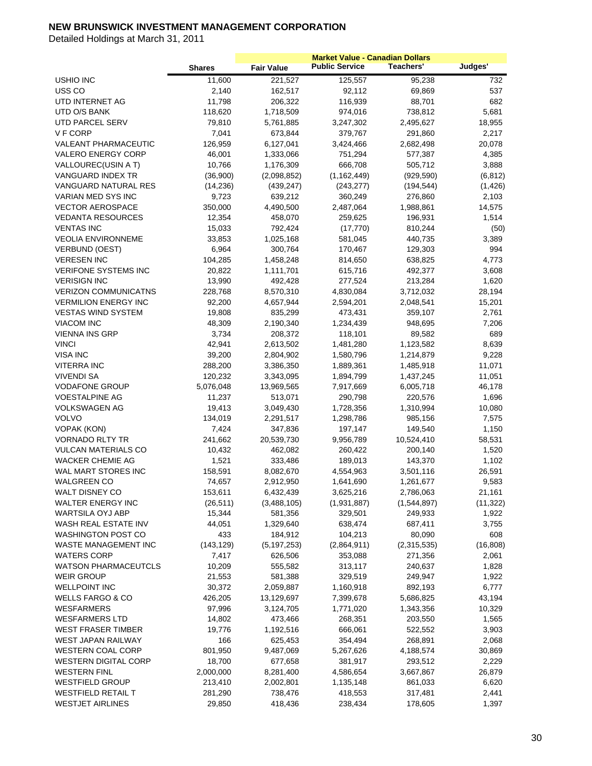# NEW BRUNSWICK INVESTMENT MANAGEMENT CORPORATION

Detailed Holdings at March 31, 2011

| | | Market Value - Canadian Dollars | | | |
|---|---|---|---|---|---|
| | Shares | Fair Value | Public Service | Teachers' | Judges' |
| USHIO INC | 11,600 | 221,527 | 125,557 | 95,238 | 732 |
| USS CO | 2,140 | 162,517 | 92,112 | 69,869 | 537 |
| UTD INTERNET AG | 11,798 | 206,322 | 116,939 | 88,701 | 682 |
| UTD O/S BANK | 118,620 | 1,718,509 | 974,016 | 738,812 | 5,681 |
| UTD PARCEL SERV | 79,810 | 5,761,885 | 3,247,302 | 2,495,627 | 18,955 |
| V F CORP | 7,041 | 673,844 | 379,767 | 291,860 | 2,217 |
| VALEANT PHARMACEUTIC | 126,959 | 6,127,041 | 3,424,466 | 2,682,498 | 20,078 |
| VALERO ENERGY CORP | 46,001 | 1,333,066 | 751,294 | 577,387 | 4,385 |
| VALLOUREC(USIN A T) | 10,766 | 1,176,309 | 666,708 | 505,712 | 3,888 |
| VANGUARD INDEX TR | (36,900) | (2,098,852) | (1,162,449) | (929,590) | (6,812) |
| VANGUARD NATURAL RES | (14,236) | (439,247) | (243,277) | (194,544) | (1,426) |
| VARIAN MED SYS INC | 9,723 | 639,212 | 360,249 | 276,860 | 2,103 |
| VECTOR AEROSPACE | 350,000 | 4,490,500 | 2,487,064 | 1,988,861 | 14,575 |
| VEDANTA RESOURCES | 12,354 | 458,070 | 259,625 | 196,931 | 1,514 |
| VENTAS INC | 15,033 | 792,424 | (17,770) | 810,244 | (50) |
| VEOLIA ENVIRONNEME | 33,853 | 1,025,168 | 581,045 | 440,735 | 3,389 |
| VERBUND (OEST) | 6,964 | 300,764 | 170,467 | 129,303 | 994 |
| VERESEN INC | 104,285 | 1,458,248 | 814,650 | 638,825 | 4,773 |
| VERIFONE SYSTEMS INC | 20,822 | 1,111,701 | 615,716 | 492,377 | 3,608 |
| VERISIGN INC | 13,990 | 492,428 | 277,524 | 213,284 | 1,620 |
| VERIZON COMMUNICATNS | 228,768 | 8,570,310 | 4,830,084 | 3,712,032 | 28,194 |
| VERMILION ENERGY INC | 92,200 | 4,657,944 | 2,594,201 | 2,048,541 | 15,201 |
| VESTAS WIND SYSTEM | 19,808 | 835,299 | 473,431 | 359,107 | 2,761 |
| VIACOM INC | 48,309 | 2,190,340 | 1,234,439 | 948,695 | 7,206 |
| VIENNA INS GRP | 3,734 | 208,372 | 118,101 | 89,582 | 689 |
| VINCI | 42,941 | 2,613,502 | 1,481,280 | 1,123,582 | 8,639 |
| VISA INC | 39,200 | 2,804,902 | 1,580,796 | 1,214,879 | 9,228 |
| VITERRA INC | 288,200 | 3,386,350 | 1,889,361 | 1,485,918 | 11,071 |
| VIVENDI SA | 120,232 | 3,343,095 | 1,894,799 | 1,437,245 | 11,051 |
| VODAFONE GROUP | 5,076,048 | 13,969,565 | 7,917,669 | 6,005,718 | 46,178 |
| VOESTALPINE AG | 11,237 | 513,071 | 290,798 | 220,576 | 1,696 |
| VOLKSWAGEN AG | 19,413 | 3,049,430 | 1,728,356 | 1,310,994 | 10,080 |
| VOLVO | 134,019 | 2,291,517 | 1,298,786 | 985,156 | 7,575 |
| VOPAK (KON) | 7,424 | 347,836 | 197,147 | 149,540 | 1,150 |
| VORNADO RLTY TR | 241,662 | 20,539,730 | 9,956,789 | 10,524,410 | 58,531 |
| VULCAN MATERIALS CO | 10,432 | 462,082 | 260,422 | 200,140 | 1,520 |
| WACKER CHEMIE AG | 1,521 | 333,486 | 189,013 | 143,370 | 1,102 |
| WAL MART STORES INC | 158,591 | 8,082,670 | 4,554,963 | 3,501,116 | 26,591 |
| WALGREEN CO | 74,657 | 2,912,950 | 1,641,690 | 1,261,677 | 9,583 |
| WALT DISNEY CO | 153,611 | 6,432,439 | 3,625,216 | 2,786,063 | 21,161 |
| WALTER ENERGY INC | (26,511) | (3,488,105) | (1,931,887) | (1,544,897) | (11,322) |
| WARTSILA OYJ ABP | 15,344 | 581,356 | 329,501 | 249,933 | 1,922 |
| WASH REAL ESTATE INV | 44,051 | 1,329,640 | 638,474 | 687,411 | 3,755 |
| WASHINGTON POST CO | 433 | 184,912 | 104,213 | 80,090 | 608 |
| WASTE MANAGEMENT INC | (143,129) | (5,197,253) | (2,864,911) | (2,315,535) | (16,808) |
| WATERS CORP | 7,417 | 626,506 | 353,088 | 271,356 | 2,061 |
| WATSON PHARMACEUTCLS | 10,209 | 555,582 | 313,117 | 240,637 | 1,828 |
| WEIR GROUP | 21,553 | 581,388 | 329,519 | 249,947 | 1,922 |
| WELLPOINT INC | 30,372 | 2,059,887 | 1,160,918 | 892,193 | 6,777 |
| WELLS FARGO & CO | 426,205 | 13,129,697 | 7,399,678 | 5,686,825 | 43,194 |
| WESFARMERS | 97,996 | 3,124,705 | 1,771,020 | 1,343,356 | 10,329 |
| WESFARMERS LTD | 14,802 | 473,466 | 268,351 | 203,550 | 1,565 |
| WEST FRASER TIMBER | 19,776 | 1,192,516 | 666,061 | 522,552 | 3,903 |
| WEST JAPAN RAILWAY | 166 | 625,453 | 354,494 | 268,891 | 2,068 |
| WESTERN COAL CORP | 801,950 | 9,487,069 | 5,267,626 | 4,188,574 | 30,869 |
| WESTERN DIGITAL CORP | 18,700 | 677,658 | 381,917 | 293,512 | 2,229 |
| WESTERN FINL | 2,000,000 | 8,281,400 | 4,586,654 | 3,667,867 | 26,879 |
| WESTFIELD GROUP | 213,410 | 2,002,801 | 1,135,148 | 861,033 | 6,620 |
| WESTFIELD RETAIL T | 281,290 | 738,476 | 418,553 | 317,481 | 2,441 |
| WESTJET AIRLINES | 29,850 | 418,436 | 238,434 | 178,605 | 1,397 |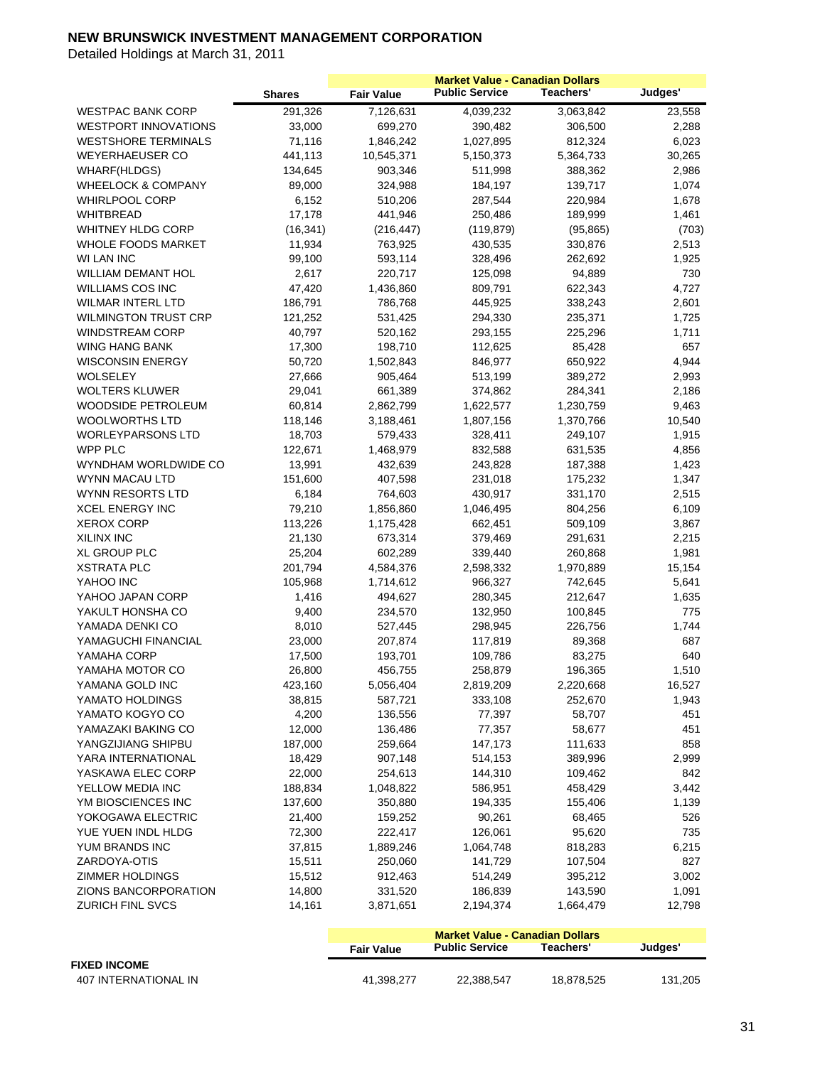# NEW BRUNSWICK INVESTMENT MANAGEMENT CORPORATION

Detailed Holdings at March 31, 2011

| | | Market Value - Canadian Dollars | | | |
|---|---|---|---|---|---|
| | Shares | Fair Value | Public Service | Teachers' | Judges' |
| WESTPAC BANK CORP | 291,326 | 7,126,631 | 4,039,232 | 3,063,842 | 23,558 |
| WESTPORT INNOVATIONS | 33,000 | 699,270 | 390,482 | 306,500 | 2,288 |
| WESTSHORE TERMINALS | 71,116 | 1,846,242 | 1,027,895 | 812,324 | 6,023 |
| WEYERHAEUSER CO | 441,113 | 10,545,371 | 5,150,373 | 5,364,733 | 30,265 |
| WHARF(HLDGS) | 134,645 | 903,346 | 511,998 | 388,362 | 2,986 |
| WHEELOCK & COMPANY | 89,000 | 324,988 | 184,197 | 139,717 | 1,074 |
| WHIRLPOOL CORP | 6,152 | 510,206 | 287,544 | 220,984 | 1,678 |
| WHITBREAD | 17,178 | 441,946 | 250,486 | 189,999 | 1,461 |
| WHITNEY HLDG CORP | (16,341) | (216,447) | (119,879) | (95,865) | (703) |
| WHOLE FOODS MARKET | 11,934 | 763,925 | 430,535 | 330,876 | 2,513 |
| WI LAN INC | 99,100 | 593,114 | 328,496 | 262,692 | 1,925 |
| WILLIAM DEMANT HOL | 2,617 | 220,717 | 125,098 | 94,889 | 730 |
| WILLIAMS COS INC | 47,420 | 1,436,860 | 809,791 | 622,343 | 4,727 |
| WILMAR INTERL LTD | 186,791 | 786,768 | 445,925 | 338,243 | 2,601 |
| WILMINGTON TRUST CRP | 121,252 | 531,425 | 294,330 | 235,371 | 1,725 |
| WINDSTREAM CORP | 40,797 | 520,162 | 293,155 | 225,296 | 1,711 |
| WING HANG BANK | 17,300 | 198,710 | 112,625 | 85,428 | 657 |
| WISCONSIN ENERGY | 50,720 | 1,502,843 | 846,977 | 650,922 | 4,944 |
| WOLSELEY | 27,666 | 905,464 | 513,199 | 389,272 | 2,993 |
| WOLTERS KLUWER | 29,041 | 661,389 | 374,862 | 284,341 | 2,186 |
| WOODSIDE PETROLEUM | 60,814 | 2,862,799 | 1,622,577 | 1,230,759 | 9,463 |
| WOOLWORTHS LTD | 118,146 | 3,188,461 | 1,807,156 | 1,370,766 | 10,540 |
| WORLEYPARSONS LTD | 18,703 | 579,433 | 328,411 | 249,107 | 1,915 |
| WPP PLC | 122,671 | 1,468,979 | 832,588 | 631,535 | 4,856 |
| WYNDHAM WORLDWIDE CO | 13,991 | 432,639 | 243,828 | 187,388 | 1,423 |
| WYNN MACAU LTD | 151,600 | 407,598 | 231,018 | 175,232 | 1,347 |
| WYNN RESORTS LTD | 6,184 | 764,603 | 430,917 | 331,170 | 2,515 |
| XCEL ENERGY INC | 79,210 | 1,856,860 | 1,046,495 | 804,256 | 6,109 |
| XEROX CORP | 113,226 | 1,175,428 | 662,451 | 509,109 | 3,867 |
| XILINX INC | 21,130 | 673,314 | 379,469 | 291,631 | 2,215 |
| XL GROUP PLC | 25,204 | 602,289 | 339,440 | 260,868 | 1,981 |
| XSTRATA PLC | 201,794 | 4,584,376 | 2,598,332 | 1,970,889 | 15,154 |
| YAHOO INC | 105,968 | 1,714,612 | 966,327 | 742,645 | 5,641 |
| YAHOO JAPAN CORP | 1,416 | 494,627 | 280,345 | 212,647 | 1,635 |
| YAKULT HONSHA CO | 9,400 | 234,570 | 132,950 | 100,845 | 775 |
| YAMADA DENKI CO | 8,010 | 527,445 | 298,945 | 226,756 | 1,744 |
| YAMAGUCHI FINANCIAL | 23,000 | 207,874 | 117,819 | 89,368 | 687 |
| YAMAHA CORP | 17,500 | 193,701 | 109,786 | 83,275 | 640 |
| YAMAHA MOTOR CO | 26,800 | 456,755 | 258,879 | 196,365 | 1,510 |
| YAMANA GOLD INC | 423,160 | 5,056,404 | 2,819,209 | 2,220,668 | 16,527 |
| YAMATO HOLDINGS | 38,815 | 587,721 | 333,108 | 252,670 | 1,943 |
| YAMATO KOGYO CO | 4,200 | 136,556 | 77,397 | 58,707 | 451 |
| YAMAZAKI BAKING CO | 12,000 | 136,486 | 77,357 | 58,677 | 451 |
| YANGZIJIANG SHIPBU | 187,000 | 259,664 | 147,173 | 111,633 | 858 |
| YARA INTERNATIONAL | 18,429 | 907,148 | 514,153 | 389,996 | 2,999 |
| YASKAWA ELEC CORP | 22,000 | 254,613 | 144,310 | 109,462 | 842 |
| YELLOW MEDIA INC | 188,834 | 1,048,822 | 586,951 | 458,429 | 3,442 |
| YM BIOSCIENCES INC | 137,600 | 350,880 | 194,335 | 155,406 | 1,139 |
| YOKOGAWA ELECTRIC | 21,400 | 159,252 | 90,261 | 68,465 | 526 |
| YUE YUEN INDL HLDG | 72,300 | 222,417 | 126,061 | 95,620 | 735 |
| YUM BRANDS INC | 37,815 | 1,889,246 | 1,064,748 | 818,283 | 6,215 |
| ZARDOYA-OTIS | 15,511 | 250,060 | 141,729 | 107,504 | 827 |
| ZIMMER HOLDINGS | 15,512 | 912,463 | 514,249 | 395,212 | 3,002 |
| ZIONS BANCORPORATION | 14,800 | 331,520 | 186,839 | 143,590 | 1,091 |
| ZURICH FINL SVCS | 14,161 | 3,871,651 | 2,194,374 | 1,664,479 | 12,798 |

| | Market Value - Canadian Dollars | | | |
|---|---|---|---|---|
| | Fair Value | Public Service | Teachers' | Judges' |
| **FIXED INCOME** | | | | |
| 407 INTERNATIONAL IN | 41,398,277 | 22,388,547 | 18,878,525 | 131,205 |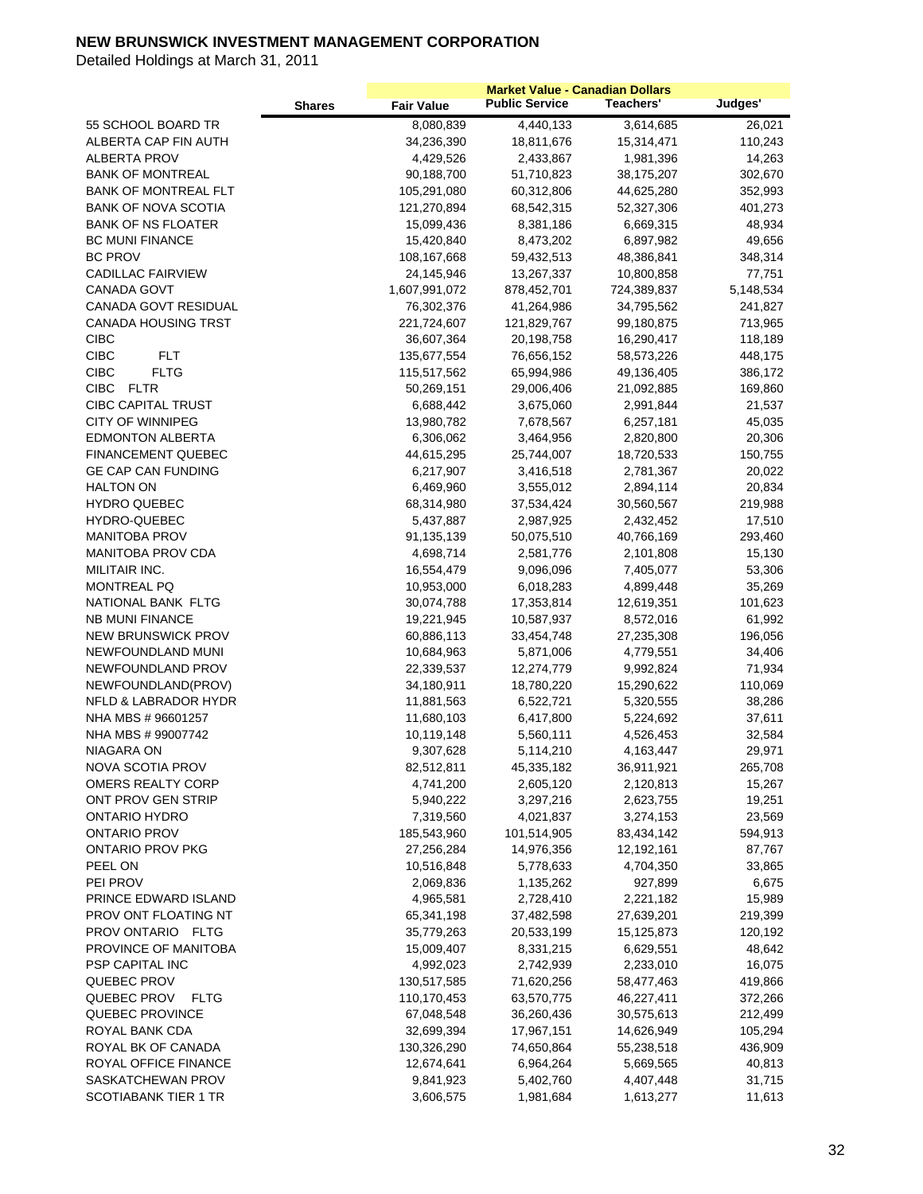# NEW BRUNSWICK INVESTMENT MANAGEMENT CORPORATION

Detailed Holdings at March 31, 2011

| | | Market Value - Canadian Dollars | | | |
|---|---|---|---|---|---|
| | Shares | Fair Value | Public Service | Teachers' | Judges' |
| 55 SCHOOL BOARD TR | | 8,080,839 | 4,440,133 | 3,614,685 | 26,021 |
| ALBERTA CAP FIN AUTH | | 34,236,390 | 18,811,676 | 15,314,471 | 110,243 |
| ALBERTA PROV | | 4,429,526 | 2,433,867 | 1,981,396 | 14,263 |
| BANK OF MONTREAL | | 90,188,700 | 51,710,823 | 38,175,207 | 302,670 |
| BANK OF MONTREAL FLT | | 105,291,080 | 60,312,806 | 44,625,280 | 352,993 |
| BANK OF NOVA SCOTIA | | 121,270,894 | 68,542,315 | 52,327,306 | 401,273 |
| BANK OF NS FLOATER | | 15,099,436 | 8,381,186 | 6,669,315 | 48,934 |
| BC MUNI FINANCE | | 15,420,840 | 8,473,202 | 6,897,982 | 49,656 |
| BC PROV | | 108,167,668 | 59,432,513 | 48,386,841 | 348,314 |
| CADILLAC FAIRVIEW | | 24,145,946 | 13,267,337 | 10,800,858 | 77,751 |
| CANADA GOVT | | 1,607,991,072 | 878,452,701 | 724,389,837 | 5,148,534 |
| CANADA GOVT RESIDUAL | | 76,302,376 | 41,264,986 | 34,795,562 | 241,827 |
| CANADA HOUSING TRST | | 221,724,607 | 121,829,767 | 99,180,875 | 713,965 |
| CIBC | | 36,607,364 | 20,198,758 | 16,290,417 | 118,189 |
| CIBC FLT | | 135,677,554 | 76,656,152 | 58,573,226 | 448,175 |
| CIBC FLTG | | 115,517,562 | 65,994,986 | 49,136,405 | 386,172 |
| CIBC FLTR | | 50,269,151 | 29,006,406 | 21,092,885 | 169,860 |
| CIBC CAPITAL TRUST | | 6,688,442 | 3,675,060 | 2,991,844 | 21,537 |
| CITY OF WINNIPEG | | 13,980,782 | 7,678,567 | 6,257,181 | 45,035 |
| EDMONTON ALBERTA | | 6,306,062 | 3,464,956 | 2,820,800 | 20,306 |
| FINANCEMENT QUEBEC | | 44,615,295 | 25,744,007 | 18,720,533 | 150,755 |
| GE CAP CAN FUNDING | | 6,217,907 | 3,416,518 | 2,781,367 | 20,022 |
| HALTON ON | | 6,469,960 | 3,555,012 | 2,894,114 | 20,834 |
| HYDRO QUEBEC | | 68,314,980 | 37,534,424 | 30,560,567 | 219,988 |
| HYDRO-QUEBEC | | 5,437,887 | 2,987,925 | 2,432,452 | 17,510 |
| MANITOBA PROV | | 91,135,139 | 50,075,510 | 40,766,169 | 293,460 |
| MANITOBA PROV CDA | | 4,698,714 | 2,581,776 | 2,101,808 | 15,130 |
| MILITAIR INC. | | 16,554,479 | 9,096,096 | 7,405,077 | 53,306 |
| MONTREAL PQ | | 10,953,000 | 6,018,283 | 4,899,448 | 35,269 |
| NATIONAL BANK FLTG | | 30,074,788 | 17,353,814 | 12,619,351 | 101,623 |
| NB MUNI FINANCE | | 19,221,945 | 10,587,937 | 8,572,016 | 61,992 |
| NEW BRUNSWICK PROV | | 60,886,113 | 33,454,748 | 27,235,308 | 196,056 |
| NEWFOUNDLAND MUNI | | 10,684,963 | 5,871,006 | 4,779,551 | 34,406 |
| NEWFOUNDLAND PROV | | 22,339,537 | 12,274,779 | 9,992,824 | 71,934 |
| NEWFOUNDLAND(PROV) | | 34,180,911 | 18,780,220 | 15,290,622 | 110,069 |
| NFLD & LABRADOR HYDR | | 11,881,563 | 6,522,721 | 5,320,555 | 38,286 |
| NHA MBS # 96601257 | | 11,680,103 | 6,417,800 | 5,224,692 | 37,611 |
| NHA MBS # 99007742 | | 10,119,148 | 5,560,111 | 4,526,453 | 32,584 |
| NIAGARA ON | | 9,307,628 | 5,114,210 | 4,163,447 | 29,971 |
| NOVA SCOTIA PROV | | 82,512,811 | 45,335,182 | 36,911,921 | 265,708 |
| OMERS REALTY CORP | | 4,741,200 | 2,605,120 | 2,120,813 | 15,267 |
| ONT PROV GEN STRIP | | 5,940,222 | 3,297,216 | 2,623,755 | 19,251 |
| ONTARIO HYDRO | | 7,319,560 | 4,021,837 | 3,274,153 | 23,569 |
| ONTARIO PROV | | 185,543,960 | 101,514,905 | 83,434,142 | 594,913 |
| ONTARIO PROV PKG | | 27,256,284 | 14,976,356 | 12,192,161 | 87,767 |
| PEEL ON | | 10,516,848 | 5,778,633 | 4,704,350 | 33,865 |
| PEI PROV | | 2,069,836 | 1,135,262 | 927,899 | 6,675 |
| PRINCE EDWARD ISLAND | | 4,965,581 | 2,728,410 | 2,221,182 | 15,989 |
| PROV ONT FLOATING NT | | 65,341,198 | 37,482,598 | 27,639,201 | 219,399 |
| PROV ONTARIO FLTG | | 35,779,263 | 20,533,199 | 15,125,873 | 120,192 |
| PROVINCE OF MANITOBA | | 15,009,407 | 8,331,215 | 6,629,551 | 48,642 |
| PSP CAPITAL INC | | 4,992,023 | 2,742,939 | 2,233,010 | 16,075 |
| QUEBEC PROV | | 130,517,585 | 71,620,256 | 58,477,463 | 419,866 |
| QUEBEC PROV FLTG | | 110,170,453 | 63,570,775 | 46,227,411 | 372,266 |
| QUEBEC PROVINCE | | 67,048,548 | 36,260,436 | 30,575,613 | 212,499 |
| ROYAL BANK CDA | | 32,699,394 | 17,967,151 | 14,626,949 | 105,294 |
| ROYAL BK OF CANADA | | 130,326,290 | 74,650,864 | 55,238,518 | 436,909 |
| ROYAL OFFICE FINANCE | | 12,674,641 | 6,964,264 | 5,669,565 | 40,813 |
| SASKATCHEWAN PROV | | 9,841,923 | 5,402,760 | 4,407,448 | 31,715 |
| SCOTIABANK TIER 1 TR | | 3,606,575 | 1,981,684 | 1,613,277 | 11,613 |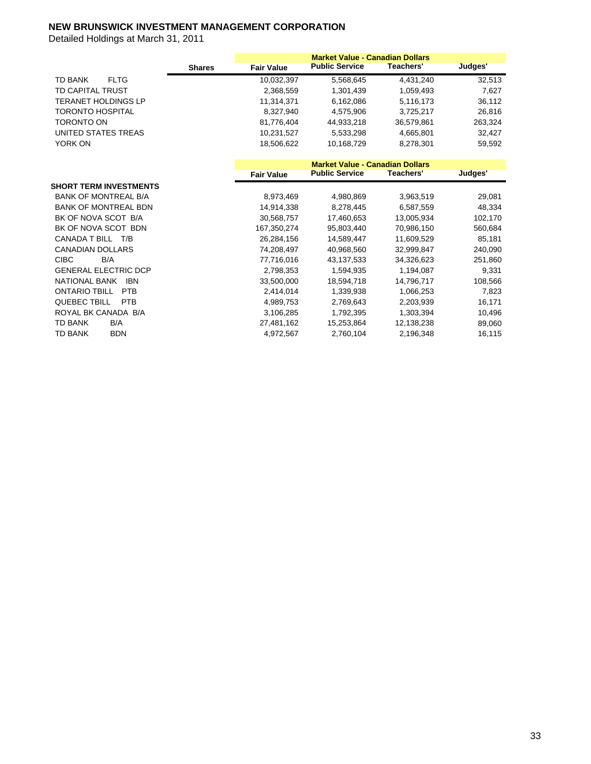**NEW BRUNSWICK INVESTMENT MANAGEMENT CORPORATION**

Detailed Holdings at March 31, 2011

| | | | Market Value - Canadian Dollars | | |
|---|---|---|---|---|---|
| | Shares | Fair Value | Public Service | Teachers' | Judges' |
| TD BANK FLTG | | 10,032,397 | 5,568,645 | 4,431,240 | 32,513 |
| TD CAPITAL TRUST | | 2,368,559 | 1,301,439 | 1,059,493 | 7,627 |
| TERANET HOLDINGS LP | | 11,314,371 | 6,162,086 | 5,116,173 | 36,112 |
| TORONTO HOSPITAL | | 8,327,940 | 4,575,906 | 3,725,217 | 26,816 |
| TORONTO ON | | 81,776,404 | 44,933,218 | 36,579,861 | 263,324 |
| UNITED STATES TREAS | | 10,231,527 | 5,533,298 | 4,665,801 | 32,427 |
| YORK ON | | 18,506,622 | 10,168,729 | 8,278,301 | 59,592 |

| | | Market Value - Canadian Dollars | | |
|---|---|---|---|---|
| | Fair Value | Public Service | Teachers' | Judges' |
| **SHORT TERM INVESTMENTS** | | | | |
| BANK OF MONTREAL B/A | 8,973,469 | 4,980,869 | 3,963,519 | 29,081 |
| BANK OF MONTREAL BDN | 14,914,338 | 8,278,445 | 6,587,559 | 48,334 |
| BK OF NOVA SCOT B/A | 30,568,757 | 17,460,653 | 13,005,934 | 102,170 |
| BK OF NOVA SCOT BDN | 167,350,274 | 95,803,440 | 70,986,150 | 560,684 |
| CANADA T BILL T/B | 26,284,156 | 14,589,447 | 11,609,529 | 85,181 |
| CANADIAN DOLLARS | 74,208,497 | 40,968,560 | 32,999,847 | 240,090 |
| CIBC B/A | 77,716,016 | 43,137,533 | 34,326,623 | 251,860 |
| GENERAL ELECTRIC DCP | 2,798,353 | 1,594,935 | 1,194,087 | 9,331 |
| NATIONAL BANK IBN | 33,500,000 | 18,594,718 | 14,796,717 | 108,566 |
| ONTARIO TBILL PTB | 2,414,014 | 1,339,938 | 1,066,253 | 7,823 |
| QUEBEC TBILL PTB | 4,989,753 | 2,769,643 | 2,203,939 | 16,171 |
| ROYAL BK CANADA B/A | 3,106,285 | 1,792,395 | 1,303,394 | 10,496 |
| TD BANK B/A | 27,481,162 | 15,253,864 | 12,138,238 | 89,060 |
| TD BANK BDN | 4,972,567 | 2,760,104 | 2,196,348 | 16,115 |